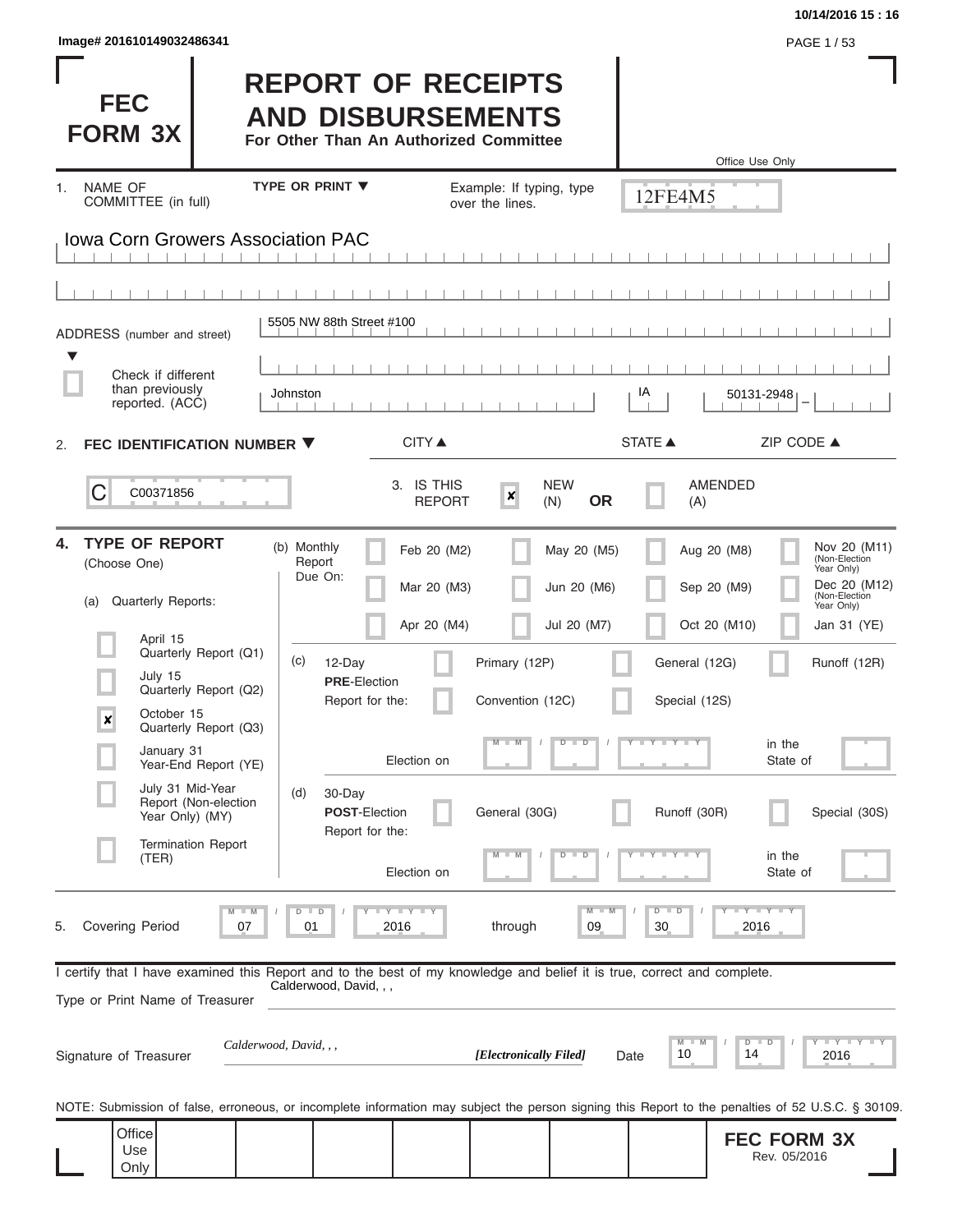Image# 201610149032486341

# FEC FORM 3X

# REPORT OF RECEIPTS AND DISBURSEMENTS

**For Other Than An Authorized Committee**

Office Use Only

12FE4M5

1. NAME OF COMMITTEE (in full) — TYPE OR PRINT ▼ — Example: If typing, type over the lines.

Iowa Corn Growers Association PAC

ADDRESS (number and street): 5505 NW 88th Street #100

☐ Check if different than previously reported. (ACC)

| CITY ▲ | STATE ▲ | ZIP CODE ▲ |
|---|---|---|
| Johnston | IA | 50131-2948 |

2. **FEC IDENTIFICATION NUMBER ▼**

C00371856

3. IS THIS REPORT: ☒ NEW (N) **OR** ☐ AMENDED (A)

4. **TYPE OF REPORT** (Choose One)

(a) Quarterly Reports:

- ☐ April 15 Quarterly Report (Q1)
- ☐ July 15 Quarterly Report (Q2)
- ☒ October 15 Quarterly Report (Q3)
- ☐ January 31 Year-End Report (YE)
- ☐ July 31 Mid-Year Report (Non-election Year Only) (MY)
- ☐ Termination Report (TER)

(b) Monthly Report Due On:

| | | | |
|---|---|---|---|
| ☐ Feb 20 (M2) | ☐ May 20 (M5) | ☐ Aug 20 (M8) | ☐ Nov 20 (M11) (Non-Election Year Only) |
| ☐ Mar 20 (M3) | ☐ Jun 20 (M6) | ☐ Sep 20 (M9) | ☐ Dec 20 (M12) (Non-Election Year Only) |
| ☐ Apr 20 (M4) | ☐ Jul 20 (M7) | ☐ Oct 20 (M10) | ☐ Jan 31 (YE) |

(c) 12-Day **PRE**-Election Report for the: ☐ Primary (12P) ☐ General (12G) ☐ Runoff (12R) ☐ Convention (12C) ☐ Special (12S)

Election on MM / DD / YYYY in the State of

(d) 30-Day **POST**-Election Report for the: ☐ General (30G) ☐ Runoff (30R) ☐ Special (30S)

Election on MM / DD / YYYY in the State of

5. Covering Period 07 / 01 / 2016 through 09 / 30 / 2016

I certify that I have examined this Report and to the best of my knowledge and belief it is true, correct and complete.

Type or Print Name of Treasurer: Calderwood, David, , ,

Signature of Treasurer: *Calderwood, David, , ,* ***[Electronically Filed]*** Date 10 / 14 / 2016

NOTE: Submission of false, erroneous, or incomplete information may subject the person signing this Report to the penalties of 52 U.S.C. § 30109.

Office Use Only

**FEC FORM 3X** Rev. 05/2016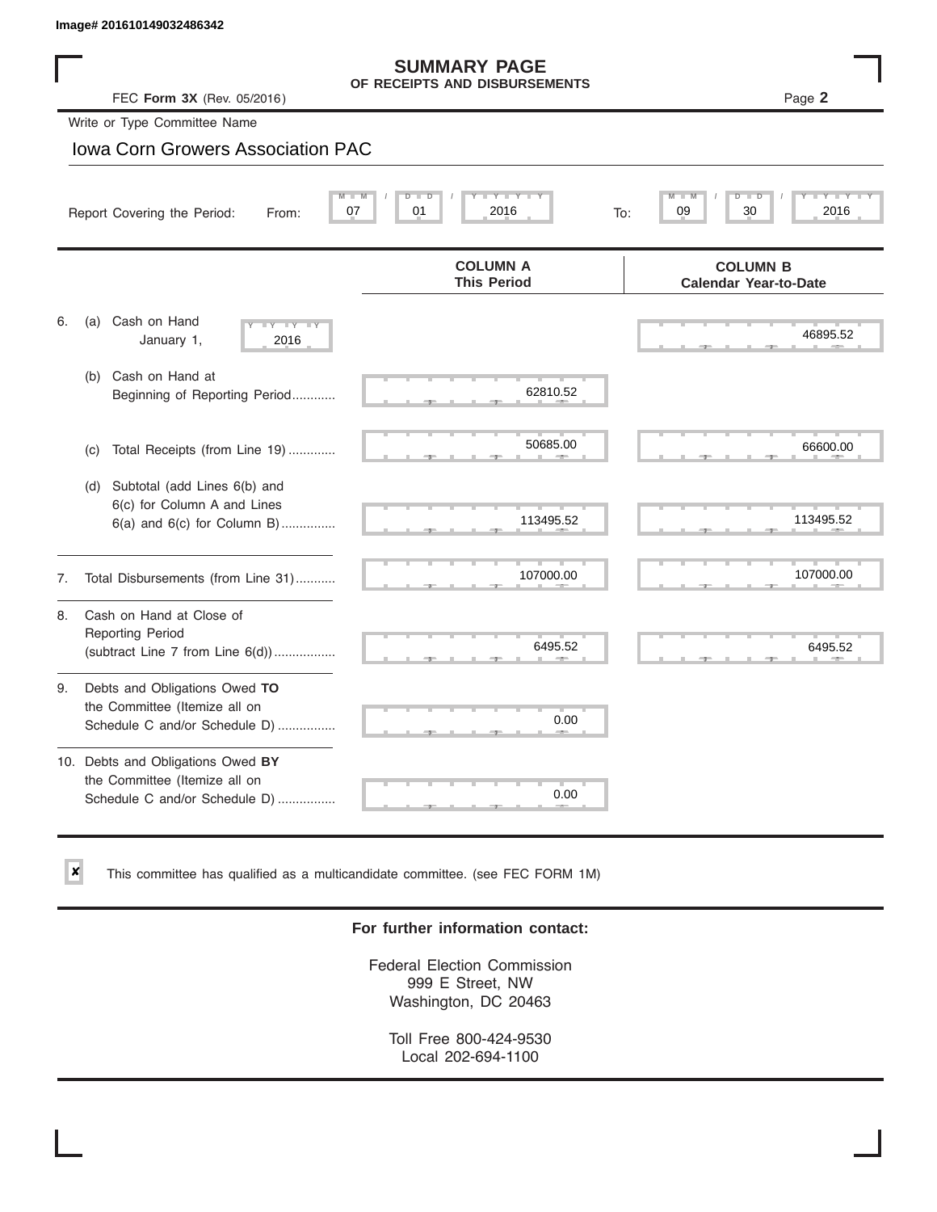Image# 201610149032486342

# SUMMARY PAGE
## OF RECEIPTS AND DISBURSEMENTS

FEC **Form 3X** (Rev. 05/2016)

Page **2**

Write or Type Committee Name

Iowa Corn Growers Association PAC

Report Covering the Period: From: 07 / 01 / 2016 To: 09 / 30 / 2016

| | | COLUMN A This Period | COLUMN B Calendar Year-to-Date |
|---|---|---|---|
| 6. | (a) Cash on Hand January 1, 2016 | | 46895.52 |
| | (b) Cash on Hand at Beginning of Reporting Period........... | 62810.52 | |
| | (c) Total Receipts (from Line 19) ............ | 50685.00 | 66600.00 |
| | (d) Subtotal (add Lines 6(b) and 6(c) for Column A and Lines 6(a) and 6(c) for Column B)............... | 113495.52 | 113495.52 |
| 7. | Total Disbursements (from Line 31)........... | 107000.00 | 107000.00 |
| 8. | Cash on Hand at Close of Reporting Period (subtract Line 7 from Line 6(d))................. | 6495.52 | 6495.52 |
| 9. | Debts and Obligations Owed **TO** the Committee (Itemize all on Schedule C and/or Schedule D) ................ | 0.00 | |
| 10. | Debts and Obligations Owed **BY** the Committee (Itemize all on Schedule C and/or Schedule D) ................ | 0.00 | |

☒ This committee has qualified as a multicandidate committee. (see FEC FORM 1M)

**For further information contact:**

Federal Election Commission
999 E Street, NW
Washington, DC 20463

Toll Free 800-424-9530
Local 202-694-1100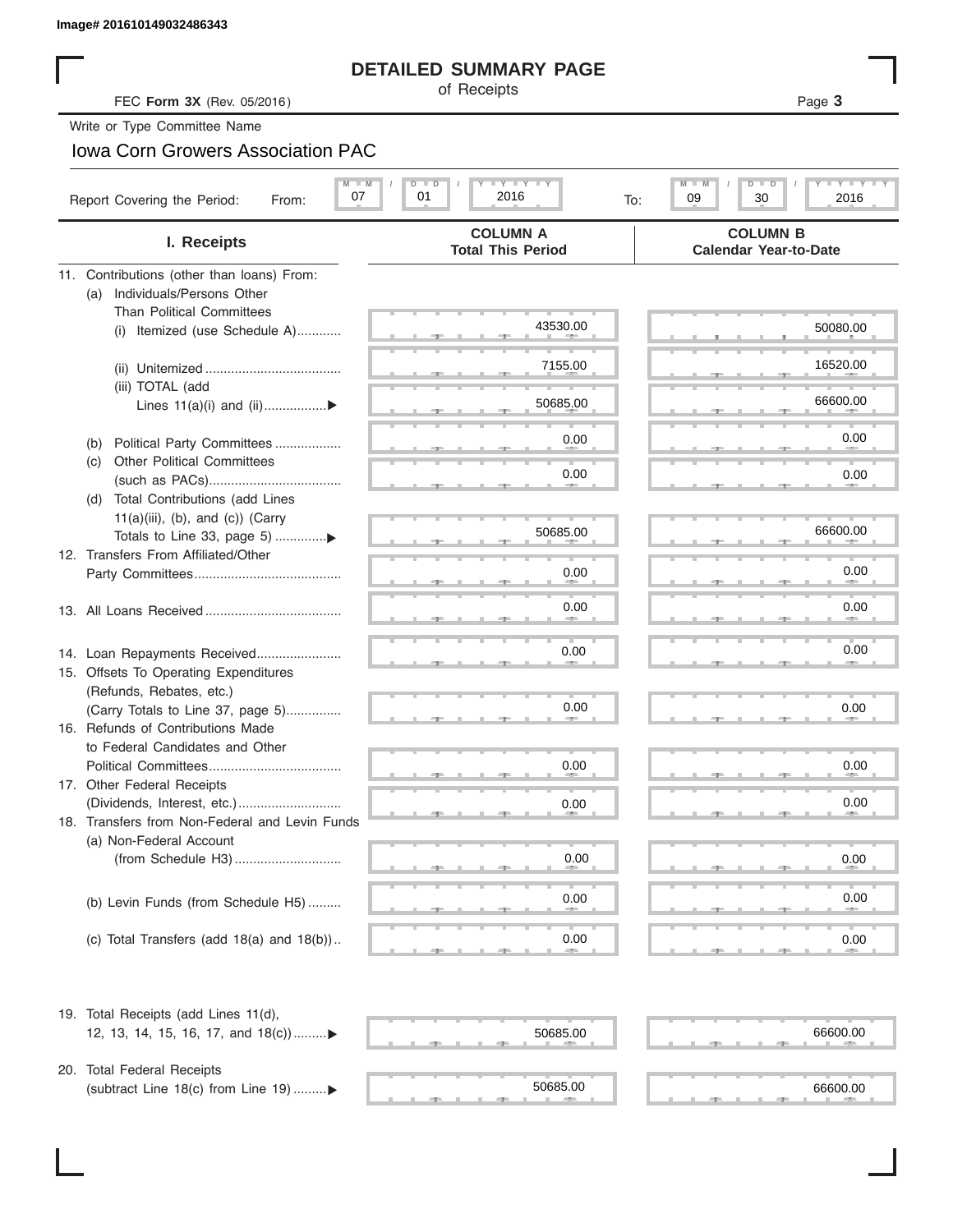Image# 201610149032486343

# DETAILED SUMMARY PAGE

of Receipts

FEC **Form 3X** (Rev. 05/2016)

Page **3**

Write or Type Committee Name

Iowa Corn Growers Association PAC

Report Covering the Period: From: 07 / 01 / 2016 To: 09 / 30 / 2016

| I. Receipts | COLUMN A Total This Period | COLUMN B Calendar Year-to-Date |
|---|---|---|
| 11. Contributions (other than loans) From: | | |
| (a) Individuals/Persons Other Than Political Committees | | |
| (i) Itemized (use Schedule A) | 43530.00 | 50080.00 |
| (ii) Unitemized | 7155.00 | 16520.00 |
| (iii) TOTAL (add Lines 11(a)(i) and (ii) ▶ | 50685.00 | 66600.00 |
| (b) Political Party Committees | 0.00 | 0.00 |
| (c) Other Political Committees (such as PACs) | 0.00 | 0.00 |
| (d) Total Contributions (add Lines 11(a)(iii), (b), and (c)) (Carry Totals to Line 33, page 5) ▶ | 50685.00 | 66600.00 |
| 12. Transfers From Affiliated/Other Party Committees | 0.00 | 0.00 |
| 13. All Loans Received | 0.00 | 0.00 |
| 14. Loan Repayments Received | 0.00 | 0.00 |
| 15. Offsets To Operating Expenditures (Refunds, Rebates, etc.) (Carry Totals to Line 37, page 5) | 0.00 | 0.00 |
| 16. Refunds of Contributions Made to Federal Candidates and Other Political Committees | 0.00 | 0.00 |
| 17. Other Federal Receipts (Dividends, Interest, etc.) | 0.00 | 0.00 |
| 18. Transfers from Non-Federal and Levin Funds | | |
| (a) Non-Federal Account (from Schedule H3) | 0.00 | 0.00 |
| (b) Levin Funds (from Schedule H5) | 0.00 | 0.00 |
| (c) Total Transfers (add 18(a) and 18(b)) | 0.00 | 0.00 |
| 19. Total Receipts (add Lines 11(d), 12, 13, 14, 15, 16, 17, and 18(c)) ▶ | 50685.00 | 66600.00 |
| 20. Total Federal Receipts (subtract Line 18(c) from Line 19) ▶ | 50685.00 | 66600.00 |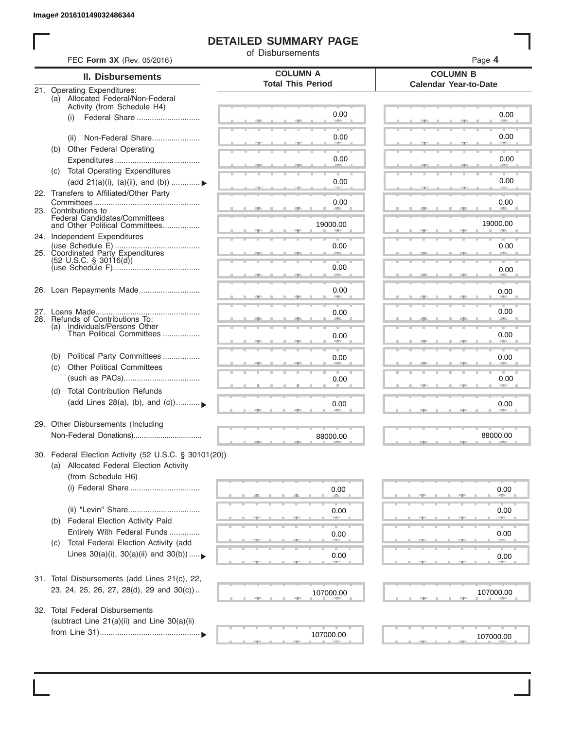Image# 201610149032486344

# DETAILED SUMMARY PAGE

of Disbursements

FEC **Form 3X** (Rev. 05/2016)

| II. Disbursements | COLUMN A Total This Period | COLUMN B Calendar Year-to-Date |
|---|---|---|
| 21. Operating Expenditures: | | |
| (a) Allocated Federal/Non-Federal Activity (from Schedule H4) | | |
| (i) Federal Share | 0.00 | 0.00 |
| (ii) Non-Federal Share | 0.00 | 0.00 |
| (b) Other Federal Operating Expenditures | 0.00 | 0.00 |
| (c) Total Operating Expenditures (add 21(a)(i), (a)(ii), and (b)) ▶ | 0.00 | 0.00 |
| 22. Transfers to Affiliated/Other Party Committees | 0.00 | 0.00 |
| 23. Contributions to Federal Candidates/Committees and Other Political Committees | 19000.00 | 19000.00 |
| 24. Independent Expenditures (use Schedule E) | 0.00 | 0.00 |
| 25. Coordinated Party Expenditures (52 U.S.C. § 30116(d)) (use Schedule F) | 0.00 | 0.00 |
| 26. Loan Repayments Made | 0.00 | 0.00 |
| 27. Loans Made | 0.00 | 0.00 |
| 28. Refunds of Contributions To: | | |
| (a) Individuals/Persons Other Than Political Committees | 0.00 | 0.00 |
| (b) Political Party Committees | 0.00 | 0.00 |
| (c) Other Political Committees (such as PACs) | 0.00 | 0.00 |
| (d) Total Contribution Refunds (add Lines 28(a), (b), and (c)) ▶ | 0.00 | 0.00 |
| 29. Other Disbursements (Including Non-Federal Donations) | 88000.00 | 88000.00 |
| 30. Federal Election Activity (52 U.S.C. § 30101(20)) | | |
| (a) Allocated Federal Election Activity (from Schedule H6) | | |
| (i) Federal Share | 0.00 | 0.00 |
| (ii) "Levin" Share | 0.00 | 0.00 |
| (b) Federal Election Activity Paid Entirely With Federal Funds | 0.00 | 0.00 |
| (c) Total Federal Election Activity (add Lines 30(a)(i), 30(a)(ii) and 30(b)) ▶ | 0.00 | 0.00 |
| 31. Total Disbursements (add Lines 21(c), 22, 23, 24, 25, 26, 27, 28(d), 29 and 30(c)) | 107000.00 | 107000.00 |
| 32. Total Federal Disbursements (subtract Line 21(a)(ii) and Line 30(a)(ii) from Line 31) ▶ | 107000.00 | 107000.00 |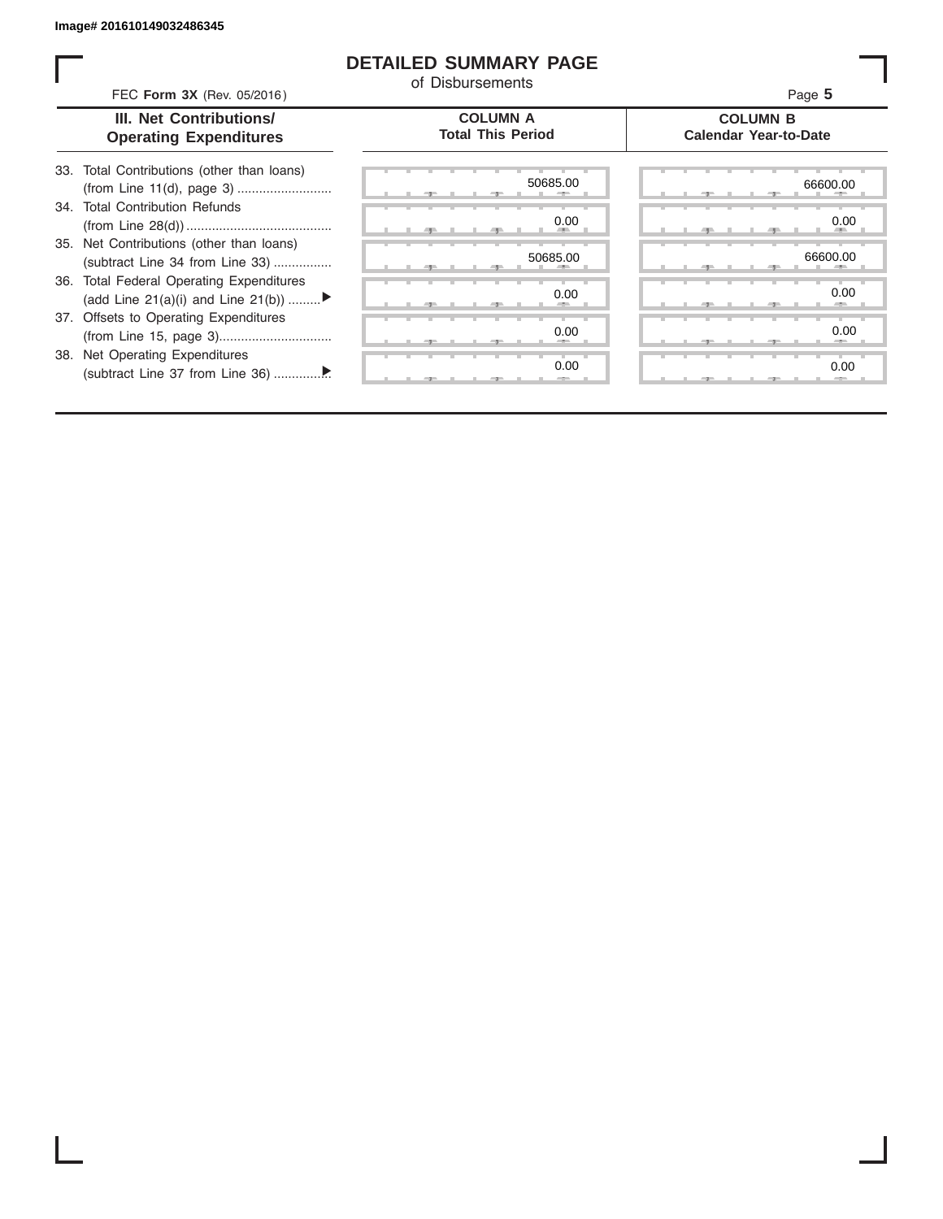Image# 201610149032486345

# DETAILED SUMMARY PAGE

of Disbursements

FEC **Form 3X** (Rev. 05/2016)

Page **5**

| III. Net Contributions/ Operating Expenditures | COLUMN A Total This Period | COLUMN B Calendar Year-to-Date |
|---|---|---|
| 33. Total Contributions (other than loans) (from Line 11(d), page 3) | 50685.00 | 66600.00 |
| 34. Total Contribution Refunds (from Line 28(d)) | 0.00 | 0.00 |
| 35. Net Contributions (other than loans) (subtract Line 34 from Line 33) | 50685.00 | 66600.00 |
| 36. Total Federal Operating Expenditures (add Line 21(a)(i) and Line 21(b)) ▶ | 0.00 | 0.00 |
| 37. Offsets to Operating Expenditures (from Line 15, page 3) | 0.00 | 0.00 |
| 38. Net Operating Expenditures (subtract Line 37 from Line 36) ▶ | 0.00 | 0.00 |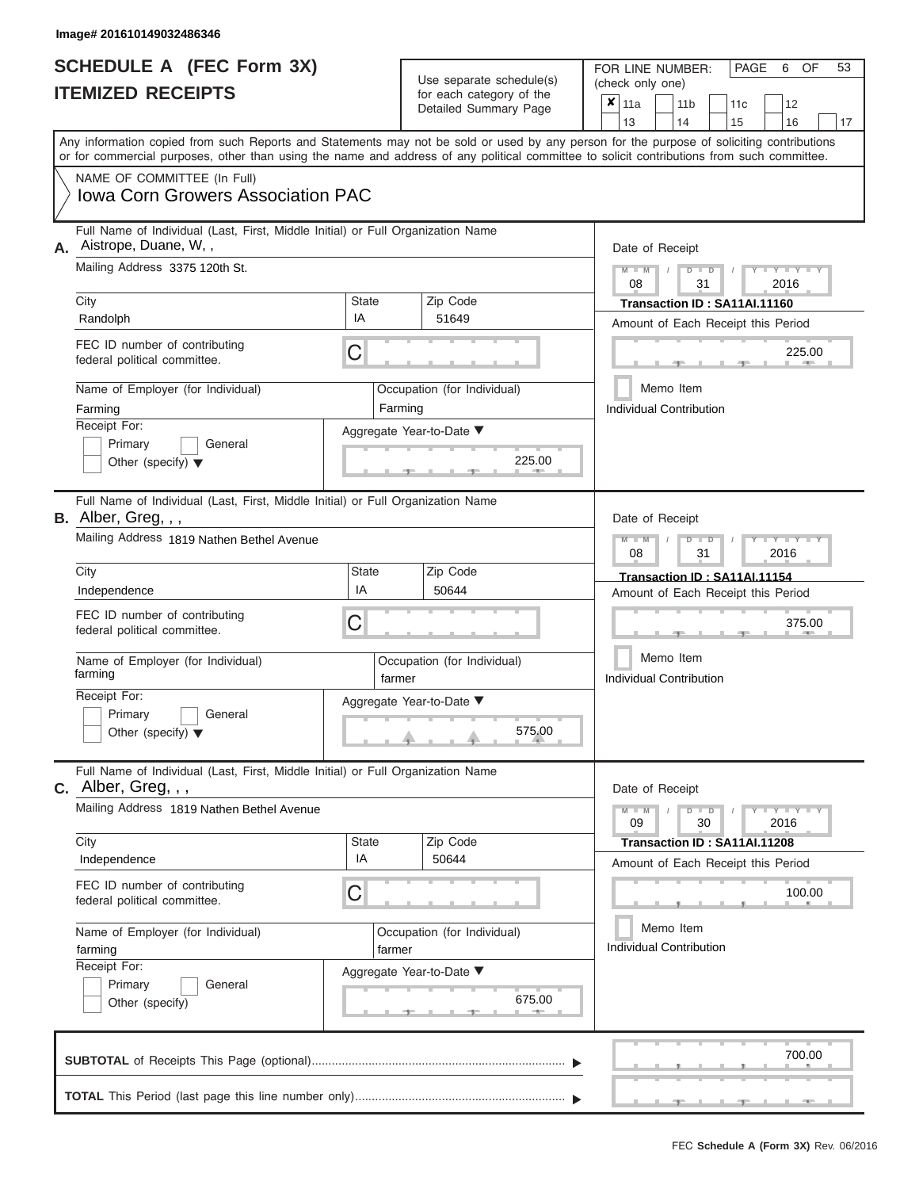Image# 201610149032486346

# SCHEDULE A (FEC Form 3X)
# ITEMIZED RECEIPTS

Use separate schedule(s) for each category of the Detailed Summary Page

FOR LINE NUMBER: (check only one)

- [x] 11a
- [ ] 11b
- [ ] 11c
- [ ] 12
- [ ] 13
- [ ] 14
- [ ] 15
- [ ] 16
- [ ] 17

PAGE 6 OF 53

Any information copied from such Reports and Statements may not be sold or used by any person for the purpose of soliciting contributions or for commercial purposes, other than using the name and address of any political committee to solicit contributions from such committee.

NAME OF COMMITTEE (In Full)
Iowa Corn Growers Association PAC

---

**A.** Full Name of Individual (Last, First, Middle Initial) or Full Organization Name: Aistrope, Duane, W, ,

Mailing Address: 3375 120th St.

| City | State | Zip Code |
|---|---|---|
| Randolph | IA | 51649 |

FEC ID number of contributing federal political committee: C

Name of Employer (for Individual): Farming
Occupation (for Individual): Farming

Receipt For: Primary / General / Other (specify)

Aggregate Year-to-Date: 225.00

Date of Receipt: 08 / 31 / 2016
Transaction ID : SA11AI.11160
Amount of Each Receipt this Period: 225.00
Memo Item
Individual Contribution

---

**B.** Full Name of Individual (Last, First, Middle Initial) or Full Organization Name: Alber, Greg, , ,

Mailing Address: 1819 Nathen Bethel Avenue

| City | State | Zip Code |
|---|---|---|
| Independence | IA | 50644 |

FEC ID number of contributing federal political committee: C

Name of Employer (for Individual): farming
Occupation (for Individual): farmer

Receipt For: Primary / General / Other (specify)

Aggregate Year-to-Date: 575.00

Date of Receipt: 08 / 31 / 2016
Transaction ID : SA11AI.11154
Amount of Each Receipt this Period: 375.00
Memo Item
Individual Contribution

---

**C.** Full Name of Individual (Last, First, Middle Initial) or Full Organization Name: Alber, Greg, , ,

Mailing Address: 1819 Nathen Bethel Avenue

| City | State | Zip Code |
|---|---|---|
| Independence | IA | 50644 |

FEC ID number of contributing federal political committee: C

Name of Employer (for Individual): farming
Occupation (for Individual): farmer

Receipt For: Primary / General / Other (specify)

Aggregate Year-to-Date: 675.00

Date of Receipt: 09 / 30 / 2016
Transaction ID : SA11AI.11208
Amount of Each Receipt this Period: 100.00
Memo Item
Individual Contribution

---

**SUBTOTAL** of Receipts This Page (optional): 700.00

**TOTAL** This Period (last page this line number only):

FEC Schedule A (Form 3X) Rev. 06/2016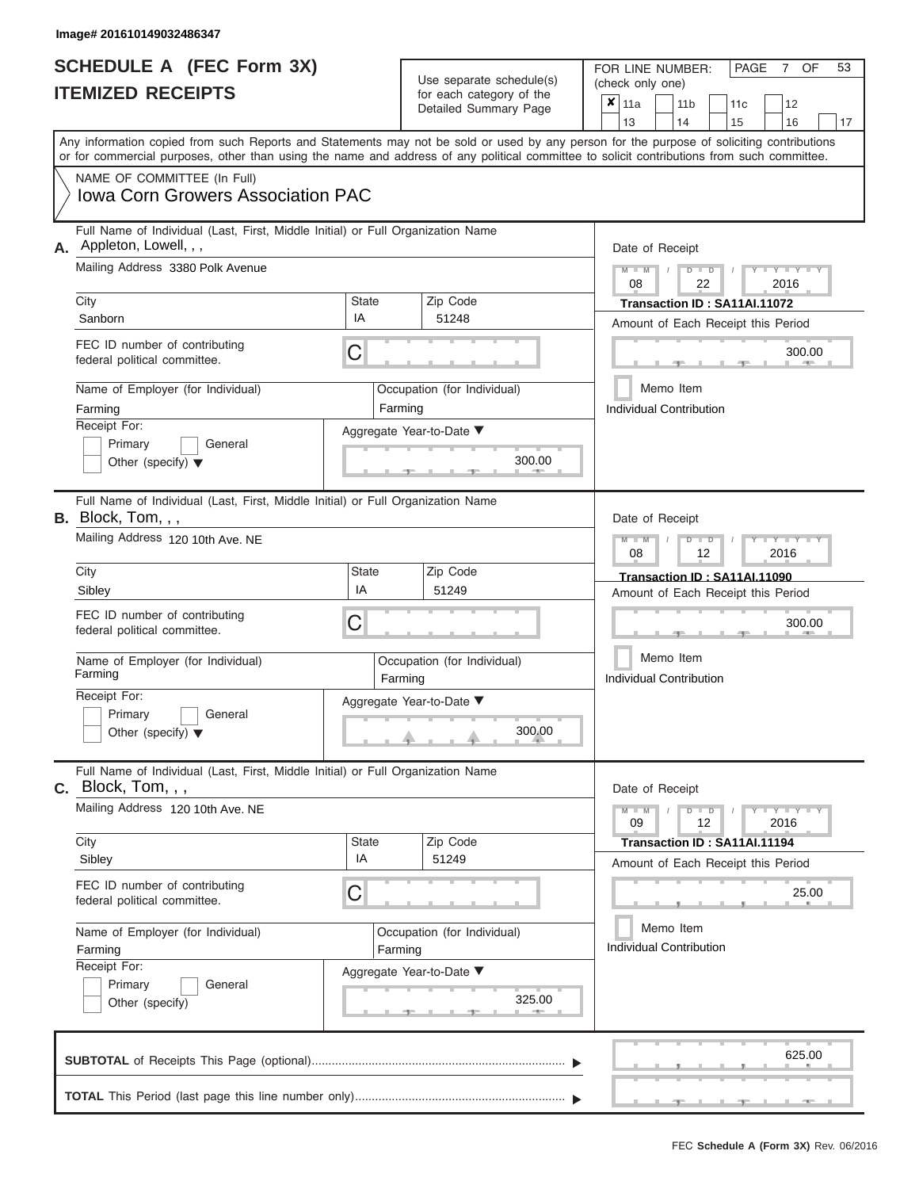Image# 201610149032486347

# SCHEDULE A (FEC Form 3X)
## ITEMIZED RECEIPTS

Use separate schedule(s) for each category of the Detailed Summary Page

FOR LINE NUMBER: (check only one)

- [x] 11a
- [ ] 11b
- [ ] 11c
- [ ] 12
- [ ] 13
- [ ] 14
- [ ] 15
- [ ] 16
- [ ] 17

Any information copied from such Reports and Statements may not be sold or used by any person for the purpose of soliciting contributions or for commercial purposes, other than using the name and address of any political committee to solicit contributions from such committee.

NAME OF COMMITTEE (In Full)
Iowa Corn Growers Association PAC

---

**A.** Full Name of Individual (Last, First, Middle Initial) or Full Organization Name: Appleton, Lowell, , ,

Mailing Address: 3380 Polk Avenue

| City | State | Zip Code |
|---|---|---|
| Sanborn | IA | 51248 |

FEC ID number of contributing federal political committee: C

Name of Employer (for Individual): Farming

Occupation (for Individual): Farming

Receipt For: Primary / General / Other (specify)

Aggregate Year-to-Date: 300.00

Date of Receipt: 08 / 22 / 2016

Transaction ID : SA11AI.11072

Amount of Each Receipt this Period: 300.00

Memo Item

Individual Contribution

---

**B.** Full Name of Individual (Last, First, Middle Initial) or Full Organization Name: Block, Tom, , ,

Mailing Address: 120 10th Ave. NE

| City | State | Zip Code |
|---|---|---|
| Sibley | IA | 51249 |

FEC ID number of contributing federal political committee: C

Name of Employer (for Individual): Farming

Occupation (for Individual): Farming

Receipt For: Primary / General / Other (specify)

Aggregate Year-to-Date: 300.00

Date of Receipt: 08 / 12 / 2016

Transaction ID : SA11AI.11090

Amount of Each Receipt this Period: 300.00

Memo Item

Individual Contribution

---

**C.** Full Name of Individual (Last, First, Middle Initial) or Full Organization Name: Block, Tom, , ,

Mailing Address: 120 10th Ave. NE

| City | State | Zip Code |
|---|---|---|
| Sibley | IA | 51249 |

FEC ID number of contributing federal political committee: C

Name of Employer (for Individual): Farming

Occupation (for Individual): Farming

Receipt For: Primary / General / Other (specify)

Aggregate Year-to-Date: 325.00

Date of Receipt: 09 / 12 / 2016

Transaction ID : SA11AI.11194

Amount of Each Receipt this Period: 25.00

Memo Item

Individual Contribution

---

**SUBTOTAL** of Receipts This Page (optional): 625.00

**TOTAL** This Period (last page this line number only):

FEC Schedule A (Form 3X) Rev. 06/2016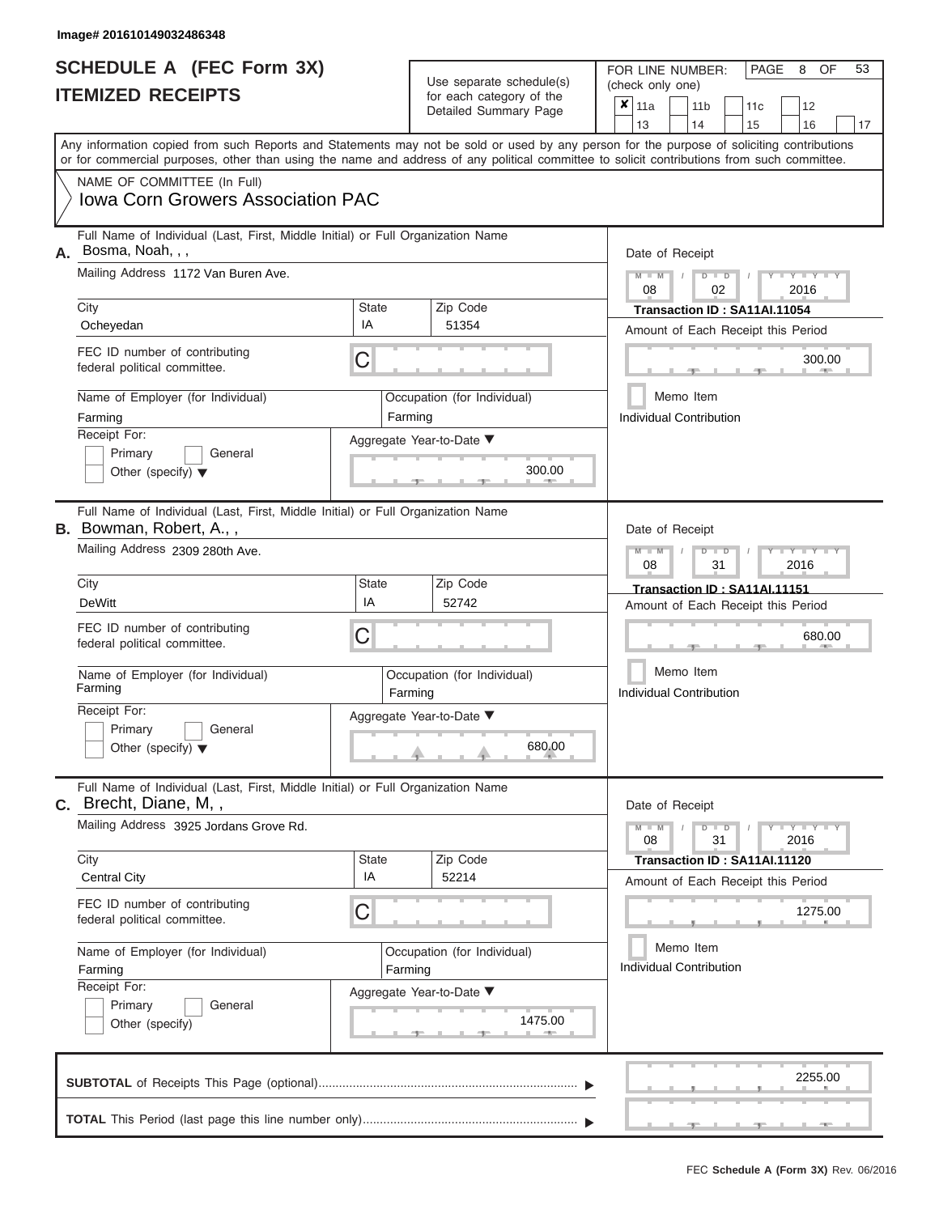Image# 201610149032486348

# SCHEDULE A (FEC Form 3X)
## ITEMIZED RECEIPTS

Use separate schedule(s) for each category of the Detailed Summary Page

FOR LINE NUMBER: (check only one)

- [x] 11a
- [ ] 11b
- [ ] 11c
- [ ] 12
- [ ] 13
- [ ] 14
- [ ] 15
- [ ] 16
- [ ] 17

Any information copied from such Reports and Statements may not be sold or used by any person for the purpose of soliciting contributions or for commercial purposes, other than using the name and address of any political committee to solicit contributions from such committee.

NAME OF COMMITTEE (In Full)
**Iowa Corn Growers Association PAC**

---

**A.** Full Name of Individual (Last, First, Middle Initial) or Full Organization Name: Bosma, Noah, , ,

Mailing Address: 1172 Van Buren Ave.

| City | State | Zip Code |
|---|---|---|
| Ocheyedan | IA | 51354 |

FEC ID number of contributing federal political committee: C

Name of Employer (for Individual): Farming
Occupation (for Individual): Farming

Receipt For: Primary / General / Other (specify)

Aggregate Year-to-Date: 300.00

Date of Receipt: 08 / 02 / 2016
**Transaction ID : SA11AI.11054**
Amount of Each Receipt this Period: 300.00
Memo Item
Individual Contribution

---

**B.** Full Name of Individual (Last, First, Middle Initial) or Full Organization Name: Bowman, Robert, A., ,

Mailing Address: 2309 280th Ave.

| City | State | Zip Code |
|---|---|---|
| DeWitt | IA | 52742 |

FEC ID number of contributing federal political committee: C

Name of Employer (for Individual): Farming
Occupation (for Individual): Farming

Receipt For: Primary / General / Other (specify)

Aggregate Year-to-Date: 680.00

Date of Receipt: 08 / 31 / 2016
**Transaction ID : SA11AI.11151**
Amount of Each Receipt this Period: 680.00
Memo Item
Individual Contribution

---

**C.** Full Name of Individual (Last, First, Middle Initial) or Full Organization Name: Brecht, Diane, M, ,

Mailing Address: 3925 Jordans Grove Rd.

| City | State | Zip Code |
|---|---|---|
| Central City | IA | 52214 |

FEC ID number of contributing federal political committee: C

Name of Employer (for Individual): Farming
Occupation (for Individual): Farming

Receipt For: Primary / General / Other (specify)

Aggregate Year-to-Date: 1475.00

Date of Receipt: 08 / 31 / 2016
**Transaction ID : SA11AI.11120**
Amount of Each Receipt this Period: 1275.00
Memo Item
Individual Contribution

---

**SUBTOTAL** of Receipts This Page (optional): 2255.00

**TOTAL** This Period (last page this line number only):

FEC Schedule A (Form 3X) Rev. 06/2016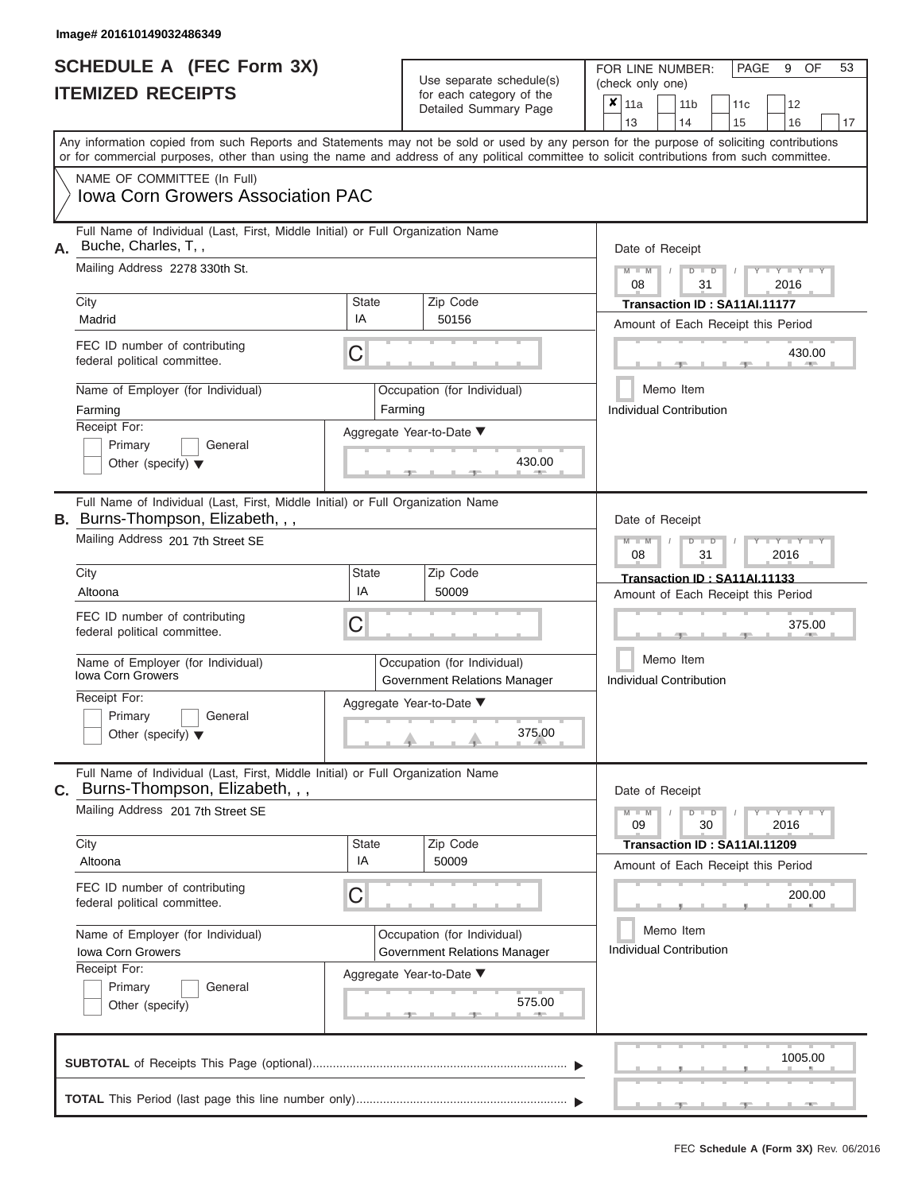Image# 201610149032486349

# SCHEDULE A (FEC Form 3X)
## ITEMIZED RECEIPTS

Use separate schedule(s) for each category of the Detailed Summary Page

FOR LINE NUMBER: (check only one)

- [x] 11a
- [ ] 11b
- [ ] 11c
- [ ] 12
- [ ] 13
- [ ] 14
- [ ] 15
- [ ] 16
- [ ] 17

Any information copied from such Reports and Statements may not be sold or used by any person for the purpose of soliciting contributions or for commercial purposes, other than using the name and address of any political committee to solicit contributions from such committee.

NAME OF COMMITTEE (In Full)
Iowa Corn Growers Association PAC

---

**A.** Full Name of Individual (Last, First, Middle Initial) or Full Organization Name: Buche, Charles, T, ,

Mailing Address: 2278 330th St.

City: Madrid | State: IA | Zip Code: 50156

FEC ID number of contributing federal political committee: C

Name of Employer (for Individual): Farming

Occupation (for Individual): Farming

Receipt For: Primary / General / Other (specify)

Aggregate Year-to-Date: 430.00

Date of Receipt: 08 / 31 / 2016

Transaction ID : SA11AI.11177

Amount of Each Receipt this Period: 430.00

Memo Item

Individual Contribution

---

**B.** Full Name of Individual (Last, First, Middle Initial) or Full Organization Name: Burns-Thompson, Elizabeth, , ,

Mailing Address: 201 7th Street SE

City: Altoona | State: IA | Zip Code: 50009

FEC ID number of contributing federal political committee: C

Name of Employer (for Individual): Iowa Corn Growers

Occupation (for Individual): Government Relations Manager

Receipt For: Primary / General / Other (specify)

Aggregate Year-to-Date: 375.00

Date of Receipt: 08 / 31 / 2016

Transaction ID : SA11AI.11133

Amount of Each Receipt this Period: 375.00

Memo Item

Individual Contribution

---

**C.** Full Name of Individual (Last, First, Middle Initial) or Full Organization Name: Burns-Thompson, Elizabeth, , ,

Mailing Address: 201 7th Street SE

City: Altoona | State: IA | Zip Code: 50009

FEC ID number of contributing federal political committee: C

Name of Employer (for Individual): Iowa Corn Growers

Occupation (for Individual): Government Relations Manager

Receipt For: Primary / General / Other (specify)

Aggregate Year-to-Date: 575.00

Date of Receipt: 09 / 30 / 2016

Transaction ID : SA11AI.11209

Amount of Each Receipt this Period: 200.00

Memo Item

Individual Contribution

---

**SUBTOTAL** of Receipts This Page (optional): 1005.00

**TOTAL** This Period (last page this line number only):

FEC Schedule A (Form 3X) Rev. 06/2016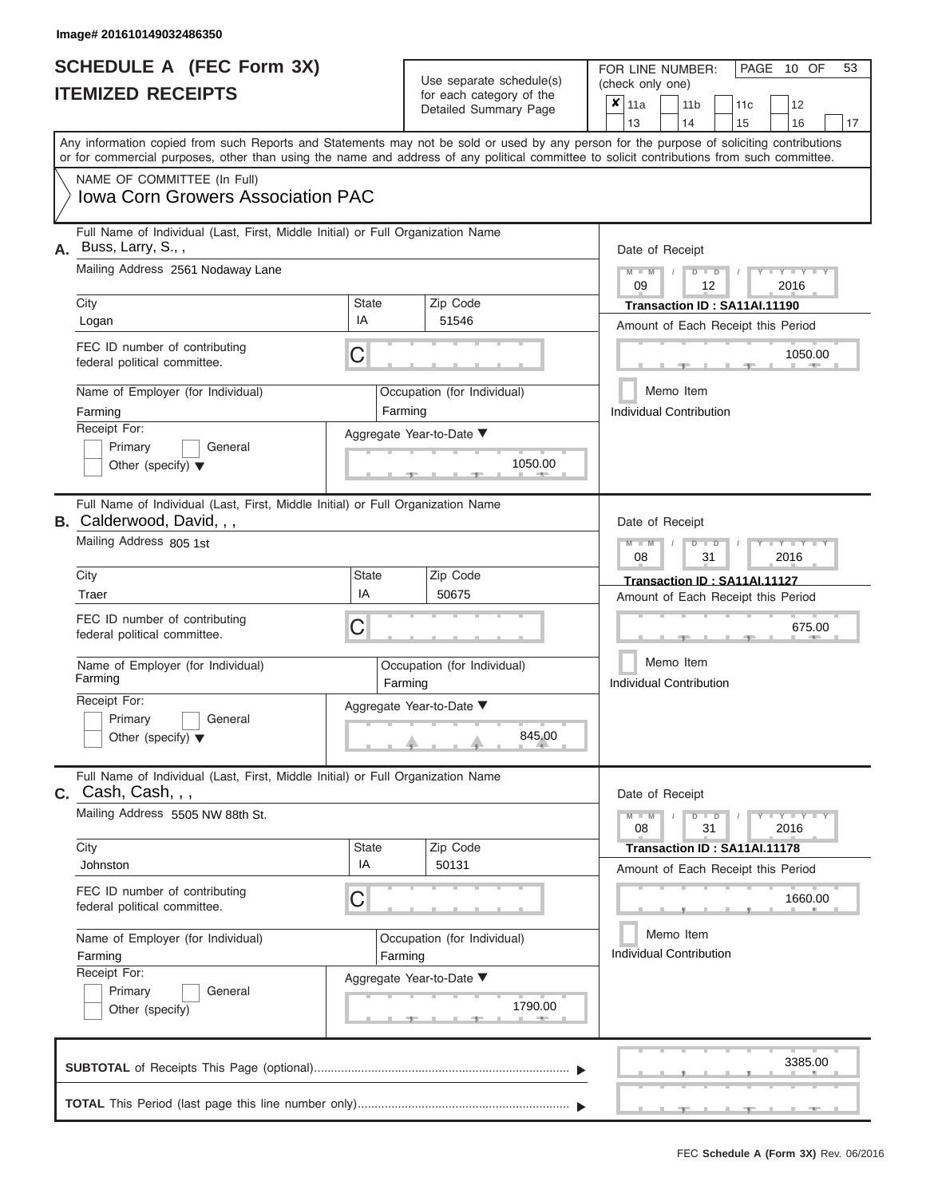Image# 201610149032486350

# SCHEDULE A (FEC Form 3X)
## ITEMIZED RECEIPTS

Use separate schedule(s) for each category of the Detailed Summary Page

FOR LINE NUMBER: (check only one)

- [x] 11a
- [ ] 11b
- [ ] 11c
- [ ] 12
- [ ] 13
- [ ] 14
- [ ] 15
- [ ] 16
- [ ] 17

Any information copied from such Reports and Statements may not be sold or used by any person for the purpose of soliciting contributions or for commercial purposes, other than using the name and address of any political committee to solicit contributions from such committee.

NAME OF COMMITTEE (In Full)
**Iowa Corn Growers Association PAC**

---

**A.** Full Name of Individual (Last, First, Middle Initial) or Full Organization Name: Buss, Larry, S., ,

Mailing Address: 2561 Nodaway Lane

City: Logan | State: IA | Zip Code: 51546

FEC ID number of contributing federal political committee: C

Name of Employer (for Individual): Farming

Occupation (for Individual): Farming

Receipt For: Primary / General / Other (specify)

Aggregate Year-to-Date: 1050.00

Date of Receipt: 09 / 12 / 2016

Transaction ID : SA11AI.11190

Amount of Each Receipt this Period: 1050.00

Memo Item

Individual Contribution

---

**B.** Full Name of Individual (Last, First, Middle Initial) or Full Organization Name: Calderwood, David, , ,

Mailing Address: 805 1st

City: Traer | State: IA | Zip Code: 50675

FEC ID number of contributing federal political committee: C

Name of Employer (for Individual): Farming

Occupation (for Individual): Farming

Receipt For: Primary / General / Other (specify)

Aggregate Year-to-Date: 845.00

Date of Receipt: 08 / 31 / 2016

Transaction ID : SA11AI.11127

Amount of Each Receipt this Period: 675.00

Memo Item

Individual Contribution

---

**C.** Full Name of Individual (Last, First, Middle Initial) or Full Organization Name: Cash, Cash, , ,

Mailing Address: 5505 NW 88th St.

City: Johnston | State: IA | Zip Code: 50131

FEC ID number of contributing federal political committee: C

Name of Employer (for Individual): Farming

Occupation (for Individual): Farming

Receipt For: Primary / General / Other (specify)

Aggregate Year-to-Date: 1790.00

Date of Receipt: 08 / 31 / 2016

Transaction ID : SA11AI.11178

Amount of Each Receipt this Period: 1660.00

Memo Item

Individual Contribution

---

**SUBTOTAL** of Receipts This Page (optional): 3385.00

**TOTAL** This Period (last page this line number only):

FEC Schedule A (Form 3X) Rev. 06/2016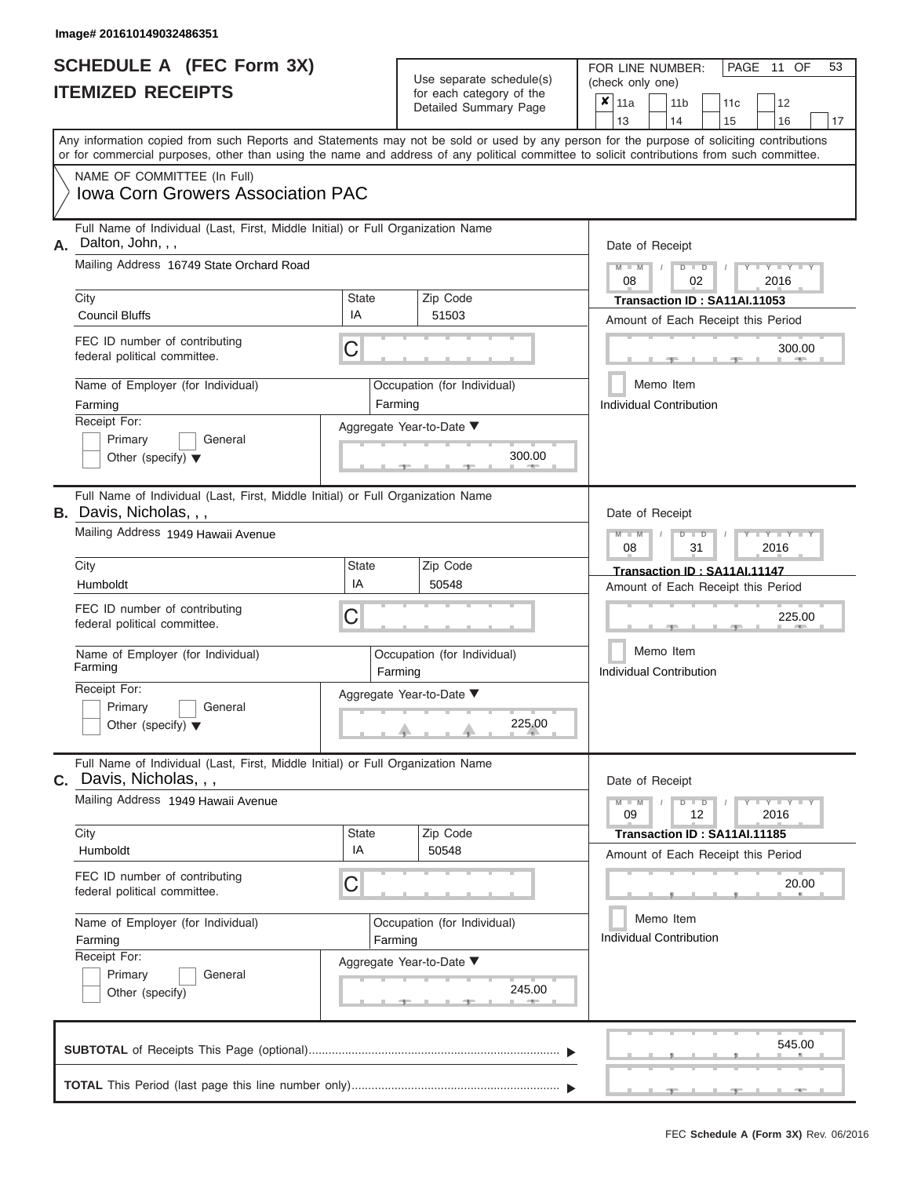Image# 201610149032486351

# SCHEDULE A (FEC Form 3X)
# ITEMIZED RECEIPTS

Use separate schedule(s) for each category of the Detailed Summary Page

FOR LINE NUMBER: (check only one)

- [x] 11a
- [ ] 11b
- [ ] 11c
- [ ] 12
- [ ] 13
- [ ] 14
- [ ] 15
- [ ] 16
- [ ] 17

Any information copied from such Reports and Statements may not be sold or used by any person for the purpose of soliciting contributions or for commercial purposes, other than using the name and address of any political committee to solicit contributions from such committee.

NAME OF COMMITTEE (In Full)
**Iowa Corn Growers Association PAC**

---

**A.** Full Name of Individual (Last, First, Middle Initial) or Full Organization Name: Dalton, John, , ,

Mailing Address: 16749 State Orchard Road

| City | State | Zip Code |
|---|---|---|
| Council Bluffs | IA | 51503 |

FEC ID number of contributing federal political committee: C

Name of Employer (for Individual): Farming
Occupation (for Individual): Farming

Receipt For: Primary / General / Other (specify)

Aggregate Year-to-Date: 300.00

Date of Receipt: 08 / 02 / 2016
**Transaction ID : SA11AI.11053**
Amount of Each Receipt this Period: 300.00
Memo Item
Individual Contribution

---

**B.** Full Name of Individual (Last, First, Middle Initial) or Full Organization Name: Davis, Nicholas, , ,

Mailing Address: 1949 Hawaii Avenue

| City | State | Zip Code |
|---|---|---|
| Humboldt | IA | 50548 |

FEC ID number of contributing federal political committee: C

Name of Employer (for Individual): Farming
Occupation (for Individual): Farming

Receipt For: Primary / General / Other (specify)

Aggregate Year-to-Date: 225.00

Date of Receipt: 08 / 31 / 2016
**Transaction ID : SA11AI.11147**
Amount of Each Receipt this Period: 225.00
Memo Item
Individual Contribution

---

**C.** Full Name of Individual (Last, First, Middle Initial) or Full Organization Name: Davis, Nicholas, , ,

Mailing Address: 1949 Hawaii Avenue

| City | State | Zip Code |
|---|---|---|
| Humboldt | IA | 50548 |

FEC ID number of contributing federal political committee: C

Name of Employer (for Individual): Farming
Occupation (for Individual): Farming

Receipt For: Primary / General / Other (specify)

Aggregate Year-to-Date: 245.00

Date of Receipt: 09 / 12 / 2016
**Transaction ID : SA11AI.11185**
Amount of Each Receipt this Period: 20.00
Memo Item
Individual Contribution

---

**SUBTOTAL** of Receipts This Page (optional): 545.00

**TOTAL** This Period (last page this line number only):

FEC **Schedule A (Form 3X)** Rev. 06/2016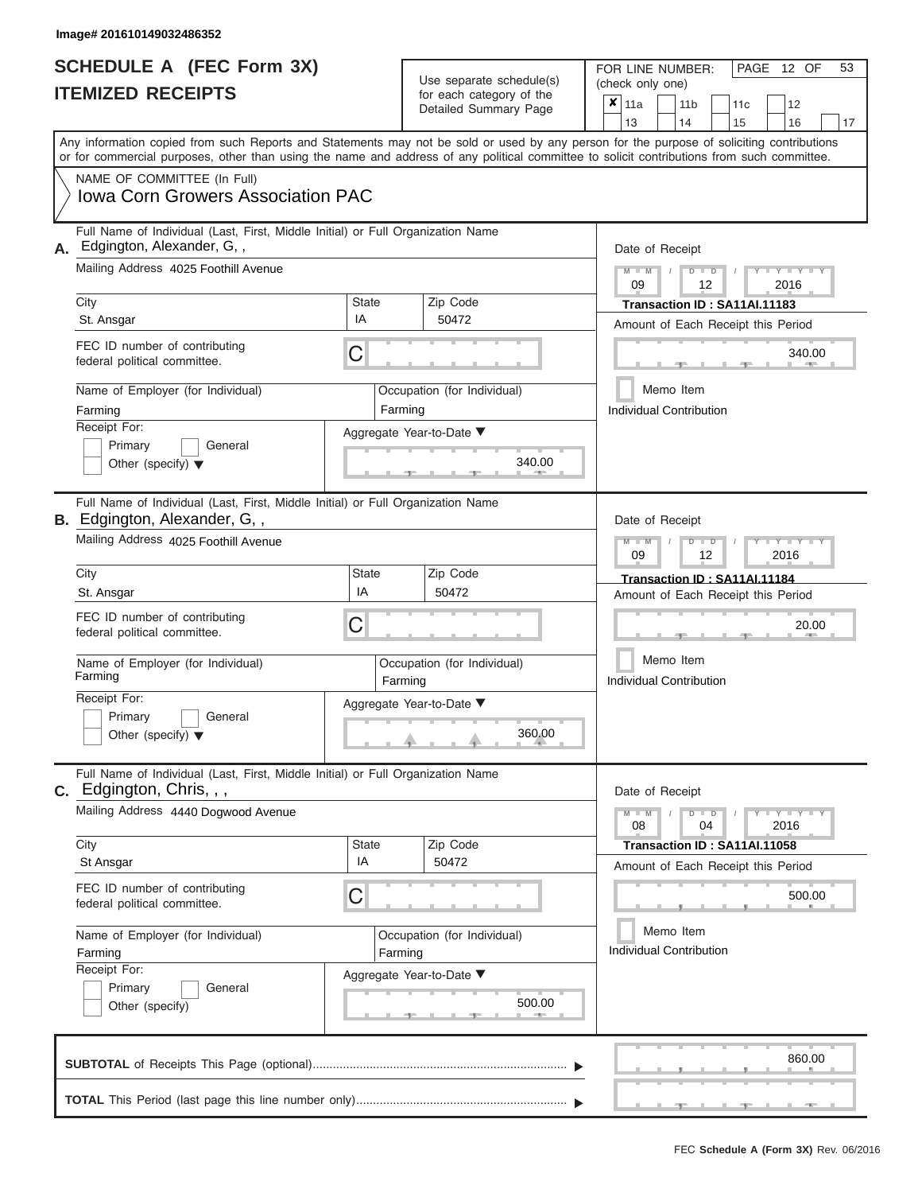Image# 201610149032486352

# SCHEDULE A (FEC Form 3X)
## ITEMIZED RECEIPTS

Use separate schedule(s) for each category of the Detailed Summary Page

FOR LINE NUMBER: (check only one)

- [x] 11a
- [ ] 11b
- [ ] 11c
- [ ] 12
- [ ] 13
- [ ] 14
- [ ] 15
- [ ] 16
- [ ] 17

Any information copied from such Reports and Statements may not be sold or used by any person for the purpose of soliciting contributions or for commercial purposes, other than using the name and address of any political committee to solicit contributions from such committee.

NAME OF COMMITTEE (In Full)

Iowa Corn Growers Association PAC

---

**A.** Full Name of Individual (Last, First, Middle Initial) or Full Organization Name: Edgington, Alexander, G, ,

Mailing Address: 4025 Foothill Avenue

City: St. Ansgar | State: IA | Zip Code: 50472

FEC ID number of contributing federal political committee: C

Name of Employer (for Individual): Farming

Occupation (for Individual): Farming

Receipt For: Primary / General / Other (specify)

Aggregate Year-to-Date: 340.00

Date of Receipt: 09 / 12 / 2016

Transaction ID : SA11AI.11183

Amount of Each Receipt this Period: 340.00

Memo Item

Individual Contribution

---

**B.** Full Name of Individual (Last, First, Middle Initial) or Full Organization Name: Edgington, Alexander, G, ,

Mailing Address: 4025 Foothill Avenue

City: St. Ansgar | State: IA | Zip Code: 50472

FEC ID number of contributing federal political committee: C

Name of Employer (for Individual): Farming

Occupation (for Individual): Farming

Receipt For: Primary / General / Other (specify)

Aggregate Year-to-Date: 360.00

Date of Receipt: 09 / 12 / 2016

Transaction ID : SA11AI.11184

Amount of Each Receipt this Period: 20.00

Memo Item

Individual Contribution

---

**C.** Full Name of Individual (Last, First, Middle Initial) or Full Organization Name: Edgington, Chris, , ,

Mailing Address: 4440 Dogwood Avenue

City: St Ansgar | State: IA | Zip Code: 50472

FEC ID number of contributing federal political committee: C

Name of Employer (for Individual): Farming

Occupation (for Individual): Farming

Receipt For: Primary / General / Other (specify)

Aggregate Year-to-Date: 500.00

Date of Receipt: 08 / 04 / 2016

Transaction ID : SA11AI.11058

Amount of Each Receipt this Period: 500.00

Memo Item

Individual Contribution

---

**SUBTOTAL** of Receipts This Page (optional): 860.00

**TOTAL** This Period (last page this line number only):

FEC Schedule A (Form 3X) Rev. 06/2016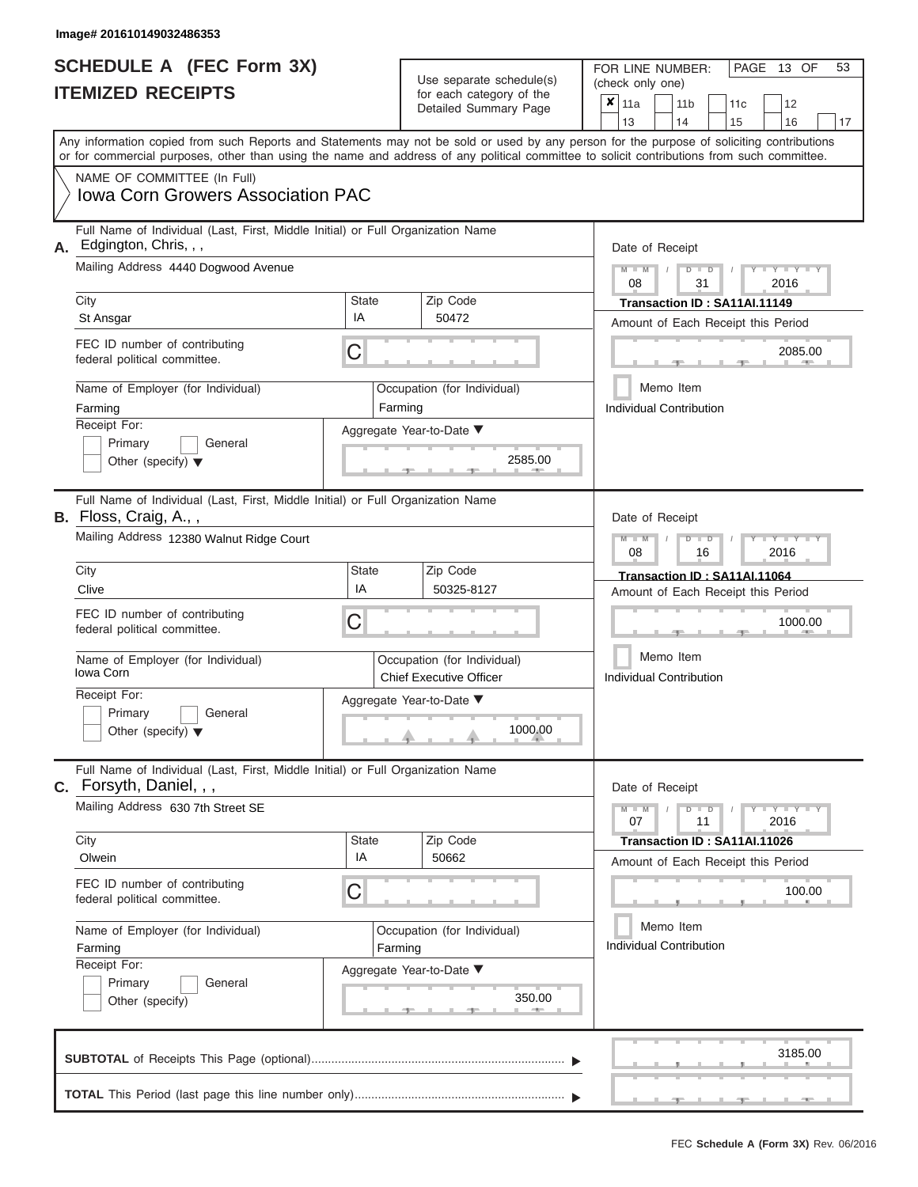Image# 201610149032486353

# SCHEDULE A (FEC Form 3X)
# ITEMIZED RECEIPTS

Use separate schedule(s) for each category of the Detailed Summary Page

FOR LINE NUMBER: (check only one)

- [x] 11a
- [ ] 11b
- [ ] 11c
- [ ] 12
- [ ] 13
- [ ] 14
- [ ] 15
- [ ] 16
- [ ] 17

Any information copied from such Reports and Statements may not be sold or used by any person for the purpose of soliciting contributions or for commercial purposes, other than using the name and address of any political committee to solicit contributions from such committee.

NAME OF COMMITTEE (In Full)
**Iowa Corn Growers Association PAC**

---

**A.** Full Name of Individual (Last, First, Middle Initial) or Full Organization Name: Edgington, Chris, , ,

Mailing Address: 4440 Dogwood Avenue

| City | State | Zip Code |
|---|---|---|
| St Ansgar | IA | 50472 |

FEC ID number of contributing federal political committee: C

Name of Employer (for Individual): Farming
Occupation (for Individual): Farming

Receipt For: Primary / General / Other (specify)

Aggregate Year-to-Date: 2585.00

Date of Receipt: 08 / 31 / 2016
Transaction ID : SA11AI.11149
Amount of Each Receipt this Period: 2085.00
Memo Item
Individual Contribution

---

**B.** Full Name of Individual (Last, First, Middle Initial) or Full Organization Name: Floss, Craig, A., ,

Mailing Address: 12380 Walnut Ridge Court

| City | State | Zip Code |
|---|---|---|
| Clive | IA | 50325-8127 |

FEC ID number of contributing federal political committee: C

Name of Employer (for Individual): Iowa Corn
Occupation (for Individual): Chief Executive Officer

Receipt For: Primary / General / Other (specify)

Aggregate Year-to-Date: 1000.00

Date of Receipt: 08 / 16 / 2016
Transaction ID : SA11AI.11064
Amount of Each Receipt this Period: 1000.00
Memo Item
Individual Contribution

---

**C.** Full Name of Individual (Last, First, Middle Initial) or Full Organization Name: Forsyth, Daniel, , ,

Mailing Address: 630 7th Street SE

| City | State | Zip Code |
|---|---|---|
| Olwein | IA | 50662 |

FEC ID number of contributing federal political committee: C

Name of Employer (for Individual): Farming
Occupation (for Individual): Farming

Receipt For: Primary / General / Other (specify)

Aggregate Year-to-Date: 350.00

Date of Receipt: 07 / 11 / 2016
Transaction ID : SA11AI.11026
Amount of Each Receipt this Period: 100.00
Memo Item
Individual Contribution

---

**SUBTOTAL** of Receipts This Page (optional): 3185.00

**TOTAL** This Period (last page this line number only):

FEC **Schedule A (Form 3X)** Rev. 06/2016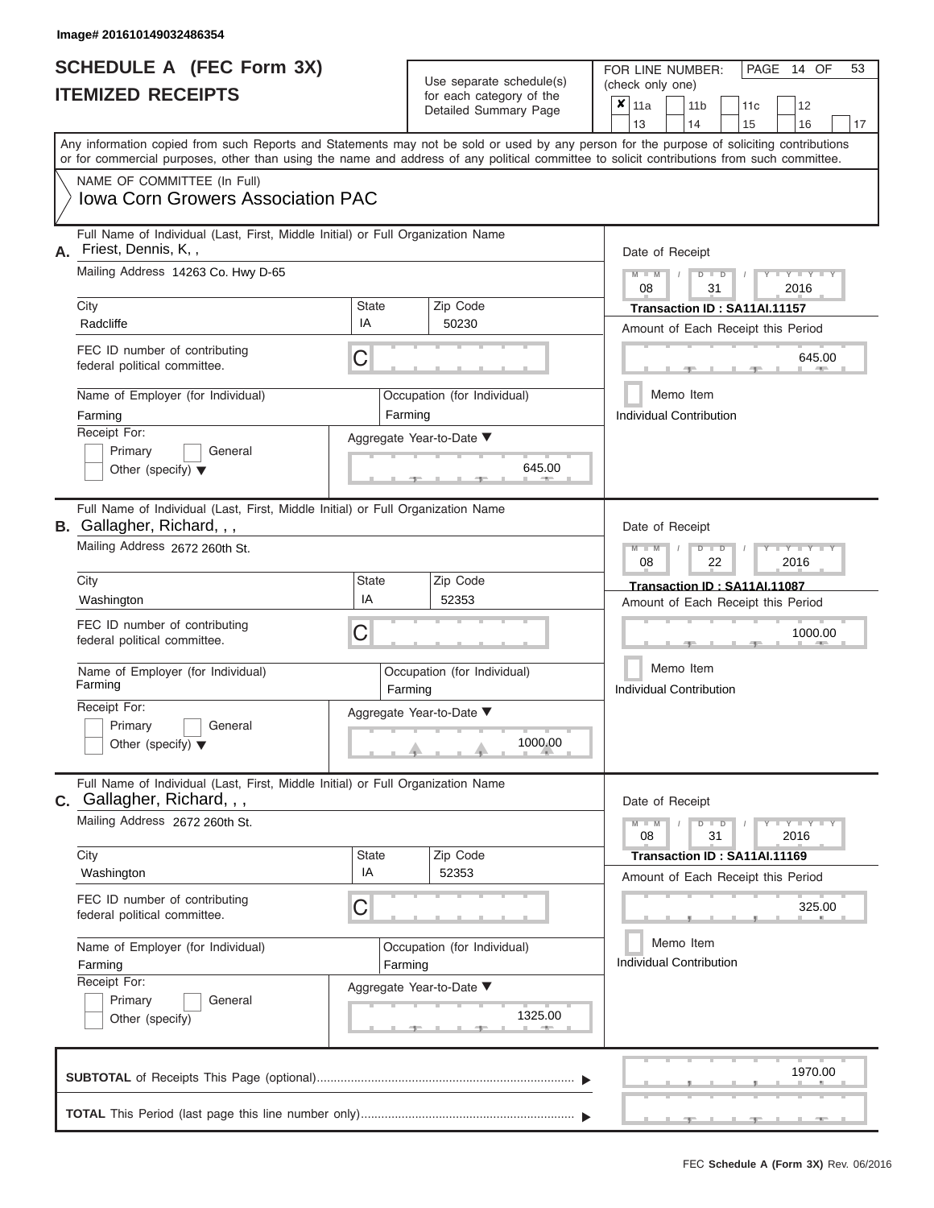Image# 201610149032486354

# SCHEDULE A (FEC Form 3X)
## ITEMIZED RECEIPTS

Use separate schedule(s) for each category of the Detailed Summary Page

FOR LINE NUMBER: (check only one)

☒ 11a ☐ 11b ☐ 11c ☐ 12 ☐ 13 ☐ 14 ☐ 15 ☐ 16 ☐ 17

Any information copied from such Reports and Statements may not be sold or used by any person for the purpose of soliciting contributions or for commercial purposes, other than using the name and address of any political committee to solicit contributions from such committee.

NAME OF COMMITTEE (In Full)
Iowa Corn Growers Association PAC

---

**A.** Full Name of Individual (Last, First, Middle Initial) or Full Organization Name: Friest, Dennis, K, ,

Mailing Address: 14263 Co. Hwy D-65

City: Radcliffe | State: IA | Zip Code: 50230

FEC ID number of contributing federal political committee: C

Name of Employer (for Individual): Farming
Occupation (for Individual): Farming

Receipt For: ☐ Primary ☐ General ☐ Other (specify)

Aggregate Year-to-Date: 645.00

Date of Receipt: 08 / 31 / 2016
Transaction ID : SA11AI.11157
Amount of Each Receipt this Period: 645.00
☐ Memo Item
Individual Contribution

---

**B.** Full Name of Individual (Last, First, Middle Initial) or Full Organization Name: Gallagher, Richard, , ,

Mailing Address: 2672 260th St.

City: Washington | State: IA | Zip Code: 52353

FEC ID number of contributing federal political committee: C

Name of Employer (for Individual): Farming
Occupation (for Individual): Farming

Receipt For: ☐ Primary ☐ General ☐ Other (specify)

Aggregate Year-to-Date: 1000.00

Date of Receipt: 08 / 22 / 2016
Transaction ID : SA11AI.11087
Amount of Each Receipt this Period: 1000.00
☐ Memo Item
Individual Contribution

---

**C.** Full Name of Individual (Last, First, Middle Initial) or Full Organization Name: Gallagher, Richard, , ,

Mailing Address: 2672 260th St.

City: Washington | State: IA | Zip Code: 52353

FEC ID number of contributing federal political committee: C

Name of Employer (for Individual): Farming
Occupation (for Individual): Farming

Receipt For: ☐ Primary ☐ General ☐ Other (specify)

Aggregate Year-to-Date: 1325.00

Date of Receipt: 08 / 31 / 2016
Transaction ID : SA11AI.11169
Amount of Each Receipt this Period: 325.00
☐ Memo Item
Individual Contribution

---

**SUBTOTAL** of Receipts This Page (optional): 1970.00

**TOTAL** This Period (last page this line number only):

FEC Schedule A (Form 3X) Rev. 06/2016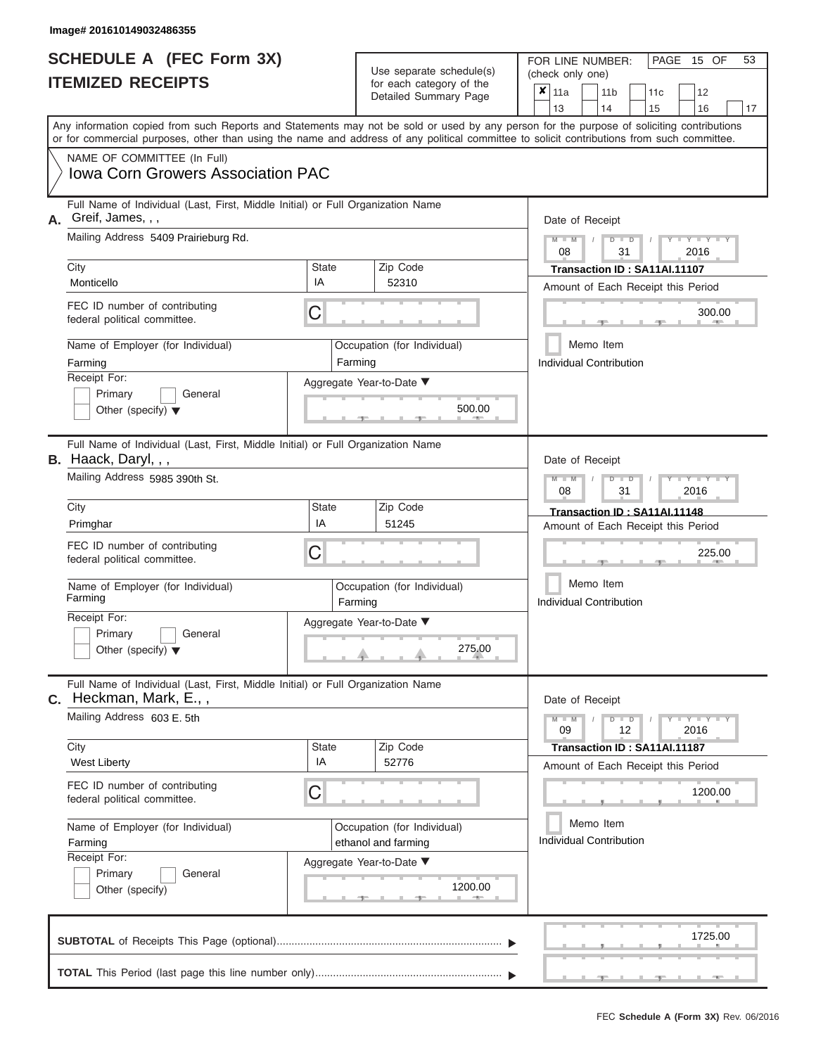Image# 201610149032486355

# SCHEDULE A (FEC Form 3X)
## ITEMIZED RECEIPTS

Use separate schedule(s) for each category of the Detailed Summary Page

FOR LINE NUMBER: (check only one)

- [x] 11a
- [ ] 11b
- [ ] 11c
- [ ] 12
- [ ] 13
- [ ] 14
- [ ] 15
- [ ] 16
- [ ] 17

Any information copied from such Reports and Statements may not be sold or used by any person for the purpose of soliciting contributions or for commercial purposes, other than using the name and address of any political committee to solicit contributions from such committee.

NAME OF COMMITTEE (In Full)
Iowa Corn Growers Association PAC

---

**A.** Full Name of Individual (Last, First, Middle Initial) or Full Organization Name
Greif, James, , ,

Mailing Address: 5409 Prairieburg Rd.

| City | State | Zip Code |
|---|---|---|
| Monticello | IA | 52310 |

FEC ID number of contributing federal political committee: C

Name of Employer (for Individual): Farming

Occupation (for Individual): Farming

Receipt For: Primary / General / Other (specify)

Aggregate Year-to-Date: 500.00

Date of Receipt: 08 / 31 / 2016

Transaction ID : SA11AI.11107

Amount of Each Receipt this Period: 300.00

Memo Item

Individual Contribution

---

**B.** Full Name of Individual (Last, First, Middle Initial) or Full Organization Name
Haack, Daryl, , ,

Mailing Address: 5985 390th St.

| City | State | Zip Code |
|---|---|---|
| Primghar | IA | 51245 |

FEC ID number of contributing federal political committee: C

Name of Employer (for Individual): Farming

Occupation (for Individual): Farming

Receipt For: Primary / General / Other (specify)

Aggregate Year-to-Date: 275.00

Date of Receipt: 08 / 31 / 2016

Transaction ID : SA11AI.11148

Amount of Each Receipt this Period: 225.00

Memo Item

Individual Contribution

---

**C.** Full Name of Individual (Last, First, Middle Initial) or Full Organization Name
Heckman, Mark, E., ,

Mailing Address: 603 E. 5th

| City | State | Zip Code |
|---|---|---|
| West Liberty | IA | 52776 |

FEC ID number of contributing federal political committee: C

Name of Employer (for Individual): Farming

Occupation (for Individual): ethanol and farming

Receipt For: Primary / General / Other (specify)

Aggregate Year-to-Date: 1200.00

Date of Receipt: 09 / 12 / 2016

Transaction ID : SA11AI.11187

Amount of Each Receipt this Period: 1200.00

Memo Item

Individual Contribution

---

**SUBTOTAL** of Receipts This Page (optional): 1725.00

**TOTAL** This Period (last page this line number only):

FEC Schedule A (Form 3X) Rev. 06/2016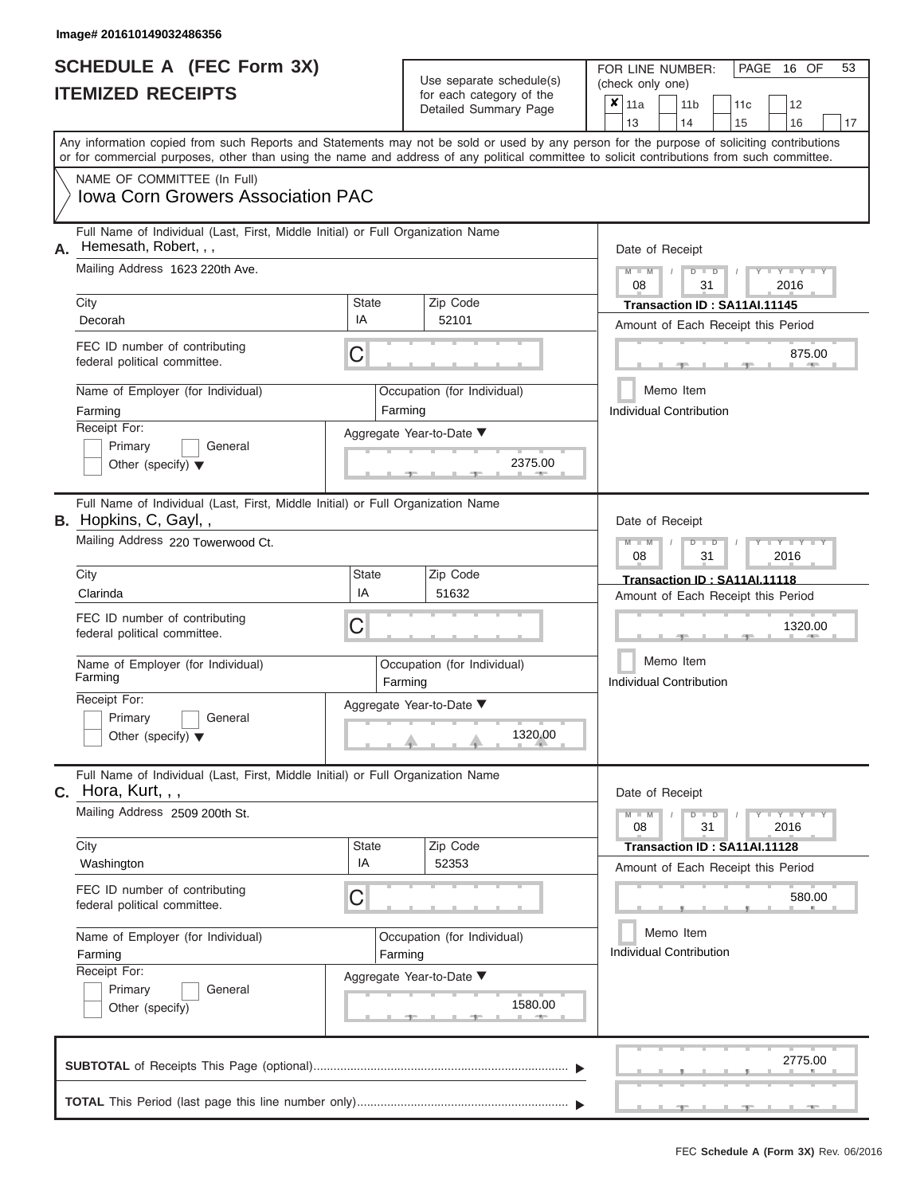Image# 201610149032486356

# SCHEDULE A (FEC Form 3X)
## ITEMIZED RECEIPTS

Use separate schedule(s) for each category of the Detailed Summary Page

FOR LINE NUMBER: (check only one)

- [x] 11a
- [ ] 11b
- [ ] 11c
- [ ] 12
- [ ] 13
- [ ] 14
- [ ] 15
- [ ] 16
- [ ] 17

Any information copied from such Reports and Statements may not be sold or used by any person for the purpose of soliciting contributions or for commercial purposes, other than using the name and address of any political committee to solicit contributions from such committee.

NAME OF COMMITTEE (In Full)
Iowa Corn Growers Association PAC

---

**A.** Full Name of Individual (Last, First, Middle Initial) or Full Organization Name: Hemesath, Robert, , ,

Mailing Address: 1623 220th Ave.

| City | State | Zip Code |
|---|---|---|
| Decorah | IA | 52101 |

FEC ID number of contributing federal political committee: C

Name of Employer (for Individual): Farming

Occupation (for Individual): Farming

Receipt For: Primary / General / Other (specify)

Aggregate Year-to-Date: 2375.00

Date of Receipt: 08 / 31 / 2016

Transaction ID : SA11AI.11145

Amount of Each Receipt this Period: 875.00

Memo Item

Individual Contribution

---

**B.** Full Name of Individual (Last, First, Middle Initial) or Full Organization Name: Hopkins, C, Gayl, ,

Mailing Address: 220 Towerwood Ct.

| City | State | Zip Code |
|---|---|---|
| Clarinda | IA | 51632 |

FEC ID number of contributing federal political committee: C

Name of Employer (for Individual): Farming

Occupation (for Individual): Farming

Receipt For: Primary / General / Other (specify)

Aggregate Year-to-Date: 1320.00

Date of Receipt: 08 / 31 / 2016

Transaction ID : SA11AI.11118

Amount of Each Receipt this Period: 1320.00

Memo Item

Individual Contribution

---

**C.** Full Name of Individual (Last, First, Middle Initial) or Full Organization Name: Hora, Kurt, , ,

Mailing Address: 2509 200th St.

| City | State | Zip Code |
|---|---|---|
| Washington | IA | 52353 |

FEC ID number of contributing federal political committee: C

Name of Employer (for Individual): Farming

Occupation (for Individual): Farming

Receipt For: Primary / General / Other (specify)

Aggregate Year-to-Date: 1580.00

Date of Receipt: 08 / 31 / 2016

Transaction ID : SA11AI.11128

Amount of Each Receipt this Period: 580.00

Memo Item

Individual Contribution

---

**SUBTOTAL** of Receipts This Page (optional): 2775.00

**TOTAL** This Period (last page this line number only):

FEC Schedule A (Form 3X) Rev. 06/2016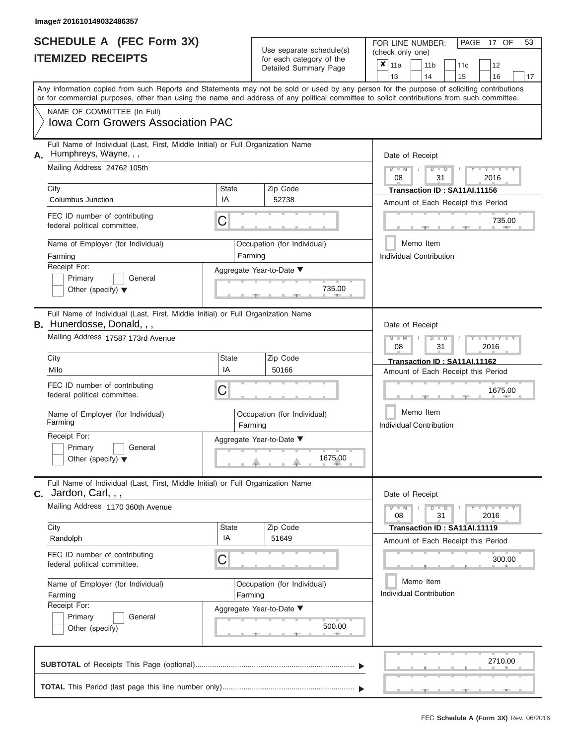Image# 201610149032486357

# SCHEDULE A (FEC Form 3X)
## ITEMIZED RECEIPTS

Use separate schedule(s) for each category of the Detailed Summary Page

FOR LINE NUMBER: (check only one)

| | | | | |
|---|---|---|---|---|
| ✘ 11a | 11b | 11c | 12 | |
| 13 | 14 | 15 | 16 | 17 |

Any information copied from such Reports and Statements may not be sold or used by any person for the purpose of soliciting contributions or for commercial purposes, other than using the name and address of any political committee to solicit contributions from such committee.

NAME OF COMMITTEE (In Full)
Iowa Corn Growers Association PAC

---

**A.** Full Name of Individual (Last, First, Middle Initial) or Full Organization Name: Humphreys, Wayne, , ,

Mailing Address: 24762 105th

City: Columbus Junction | State: IA | Zip Code: 52738

FEC ID number of contributing federal political committee: C

Name of Employer (for Individual): Farming

Occupation (for Individual): Farming

Receipt For: Primary / General / Other (specify)

Aggregate Year-to-Date: 735.00

Date of Receipt: 08 / 31 / 2016

Transaction ID : SA11AI.11156

Amount of Each Receipt this Period: 735.00

Memo Item

Individual Contribution

---

**B.** Full Name of Individual (Last, First, Middle Initial) or Full Organization Name: Hunerdosse, Donald, , ,

Mailing Address: 17587 173rd Avenue

City: Milo | State: IA | Zip Code: 50166

FEC ID number of contributing federal political committee: C

Name of Employer (for Individual): Farming

Occupation (for Individual): Farming

Receipt For: Primary / General / Other (specify)

Aggregate Year-to-Date: 1675.00

Date of Receipt: 08 / 31 / 2016

Transaction ID : SA11AI.11162

Amount of Each Receipt this Period: 1675.00

Memo Item

Individual Contribution

---

**C.** Full Name of Individual (Last, First, Middle Initial) or Full Organization Name: Jardon, Carl, , ,

Mailing Address: 1170 360th Avenue

City: Randolph | State: IA | Zip Code: 51649

FEC ID number of contributing federal political committee: C

Name of Employer (for Individual): Farming

Occupation (for Individual): Farming

Receipt For: Primary / General / Other (specify)

Aggregate Year-to-Date: 500.00

Date of Receipt: 08 / 31 / 2016

Transaction ID : SA11AI.11119

Amount of Each Receipt this Period: 300.00

Memo Item

Individual Contribution

---

**SUBTOTAL** of Receipts This Page (optional): 2710.00

**TOTAL** This Period (last page this line number only):

FEC **Schedule A (Form 3X)** Rev. 06/2016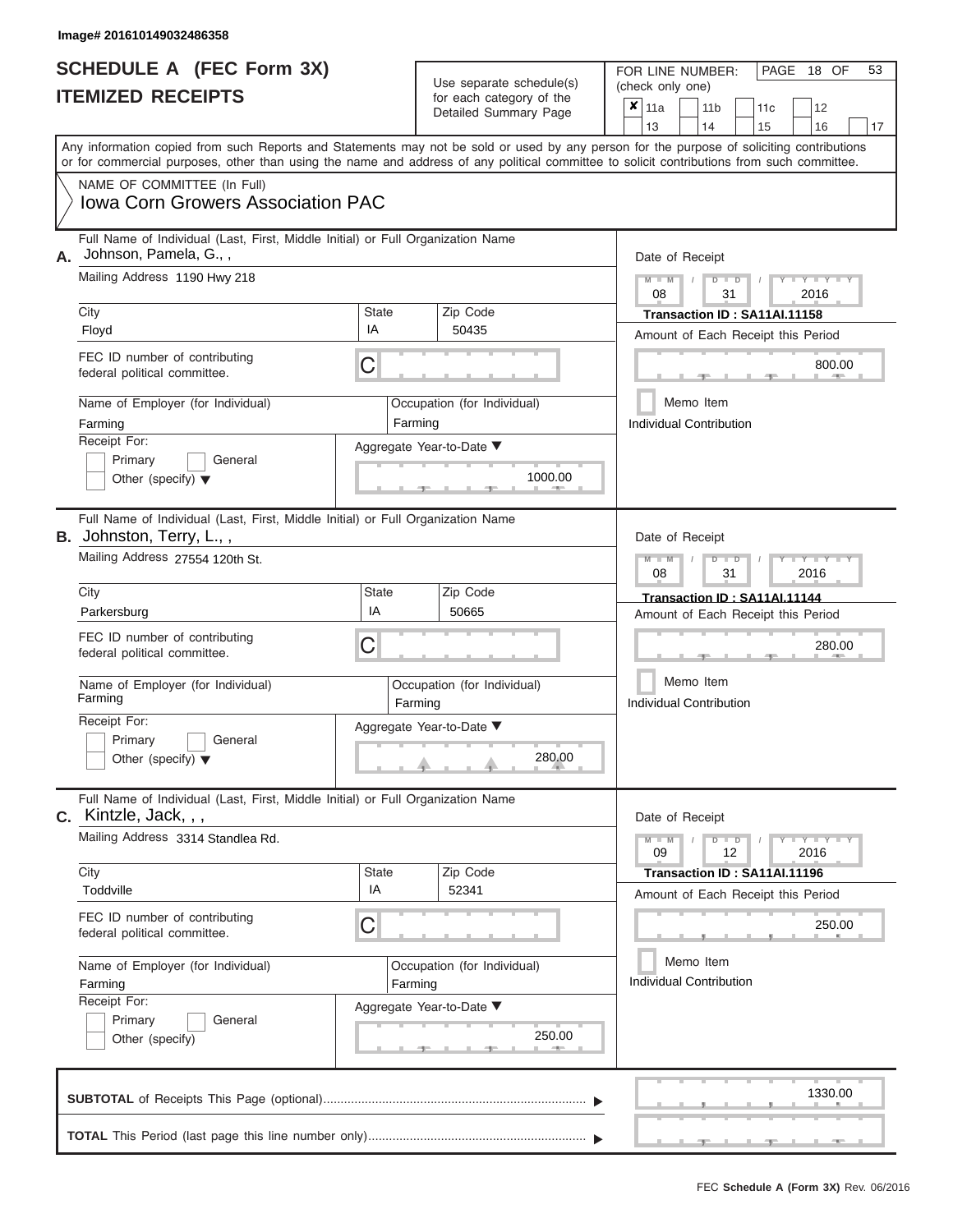Image# 201610149032486358

# SCHEDULE A (FEC Form 3X)
## ITEMIZED RECEIPTS

Use separate schedule(s) for each category of the Detailed Summary Page

FOR LINE NUMBER: (check only one)

☒ 11a ☐ 11b ☐ 11c ☐ 12 ☐ 13 ☐ 14 ☐ 15 ☐ 16 ☐ 17

PAGE 18 OF 53

Any information copied from such Reports and Statements may not be sold or used by any person for the purpose of soliciting contributions or for commercial purposes, other than using the name and address of any political committee to solicit contributions from such committee.

NAME OF COMMITTEE (In Full)
Iowa Corn Growers Association PAC

---

**A.** Full Name of Individual (Last, First, Middle Initial) or Full Organization Name
Johnson, Pamela, G., ,

Mailing Address 1190 Hwy 218

| City | State | Zip Code |
|---|---|---|
| Floyd | IA | 50435 |

FEC ID number of contributing federal political committee. C

Name of Employer (for Individual): Farming
Occupation (for Individual): Farming

Receipt For: ☐ Primary ☐ General ☐ Other (specify)

Aggregate Year-to-Date: 1000.00

Date of Receipt: 08 / 31 / 2016
Transaction ID : SA11AI.11158
Amount of Each Receipt this Period: 800.00
☐ Memo Item
Individual Contribution

---

**B.** Full Name of Individual (Last, First, Middle Initial) or Full Organization Name
Johnston, Terry, L., ,

Mailing Address 27554 120th St.

| City | State | Zip Code |
|---|---|---|
| Parkersburg | IA | 50665 |

FEC ID number of contributing federal political committee. C

Name of Employer (for Individual): Farming
Occupation (for Individual): Farming

Receipt For: ☐ Primary ☐ General ☐ Other (specify)

Aggregate Year-to-Date: 280.00

Date of Receipt: 08 / 31 / 2016
Transaction ID : SA11AI.11144
Amount of Each Receipt this Period: 280.00
☐ Memo Item
Individual Contribution

---

**C.** Full Name of Individual (Last, First, Middle Initial) or Full Organization Name
Kintzle, Jack, , ,

Mailing Address 3314 Standlea Rd.

| City | State | Zip Code |
|---|---|---|
| Toddville | IA | 52341 |

FEC ID number of contributing federal political committee. C

Name of Employer (for Individual): Farming
Occupation (for Individual): Farming

Receipt For: ☐ Primary ☐ General ☐ Other (specify)

Aggregate Year-to-Date: 250.00

Date of Receipt: 09 / 12 / 2016
Transaction ID : SA11AI.11196
Amount of Each Receipt this Period: 250.00
☐ Memo Item
Individual Contribution

---

**SUBTOTAL** of Receipts This Page (optional): 1330.00

**TOTAL** This Period (last page this line number only):

FEC Schedule A (Form 3X) Rev. 06/2016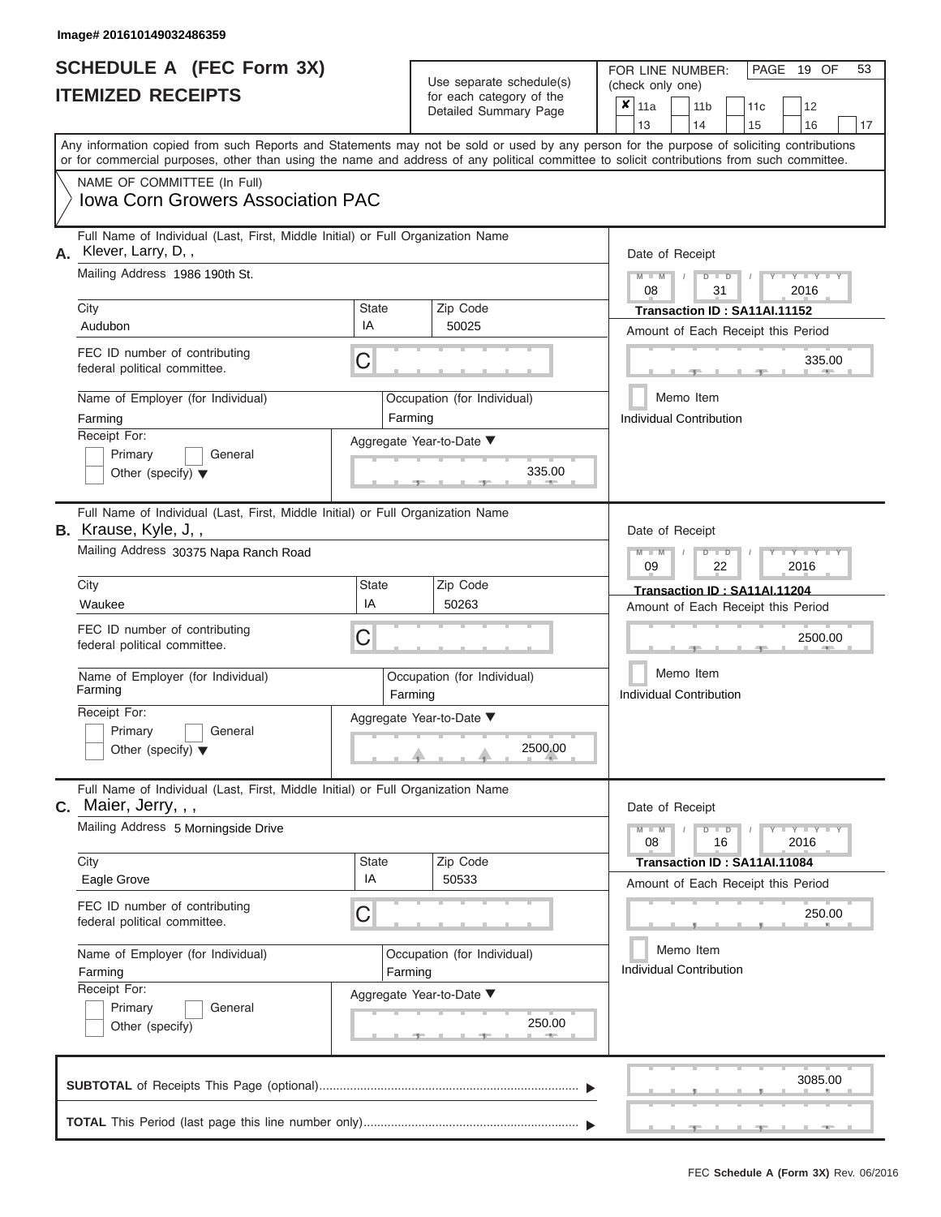Image# 201610149032486359

# SCHEDULE A (FEC Form 3X)
## ITEMIZED RECEIPTS

Use separate schedule(s) for each category of the Detailed Summary Page

FOR LINE NUMBER: (check only one)

- [x] 11a
- [ ] 11b
- [ ] 11c
- [ ] 12
- [ ] 13
- [ ] 14
- [ ] 15
- [ ] 16
- [ ] 17

PAGE 19 OF 53

Any information copied from such Reports and Statements may not be sold or used by any person for the purpose of soliciting contributions or for commercial purposes, other than using the name and address of any political committee to solicit contributions from such committee.

NAME OF COMMITTEE (In Full)
Iowa Corn Growers Association PAC

---

**A.** Full Name of Individual (Last, First, Middle Initial) or Full Organization Name: Klever, Larry, D, ,

Mailing Address: 1986 190th St.

City: Audubon | State: IA | Zip Code: 50025

FEC ID number of contributing federal political committee: C

Name of Employer (for Individual): Farming

Occupation (for Individual): Farming

Receipt For: [ ] Primary [ ] General [ ] Other (specify)

Aggregate Year-to-Date: 335.00

Date of Receipt: 08 / 31 / 2016

Transaction ID : SA11AI.11152

Amount of Each Receipt this Period: 335.00

[ ] Memo Item

Individual Contribution

---

**B.** Full Name of Individual (Last, First, Middle Initial) or Full Organization Name: Krause, Kyle, J, ,

Mailing Address: 30375 Napa Ranch Road

City: Waukee | State: IA | Zip Code: 50263

FEC ID number of contributing federal political committee: C

Name of Employer (for Individual): Farming

Occupation (for Individual): Farming

Receipt For: [ ] Primary [ ] General [ ] Other (specify)

Aggregate Year-to-Date: 2500.00

Date of Receipt: 09 / 22 / 2016

Transaction ID : SA11AI.11204

Amount of Each Receipt this Period: 2500.00

[ ] Memo Item

Individual Contribution

---

**C.** Full Name of Individual (Last, First, Middle Initial) or Full Organization Name: Maier, Jerry, , ,

Mailing Address: 5 Morningside Drive

City: Eagle Grove | State: IA | Zip Code: 50533

FEC ID number of contributing federal political committee: C

Name of Employer (for Individual): Farming

Occupation (for Individual): Farming

Receipt For: [ ] Primary [ ] General [ ] Other (specify)

Aggregate Year-to-Date: 250.00

Date of Receipt: 08 / 16 / 2016

Transaction ID : SA11AI.11084

Amount of Each Receipt this Period: 250.00

[ ] Memo Item

Individual Contribution

---

**SUBTOTAL** of Receipts This Page (optional): 3085.00

**TOTAL** This Period (last page this line number only):

FEC Schedule A (Form 3X) Rev. 06/2016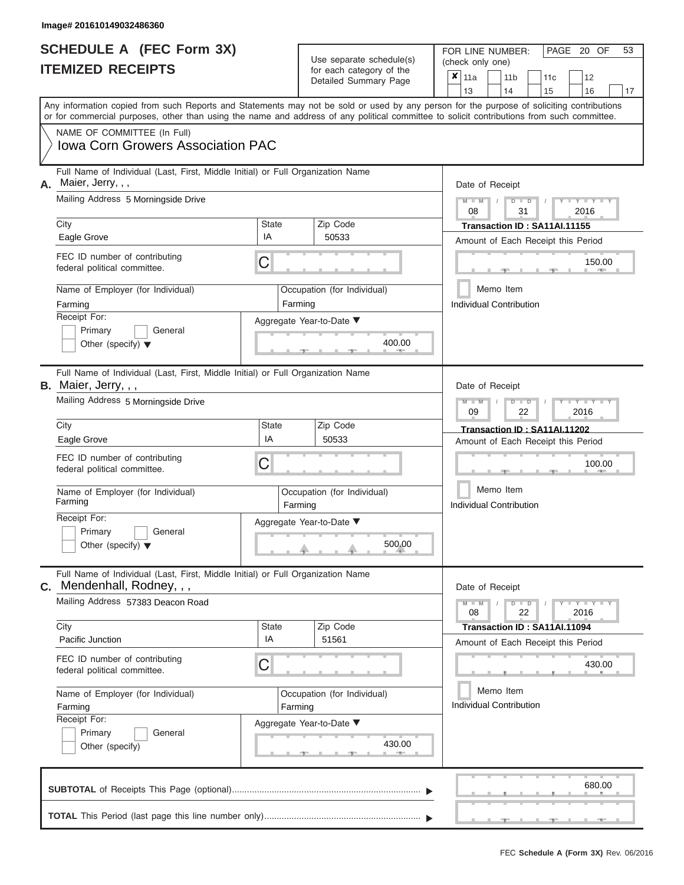Image# 201610149032486360

# SCHEDULE A (FEC Form 3X)
## ITEMIZED RECEIPTS

Use separate schedule(s) for each category of the Detailed Summary Page

FOR LINE NUMBER: (check only one)

- [x] 11a
- [ ] 11b
- [ ] 11c
- [ ] 12
- [ ] 13
- [ ] 14
- [ ] 15
- [ ] 16
- [ ] 17

PAGE 20 OF 53

Any information copied from such Reports and Statements may not be sold or used by any person for the purpose of soliciting contributions or for commercial purposes, other than using the name and address of any political committee to solicit contributions from such committee.

NAME OF COMMITTEE (In Full)
Iowa Corn Growers Association PAC

---

**A.** Full Name of Individual (Last, First, Middle Initial) or Full Organization Name: Maier, Jerry, , ,

Mailing Address: 5 Morningside Drive

City: Eagle Grove | State: IA | Zip Code: 50533

FEC ID number of contributing federal political committee: C

Name of Employer (for Individual): Farming

Occupation (for Individual): Farming

Receipt For: Primary / General / Other (specify)

Aggregate Year-to-Date: 400.00

Date of Receipt: 08/31/2016

Transaction ID : SA11AI.11155

Amount of Each Receipt this Period: 150.00

Memo Item

Individual Contribution

---

**B.** Full Name of Individual (Last, First, Middle Initial) or Full Organization Name: Maier, Jerry, , ,

Mailing Address: 5 Morningside Drive

City: Eagle Grove | State: IA | Zip Code: 50533

FEC ID number of contributing federal political committee: C

Name of Employer (for Individual): Farming

Occupation (for Individual): Farming

Receipt For: Primary / General / Other (specify)

Aggregate Year-to-Date: 500.00

Date of Receipt: 09/22/2016

Transaction ID : SA11AI.11202

Amount of Each Receipt this Period: 100.00

Memo Item

Individual Contribution

---

**C.** Full Name of Individual (Last, First, Middle Initial) or Full Organization Name: Mendenhall, Rodney, , ,

Mailing Address: 57383 Deacon Road

City: Pacific Junction | State: IA | Zip Code: 51561

FEC ID number of contributing federal political committee: C

Name of Employer (for Individual): Farming

Occupation (for Individual): Farming

Receipt For: Primary / General / Other (specify)

Aggregate Year-to-Date: 430.00

Date of Receipt: 08/22/2016

Transaction ID : SA11AI.11094

Amount of Each Receipt this Period: 430.00

Memo Item

Individual Contribution

---

**SUBTOTAL** of Receipts This Page (optional): 680.00

**TOTAL** This Period (last page this line number only):

FEC Schedule A (Form 3X) Rev. 06/2016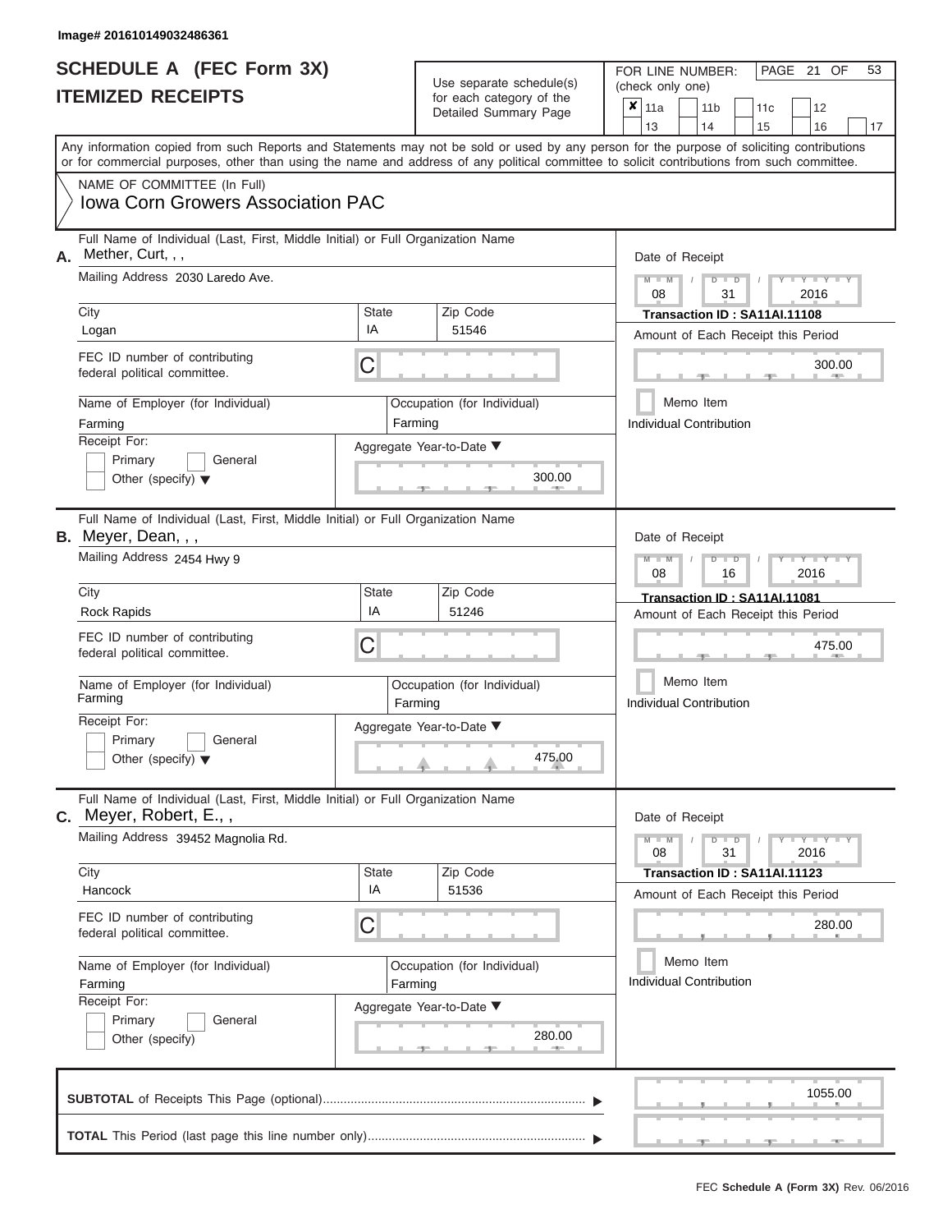Image# 201610149032486361

# SCHEDULE A (FEC Form 3X)
# ITEMIZED RECEIPTS

Use separate schedule(s) for each category of the Detailed Summary Page

FOR LINE NUMBER: (check only one)

- [x] 11a
- [ ] 11b
- [ ] 11c
- [ ] 12
- [ ] 13
- [ ] 14
- [ ] 15
- [ ] 16
- [ ] 17

Any information copied from such Reports and Statements may not be sold or used by any person for the purpose of soliciting contributions or for commercial purposes, other than using the name and address of any political committee to solicit contributions from such committee.

NAME OF COMMITTEE (In Full)
**Iowa Corn Growers Association PAC**

---

**A.** Full Name of Individual (Last, First, Middle Initial) or Full Organization Name: Mether, Curt, , ,

Mailing Address: 2030 Laredo Ave.

| City | State | Zip Code |
|---|---|---|
| Logan | IA | 51546 |

FEC ID number of contributing federal political committee: C

Name of Employer (for Individual): Farming

Occupation (for Individual): Farming

Receipt For: Primary / General / Other (specify)

Aggregate Year-to-Date: 300.00

Date of Receipt: 08 / 31 / 2016

Transaction ID : SA11AI.11108

Amount of Each Receipt this Period: 300.00

Memo Item

Individual Contribution

---

**B.** Full Name of Individual (Last, First, Middle Initial) or Full Organization Name: Meyer, Dean, , ,

Mailing Address: 2454 Hwy 9

| City | State | Zip Code |
|---|---|---|
| Rock Rapids | IA | 51246 |

FEC ID number of contributing federal political committee: C

Name of Employer (for Individual): Farming

Occupation (for Individual): Farming

Receipt For: Primary / General / Other (specify)

Aggregate Year-to-Date: 475.00

Date of Receipt: 08 / 16 / 2016

Transaction ID : SA11AI.11081

Amount of Each Receipt this Period: 475.00

Memo Item

Individual Contribution

---

**C.** Full Name of Individual (Last, First, Middle Initial) or Full Organization Name: Meyer, Robert, E., ,

Mailing Address: 39452 Magnolia Rd.

| City | State | Zip Code |
|---|---|---|
| Hancock | IA | 51536 |

FEC ID number of contributing federal political committee: C

Name of Employer (for Individual): Farming

Occupation (for Individual): Farming

Receipt For: Primary / General / Other (specify)

Aggregate Year-to-Date: 280.00

Date of Receipt: 08 / 31 / 2016

Transaction ID : SA11AI.11123

Amount of Each Receipt this Period: 280.00

Memo Item

Individual Contribution

---

**SUBTOTAL** of Receipts This Page (optional): 1055.00

**TOTAL** This Period (last page this line number only):

FEC **Schedule A (Form 3X)** Rev. 06/2016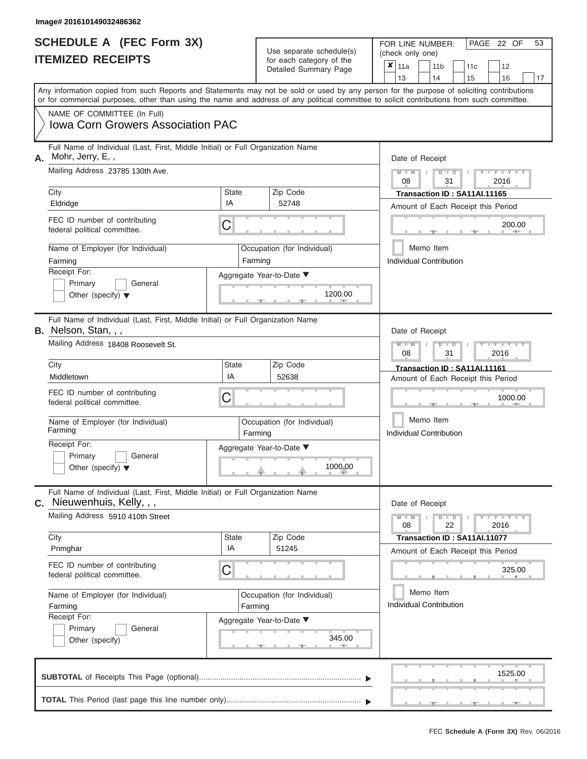Image# 201610149032486362

# SCHEDULE A (FEC Form 3X)
## ITEMIZED RECEIPTS

Use separate schedule(s) for each category of the Detailed Summary Page

FOR LINE NUMBER: (check only one)

- [x] 11a
- [ ] 11b
- [ ] 11c
- [ ] 12
- [ ] 13
- [ ] 14
- [ ] 15
- [ ] 16
- [ ] 17

PAGE 22 OF 53

Any information copied from such Reports and Statements may not be sold or used by any person for the purpose of soliciting contributions or for commercial purposes, other than using the name and address of any political committee to solicit contributions from such committee.

NAME OF COMMITTEE (In Full)
Iowa Corn Growers Association PAC

---

**A.** Full Name of Individual (Last, First, Middle Initial) or Full Organization Name: Mohr, Jerry, E, ,

Mailing Address: 23785 130th Ave.

| City | State | Zip Code |
|---|---|---|
| Eldridge | IA | 52748 |

FEC ID number of contributing federal political committee: C

Name of Employer (for Individual): Farming

Occupation (for Individual): Farming

Receipt For: Primary / General / Other (specify)

Aggregate Year-to-Date: 1200.00

Date of Receipt: 08 / 31 / 2016

Transaction ID : SA11AI.11165

Amount of Each Receipt this Period: 200.00

Memo Item

Individual Contribution

---

**B.** Full Name of Individual (Last, First, Middle Initial) or Full Organization Name: Nelson, Stan, , ,

Mailing Address: 18408 Roosevelt St.

| City | State | Zip Code |
|---|---|---|
| Middletown | IA | 52638 |

FEC ID number of contributing federal political committee: C

Name of Employer (for Individual): Farming

Occupation (for Individual): Farming

Receipt For: Primary / General / Other (specify)

Aggregate Year-to-Date: 1000.00

Date of Receipt: 08 / 31 / 2016

Transaction ID : SA11AI.11161

Amount of Each Receipt this Period: 1000.00

Memo Item

Individual Contribution

---

**C.** Full Name of Individual (Last, First, Middle Initial) or Full Organization Name: Nieuwenhuis, Kelly, , ,

Mailing Address: 5910 410th Street

| City | State | Zip Code |
|---|---|---|
| Primghar | IA | 51245 |

FEC ID number of contributing federal political committee: C

Name of Employer (for Individual): Farming

Occupation (for Individual): Farming

Receipt For: Primary / General / Other (specify)

Aggregate Year-to-Date: 345.00

Date of Receipt: 08 / 22 / 2016

Transaction ID : SA11AI.11077

Amount of Each Receipt this Period: 325.00

Memo Item

Individual Contribution

---

**SUBTOTAL** of Receipts This Page (optional): 1525.00

**TOTAL** This Period (last page this line number only):

FEC Schedule A (Form 3X) Rev. 06/2016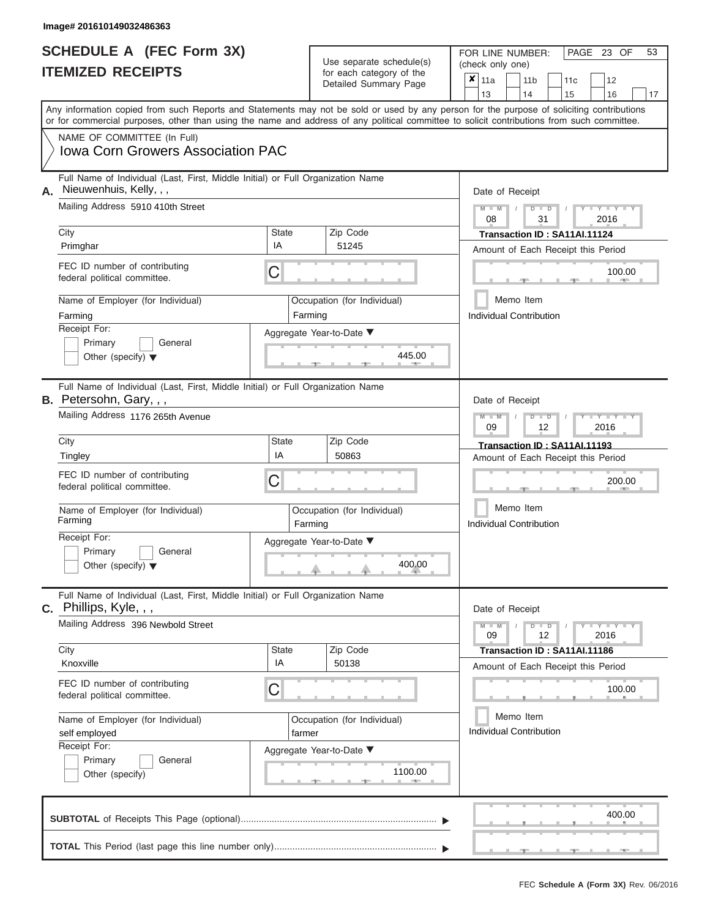Image# 201610149032486363

# SCHEDULE A (FEC Form 3X)
## ITEMIZED RECEIPTS

Use separate schedule(s) for each category of the Detailed Summary Page

FOR LINE NUMBER: (check only one)

- [x] 11a
- [ ] 11b
- [ ] 11c
- [ ] 12
- [ ] 13
- [ ] 14
- [ ] 15
- [ ] 16
- [ ] 17

PAGE 23 OF 53

Any information copied from such Reports and Statements may not be sold or used by any person for the purpose of soliciting contributions or for commercial purposes, other than using the name and address of any political committee to solicit contributions from such committee.

NAME OF COMMITTEE (In Full)
**Iowa Corn Growers Association PAC**

---

**A.** Full Name of Individual (Last, First, Middle Initial) or Full Organization Name: Nieuwenhuis, Kelly, , ,

Mailing Address: 5910 410th Street

| City | State | Zip Code |
|---|---|---|
| Primghar | IA | 51245 |

FEC ID number of contributing federal political committee: C

Name of Employer (for Individual): Farming
Occupation (for Individual): Farming

Receipt For: Primary / General / Other (specify)

Aggregate Year-to-Date: 445.00

Date of Receipt: 08 / 31 / 2016
Transaction ID : SA11AI.11124
Amount of Each Receipt this Period: 100.00
Memo Item
Individual Contribution

---

**B.** Full Name of Individual (Last, First, Middle Initial) or Full Organization Name: Petersohn, Gary, , ,

Mailing Address: 1176 265th Avenue

| City | State | Zip Code |
|---|---|---|
| Tingley | IA | 50863 |

FEC ID number of contributing federal political committee: C

Name of Employer (for Individual): Farming
Occupation (for Individual): Farming

Receipt For: Primary / General / Other (specify)

Aggregate Year-to-Date: 400.00

Date of Receipt: 09 / 12 / 2016
Transaction ID : SA11AI.11193
Amount of Each Receipt this Period: 200.00
Memo Item
Individual Contribution

---

**C.** Full Name of Individual (Last, First, Middle Initial) or Full Organization Name: Phillips, Kyle, , ,

Mailing Address: 396 Newbold Street

| City | State | Zip Code |
|---|---|---|
| Knoxville | IA | 50138 |

FEC ID number of contributing federal political committee: C

Name of Employer (for Individual): self employed
Occupation (for Individual): farmer

Receipt For: Primary / General / Other (specify)

Aggregate Year-to-Date: 1100.00

Date of Receipt: 09 / 12 / 2016
Transaction ID : SA11AI.11186
Amount of Each Receipt this Period: 100.00
Memo Item
Individual Contribution

---

**SUBTOTAL** of Receipts This Page (optional): 400.00

**TOTAL** This Period (last page this line number only):

FEC Schedule A (Form 3X) Rev. 06/2016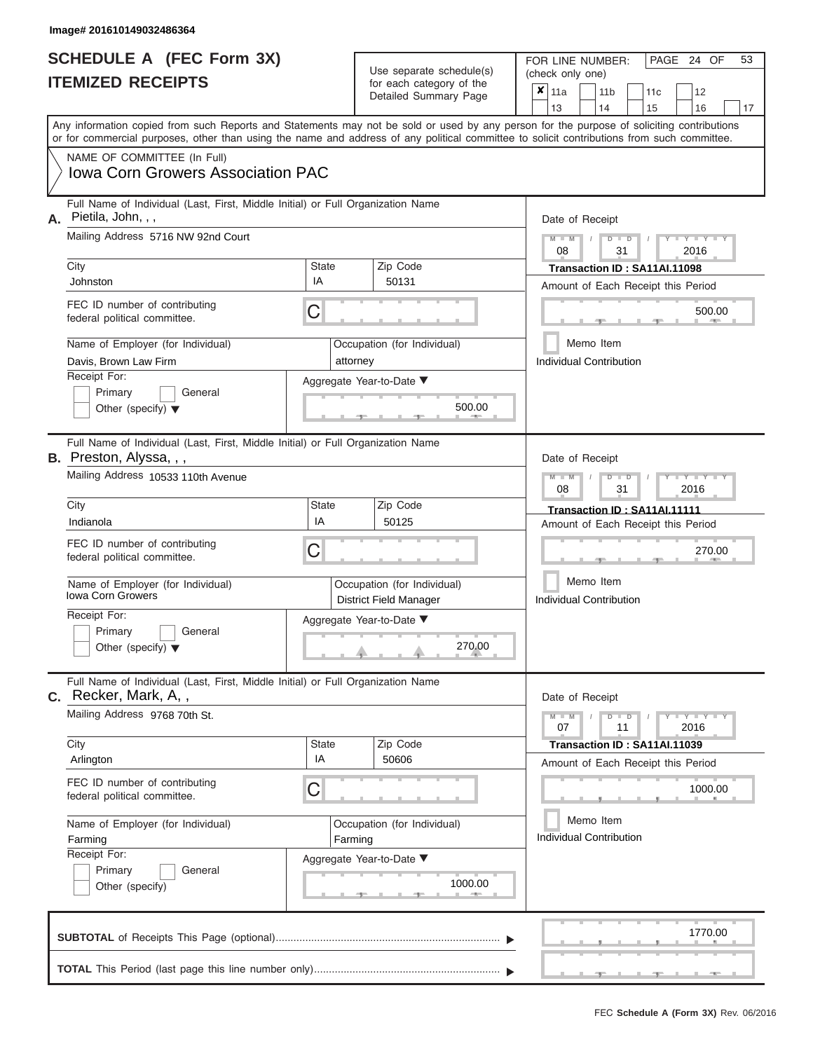Image# 201610149032486364

# SCHEDULE A (FEC Form 3X)
# ITEMIZED RECEIPTS

Use separate schedule(s) for each category of the Detailed Summary Page

FOR LINE NUMBER: (check only one)

- [x] 11a
- [ ] 11b
- [ ] 11c
- [ ] 12
- [ ] 13
- [ ] 14
- [ ] 15
- [ ] 16
- [ ] 17

PAGE 24 OF 53

Any information copied from such Reports and Statements may not be sold or used by any person for the purpose of soliciting contributions or for commercial purposes, other than using the name and address of any political committee to solicit contributions from such committee.

NAME OF COMMITTEE (In Full)
**Iowa Corn Growers Association PAC**

---

**A.** Full Name of Individual (Last, First, Middle Initial) or Full Organization Name: Pietila, John, , ,

Mailing Address: 5716 NW 92nd Court

City: Johnston | State: IA | Zip Code: 50131

FEC ID number of contributing federal political committee: C

Name of Employer (for Individual): Davis, Brown Law Firm

Occupation (for Individual): attorney

Receipt For: Primary [ ] General [ ] Other (specify) [ ]

Aggregate Year-to-Date: 500.00

Date of Receipt: 08 / 31 / 2016

Transaction ID : SA11AI.11098

Amount of Each Receipt this Period: 500.00

Memo Item

Individual Contribution

---

**B.** Full Name of Individual (Last, First, Middle Initial) or Full Organization Name: Preston, Alyssa, , ,

Mailing Address: 10533 110th Avenue

City: Indianola | State: IA | Zip Code: 50125

FEC ID number of contributing federal political committee: C

Name of Employer (for Individual): Iowa Corn Growers

Occupation (for Individual): District Field Manager

Receipt For: Primary [ ] General [ ] Other (specify) [ ]

Aggregate Year-to-Date: 270.00

Date of Receipt: 08 / 31 / 2016

Transaction ID : SA11AI.11111

Amount of Each Receipt this Period: 270.00

Memo Item

Individual Contribution

---

**C.** Full Name of Individual (Last, First, Middle Initial) or Full Organization Name: Recker, Mark, A, ,

Mailing Address: 9768 70th St.

City: Arlington | State: IA | Zip Code: 50606

FEC ID number of contributing federal political committee: C

Name of Employer (for Individual): Farming

Occupation (for Individual): Farming

Receipt For: Primary [ ] General [ ] Other (specify)

Aggregate Year-to-Date: 1000.00

Date of Receipt: 07 / 11 / 2016

Transaction ID : SA11AI.11039

Amount of Each Receipt this Period: 1000.00

Memo Item

Individual Contribution

---

**SUBTOTAL** of Receipts This Page (optional): 1770.00

**TOTAL** This Period (last page this line number only):

FEC Schedule A (Form 3X) Rev. 06/2016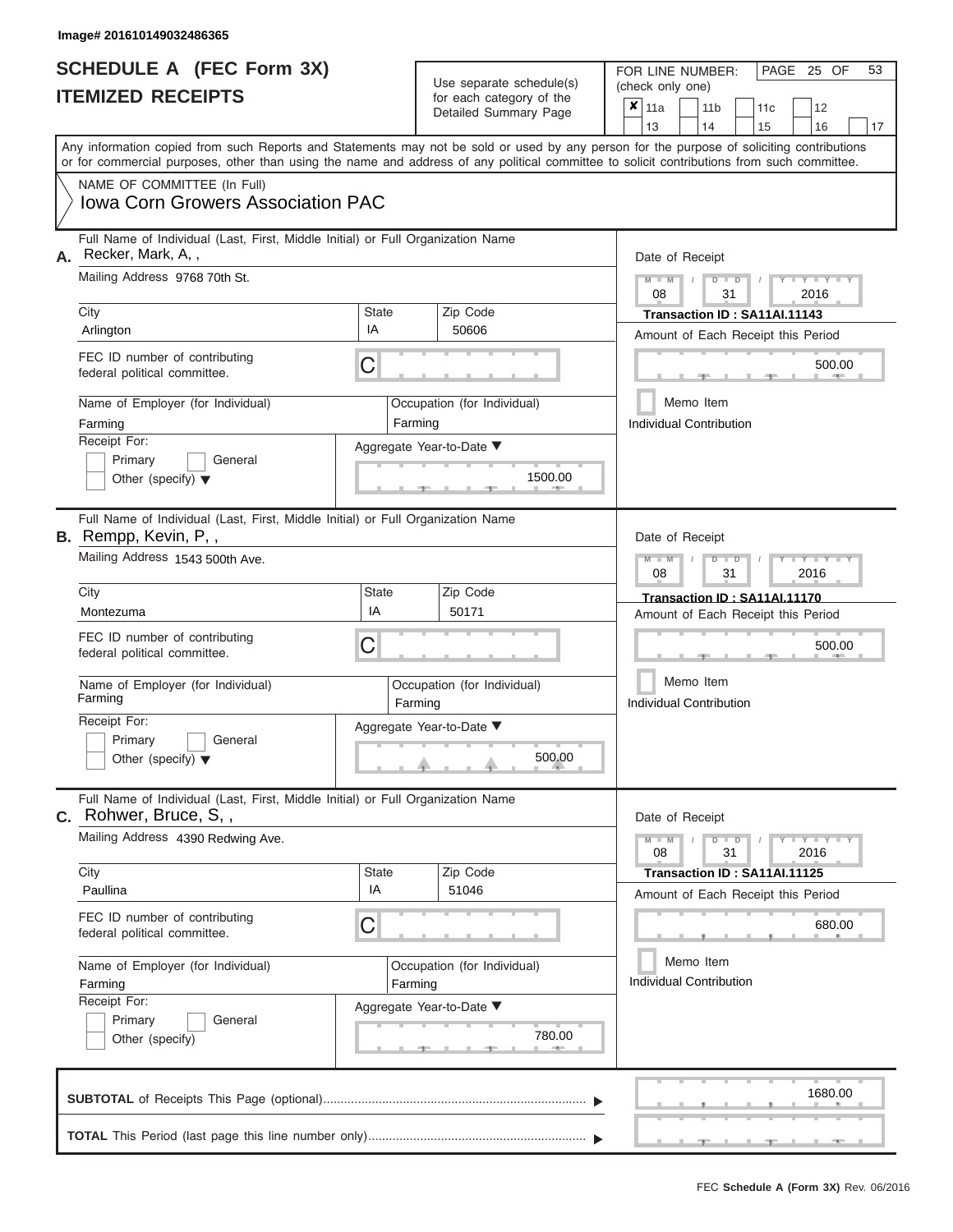Image# 201610149032486365

# SCHEDULE A (FEC Form 3X)
## ITEMIZED RECEIPTS

Use separate schedule(s) for each category of the Detailed Summary Page

FOR LINE NUMBER: (check only one)

- [x] 11a
- [ ] 11b
- [ ] 11c
- [ ] 12
- [ ] 13
- [ ] 14
- [ ] 15
- [ ] 16
- [ ] 17

Any information copied from such Reports and Statements may not be sold or used by any person for the purpose of soliciting contributions or for commercial purposes, other than using the name and address of any political committee to solicit contributions from such committee.

NAME OF COMMITTEE (In Full)
**Iowa Corn Growers Association PAC**

---

**A.** Full Name of Individual (Last, First, Middle Initial) or Full Organization Name: Recker, Mark, A, ,

Mailing Address: 9768 70th St.

City: Arlington | State: IA | Zip Code: 50606

FEC ID number of contributing federal political committee: C

Name of Employer (for Individual): Farming

Occupation (for Individual): Farming

Receipt For: Primary / General / Other (specify)

Date of Receipt: 08 / 31 / 2016

Transaction ID : SA11AI.11143

Amount of Each Receipt this Period: 500.00

Memo Item

Individual Contribution

Aggregate Year-to-Date: 1500.00

---

**B.** Full Name of Individual (Last, First, Middle Initial) or Full Organization Name: Rempp, Kevin, P, ,

Mailing Address: 1543 500th Ave.

City: Montezuma | State: IA | Zip Code: 50171

FEC ID number of contributing federal political committee: C

Name of Employer (for Individual): Farming

Occupation (for Individual): Farming

Receipt For: Primary / General / Other (specify)

Date of Receipt: 08 / 31 / 2016

Transaction ID : SA11AI.11170

Amount of Each Receipt this Period: 500.00

Memo Item

Individual Contribution

Aggregate Year-to-Date: 500.00

---

**C.** Full Name of Individual (Last, First, Middle Initial) or Full Organization Name: Rohwer, Bruce, S, ,

Mailing Address: 4390 Redwing Ave.

City: Paullina | State: IA | Zip Code: 51046

FEC ID number of contributing federal political committee: C

Name of Employer (for Individual): Farming

Occupation (for Individual): Farming

Receipt For: Primary / General / Other (specify)

Date of Receipt: 08 / 31 / 2016

Transaction ID : SA11AI.11125

Amount of Each Receipt this Period: 680.00

Memo Item

Individual Contribution

Aggregate Year-to-Date: 780.00

---

**SUBTOTAL** of Receipts This Page (optional): 1680.00

**TOTAL** This Period (last page this line number only):

FEC Schedule A (Form 3X) Rev. 06/2016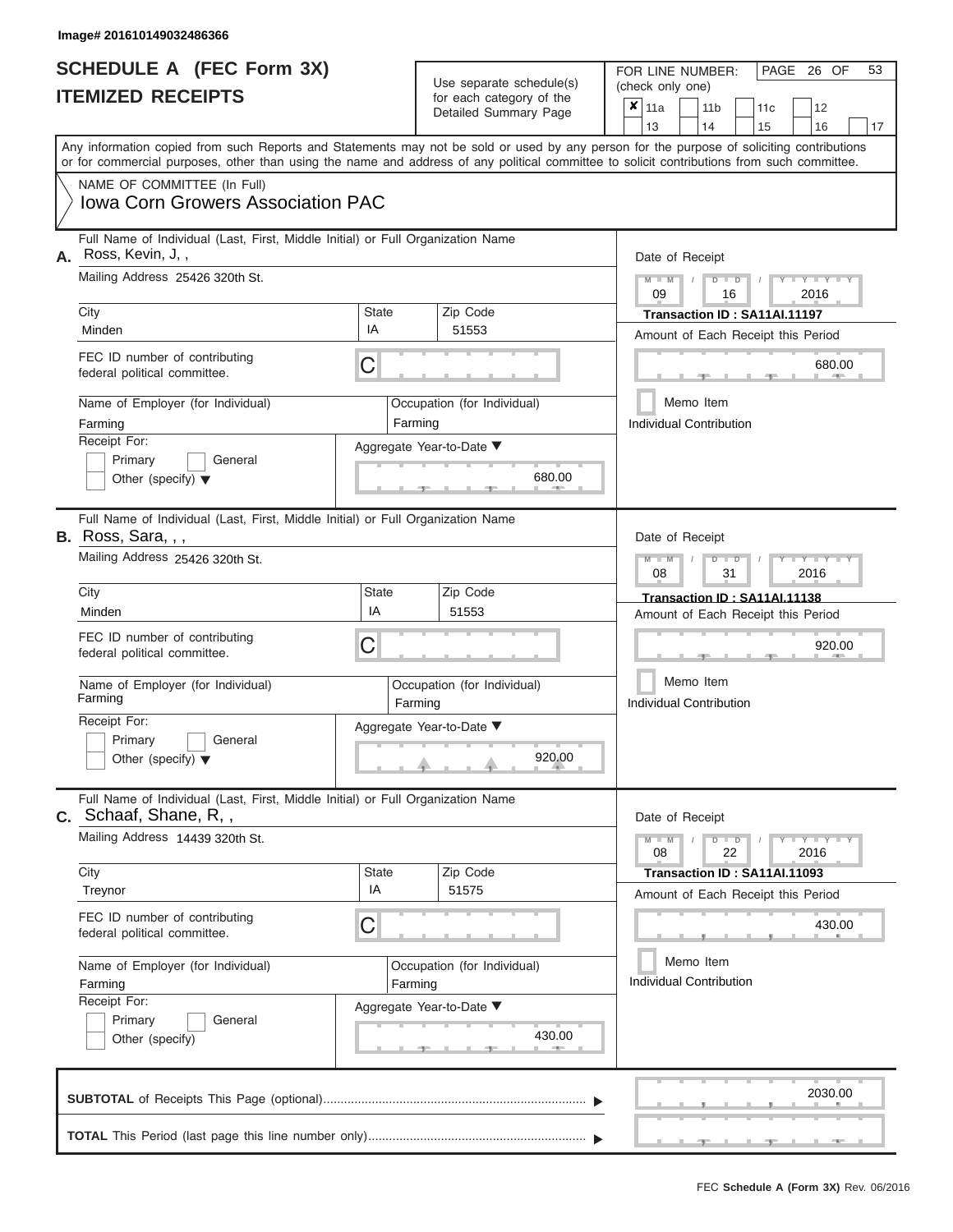Image# 201610149032486366

# SCHEDULE A (FEC Form 3X)
## ITEMIZED RECEIPTS

Use separate schedule(s) for each category of the Detailed Summary Page

FOR LINE NUMBER: (check only one)

- [x] 11a
- [ ] 11b
- [ ] 11c
- [ ] 12
- [ ] 13
- [ ] 14
- [ ] 15
- [ ] 16
- [ ] 17

PAGE 26 OF 53

Any information copied from such Reports and Statements may not be sold or used by any person for the purpose of soliciting contributions or for commercial purposes, other than using the name and address of any political committee to solicit contributions from such committee.

NAME OF COMMITTEE (In Full)
Iowa Corn Growers Association PAC

---

**A.** Full Name of Individual (Last, First, Middle Initial) or Full Organization Name: Ross, Kevin, J, ,

Mailing Address: 25426 320th St.

| City | State | Zip Code |
|---|---|---|
| Minden | IA | 51553 |

FEC ID number of contributing federal political committee: C

Name of Employer (for Individual): Farming

Occupation (for Individual): Farming

Receipt For: Primary / General / Other (specify)

Aggregate Year-to-Date: 680.00

Date of Receipt: 09 / 16 / 2016

Transaction ID : SA11AI.11197

Amount of Each Receipt this Period: 680.00

Memo Item

Individual Contribution

---

**B.** Full Name of Individual (Last, First, Middle Initial) or Full Organization Name: Ross, Sara, , ,

Mailing Address: 25426 320th St.

| City | State | Zip Code |
|---|---|---|
| Minden | IA | 51553 |

FEC ID number of contributing federal political committee: C

Name of Employer (for Individual): Farming

Occupation (for Individual): Farming

Receipt For: Primary / General / Other (specify)

Aggregate Year-to-Date: 920.00

Date of Receipt: 08 / 31 / 2016

Transaction ID : SA11AI.11138

Amount of Each Receipt this Period: 920.00

Memo Item

Individual Contribution

---

**C.** Full Name of Individual (Last, First, Middle Initial) or Full Organization Name: Schaaf, Shane, R, ,

Mailing Address: 14439 320th St.

| City | State | Zip Code |
|---|---|---|
| Treynor | IA | 51575 |

FEC ID number of contributing federal political committee: C

Name of Employer (for Individual): Farming

Occupation (for Individual): Farming

Receipt For: Primary / General / Other (specify)

Aggregate Year-to-Date: 430.00

Date of Receipt: 08 / 22 / 2016

Transaction ID : SA11AI.11093

Amount of Each Receipt this Period: 430.00

Memo Item

Individual Contribution

---

**SUBTOTAL** of Receipts This Page (optional): 2030.00

**TOTAL** This Period (last page this line number only):

FEC **Schedule A (Form 3X)** Rev. 06/2016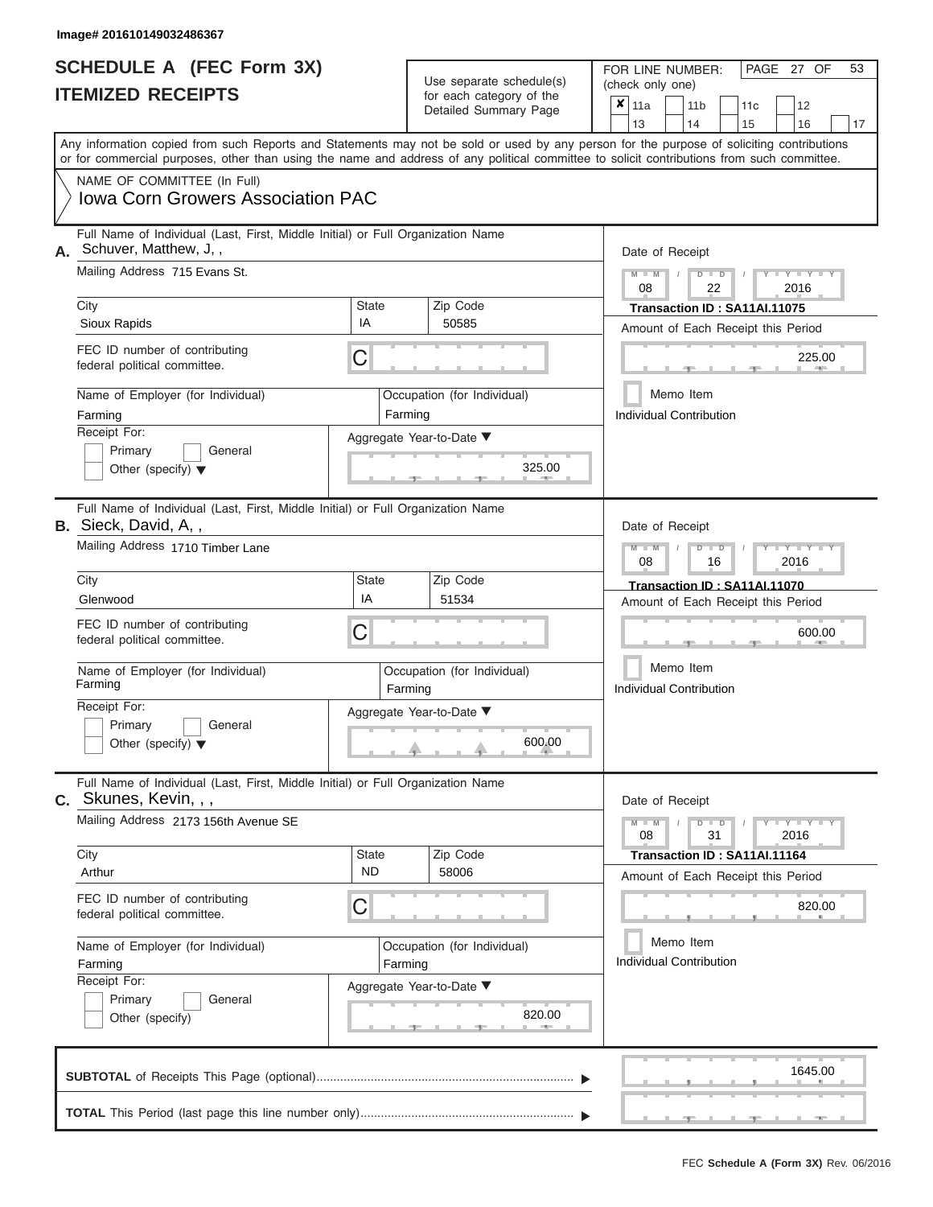Image# 201610149032486367

# SCHEDULE A (FEC Form 3X)
## ITEMIZED RECEIPTS

Use separate schedule(s) for each category of the Detailed Summary Page

FOR LINE NUMBER: (check only one)

- [x] 11a
- [ ] 11b
- [ ] 11c
- [ ] 12
- [ ] 13
- [ ] 14
- [ ] 15
- [ ] 16
- [ ] 17

PAGE 27 OF 53

Any information copied from such Reports and Statements may not be sold or used by any person for the purpose of soliciting contributions or for commercial purposes, other than using the name and address of any political committee to solicit contributions from such committee.

NAME OF COMMITTEE (In Full)
Iowa Corn Growers Association PAC

---

**A.** Full Name of Individual (Last, First, Middle Initial) or Full Organization Name: Schuver, Matthew, J, ,

Mailing Address: 715 Evans St.

| City | State | Zip Code |
|---|---|---|
| Sioux Rapids | IA | 50585 |

FEC ID number of contributing federal political committee: C

Name of Employer (for Individual): Farming

Occupation (for Individual): Farming

Receipt For: Primary / General / Other (specify)

Aggregate Year-to-Date: 325.00

Date of Receipt: 08 / 22 / 2016

Transaction ID : SA11AI.11075

Amount of Each Receipt this Period: 225.00

Memo Item

Individual Contribution

---

**B.** Full Name of Individual (Last, First, Middle Initial) or Full Organization Name: Sieck, David, A, ,

Mailing Address: 1710 Timber Lane

| City | State | Zip Code |
|---|---|---|
| Glenwood | IA | 51534 |

FEC ID number of contributing federal political committee: C

Name of Employer (for Individual): Farming

Occupation (for Individual): Farming

Receipt For: Primary / General / Other (specify)

Aggregate Year-to-Date: 600.00

Date of Receipt: 08 / 16 / 2016

Transaction ID : SA11AI.11070

Amount of Each Receipt this Period: 600.00

Memo Item

Individual Contribution

---

**C.** Full Name of Individual (Last, First, Middle Initial) or Full Organization Name: Skunes, Kevin, , ,

Mailing Address: 2173 156th Avenue SE

| City | State | Zip Code |
|---|---|---|
| Arthur | ND | 58006 |

FEC ID number of contributing federal political committee: C

Name of Employer (for Individual): Farming

Occupation (for Individual): Farming

Receipt For: Primary / General / Other (specify)

Aggregate Year-to-Date: 820.00

Date of Receipt: 08 / 31 / 2016

Transaction ID : SA11AI.11164

Amount of Each Receipt this Period: 820.00

Memo Item

Individual Contribution

---

**SUBTOTAL** of Receipts This Page (optional): 1645.00

**TOTAL** This Period (last page this line number only):

FEC Schedule A (Form 3X) Rev. 06/2016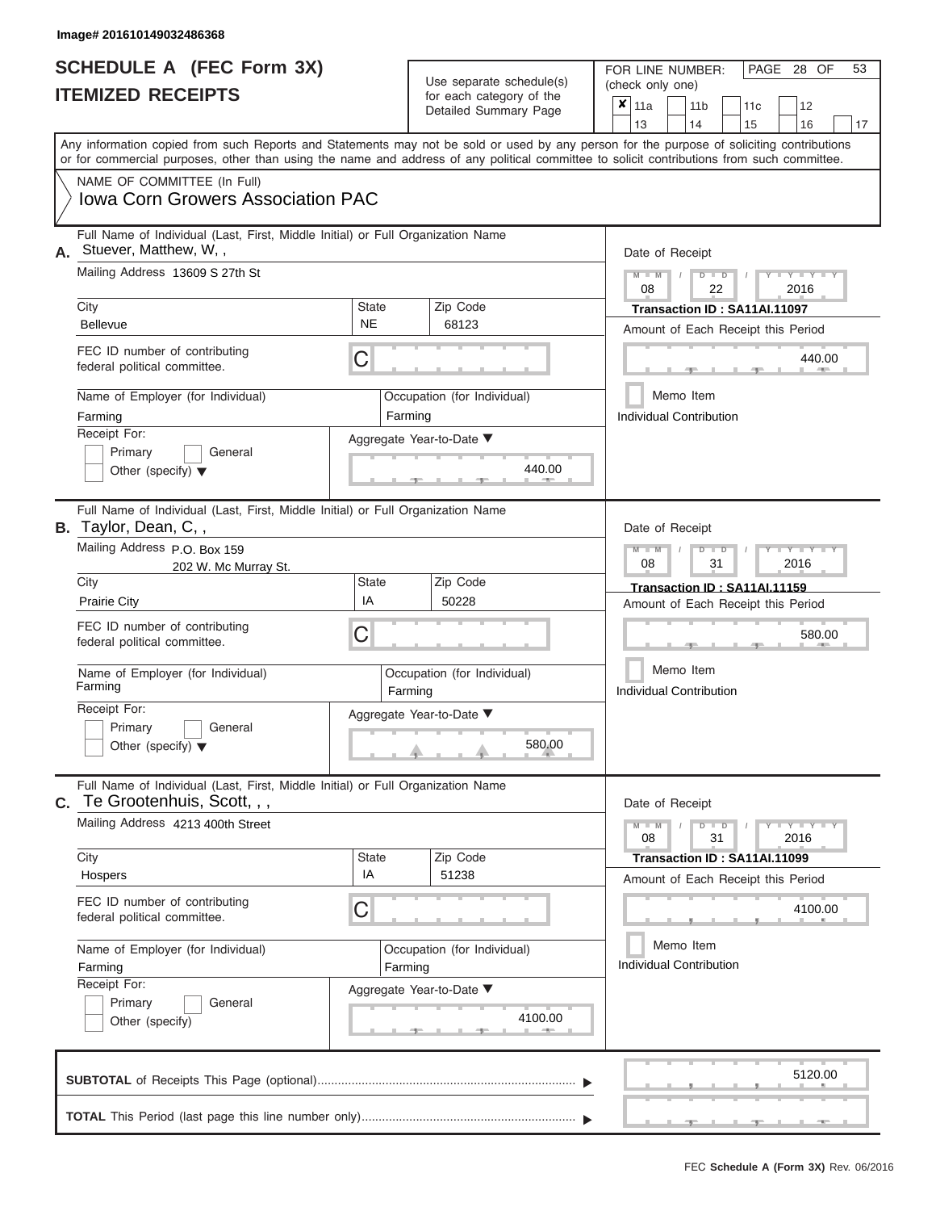Image# 201610149032486368

# SCHEDULE A (FEC Form 3X)
# ITEMIZED RECEIPTS

Use separate schedule(s) for each category of the Detailed Summary Page

FOR LINE NUMBER: (check only one)

- [x] 11a
- [ ] 11b
- [ ] 11c
- [ ] 12
- [ ] 13
- [ ] 14
- [ ] 15
- [ ] 16
- [ ] 17

Any information copied from such Reports and Statements may not be sold or used by any person for the purpose of soliciting contributions or for commercial purposes, other than using the name and address of any political committee to solicit contributions from such committee.

NAME OF COMMITTEE (In Full)
**Iowa Corn Growers Association PAC**

---

**A.** Full Name of Individual (Last, First, Middle Initial) or Full Organization Name: Stuever, Matthew, W, ,

Mailing Address: 13609 S 27th St

City: Bellevue | State: NE | Zip Code: 68123

FEC ID number of contributing federal political committee: C

Name of Employer (for Individual): Farming
Occupation (for Individual): Farming

Receipt For: Primary / General / Other (specify)

Aggregate Year-to-Date: 440.00

Date of Receipt: 08 / 22 / 2016
Transaction ID : SA11AI.11097
Amount of Each Receipt this Period: 440.00
Memo Item
Individual Contribution

---

**B.** Full Name of Individual (Last, First, Middle Initial) or Full Organization Name: Taylor, Dean, C, ,

Mailing Address: P.O. Box 159
202 W. Mc Murray St.

City: Prairie City | State: IA | Zip Code: 50228

FEC ID number of contributing federal political committee: C

Name of Employer (for Individual): Farming
Occupation (for Individual): Farming

Receipt For: Primary / General / Other (specify)

Aggregate Year-to-Date: 580.00

Date of Receipt: 08 / 31 / 2016
Transaction ID : SA11AI.11159
Amount of Each Receipt this Period: 580.00
Memo Item
Individual Contribution

---

**C.** Full Name of Individual (Last, First, Middle Initial) or Full Organization Name: Te Grootenhuis, Scott, , ,

Mailing Address: 4213 400th Street

City: Hospers | State: IA | Zip Code: 51238

FEC ID number of contributing federal political committee: C

Name of Employer (for Individual): Farming
Occupation (for Individual): Farming

Receipt For: Primary / General / Other (specify)

Aggregate Year-to-Date: 4100.00

Date of Receipt: 08 / 31 / 2016
Transaction ID : SA11AI.11099
Amount of Each Receipt this Period: 4100.00
Memo Item
Individual Contribution

---

**SUBTOTAL** of Receipts This Page (optional): 5120.00

**TOTAL** This Period (last page this line number only):

FEC **Schedule A (Form 3X)** Rev. 06/2016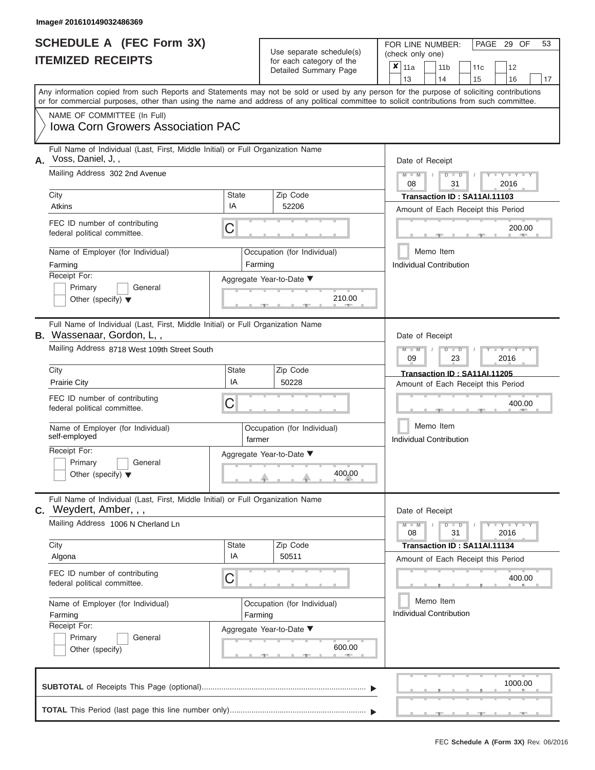Image# 201610149032486369

# SCHEDULE A (FEC Form 3X)
## ITEMIZED RECEIPTS

Use separate schedule(s) for each category of the Detailed Summary Page

FOR LINE NUMBER: (check only one)

- [x] 11a
- [ ] 11b
- [ ] 11c
- [ ] 12
- [ ] 13
- [ ] 14
- [ ] 15
- [ ] 16
- [ ] 17

PAGE 29 OF 53

Any information copied from such Reports and Statements may not be sold or used by any person for the purpose of soliciting contributions or for commercial purposes, other than using the name and address of any political committee to solicit contributions from such committee.

NAME OF COMMITTEE (In Full)
Iowa Corn Growers Association PAC

---

**A.** Full Name of Individual (Last, First, Middle Initial) or Full Organization Name: Voss, Daniel, J, ,

Mailing Address: 302 2nd Avenue

City: Atkins | State: IA | Zip Code: 52206

FEC ID number of contributing federal political committee: C

Name of Employer (for Individual): Farming

Occupation (for Individual): Farming

Receipt For: Primary / General / Other (specify)

Aggregate Year-to-Date: 210.00

Date of Receipt: 08 / 31 / 2016

Transaction ID : SA11AI.11103

Amount of Each Receipt this Period: 200.00

Memo Item

Individual Contribution

---

**B.** Full Name of Individual (Last, First, Middle Initial) or Full Organization Name: Wassenaar, Gordon, L, ,

Mailing Address: 8718 West 109th Street South

City: Prairie City | State: IA | Zip Code: 50228

FEC ID number of contributing federal political committee: C

Name of Employer (for Individual): self-employed

Occupation (for Individual): farmer

Receipt For: Primary / General / Other (specify)

Aggregate Year-to-Date: 400.00

Date of Receipt: 09 / 23 / 2016

Transaction ID : SA11AI.11205

Amount of Each Receipt this Period: 400.00

Memo Item

Individual Contribution

---

**C.** Full Name of Individual (Last, First, Middle Initial) or Full Organization Name: Weydert, Amber, , ,

Mailing Address: 1006 N Cherland Ln

City: Algona | State: IA | Zip Code: 50511

FEC ID number of contributing federal political committee: C

Name of Employer (for Individual): Farming

Occupation (for Individual): Farming

Receipt For: Primary / General / Other (specify)

Aggregate Year-to-Date: 600.00

Date of Receipt: 08 / 31 / 2016

Transaction ID : SA11AI.11134

Amount of Each Receipt this Period: 400.00

Memo Item

Individual Contribution

---

**SUBTOTAL** of Receipts This Page (optional): 1000.00

**TOTAL** This Period (last page this line number only):

FEC Schedule A (Form 3X) Rev. 06/2016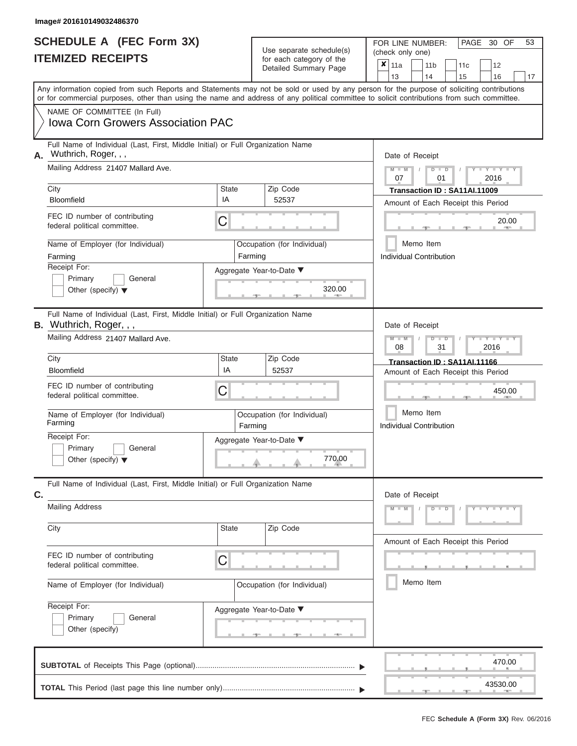Image# 201610149032486370

# SCHEDULE A (FEC Form 3X)
## ITEMIZED RECEIPTS

Use separate schedule(s) for each category of the Detailed Summary Page

FOR LINE NUMBER: (check only one)

- [x] 11a
- [ ] 11b
- [ ] 11c
- [ ] 12
- [ ] 13
- [ ] 14
- [ ] 15
- [ ] 16
- [ ] 17

Any information copied from such Reports and Statements may not be sold or used by any person for the purpose of soliciting contributions or for commercial purposes, other than using the name and address of any political committee to solicit contributions from such committee.

NAME OF COMMITTEE (In Full)
**Iowa Corn Growers Association PAC**

---

**A.** Full Name of Individual (Last, First, Middle Initial) or Full Organization Name: Wuthrich, Roger, , ,

Mailing Address: 21407 Mallard Ave.

| City | State | Zip Code |
|---|---|---|
| Bloomfield | IA | 52537 |

FEC ID number of contributing federal political committee: C

Name of Employer (for Individual): Farming

Occupation (for Individual): Farming

Receipt For: Primary / General / Other (specify)

Aggregate Year-to-Date: 320.00

Date of Receipt: 07 / 01 / 2016

Transaction ID : SA11AI.11009

Amount of Each Receipt this Period: 20.00

Memo Item

Individual Contribution

---

**B.** Full Name of Individual (Last, First, Middle Initial) or Full Organization Name: Wuthrich, Roger, , ,

Mailing Address: 21407 Mallard Ave.

| City | State | Zip Code |
|---|---|---|
| Bloomfield | IA | 52537 |

FEC ID number of contributing federal political committee: C

Name of Employer (for Individual): Farming

Occupation (for Individual): Farming

Receipt For: Primary / General / Other (specify)

Aggregate Year-to-Date: 770.00

Date of Receipt: 08 / 31 / 2016

Transaction ID : SA11AI.11166

Amount of Each Receipt this Period: 450.00

Memo Item

Individual Contribution

---

**C.** Full Name of Individual (Last, First, Middle Initial) or Full Organization Name:

Mailing Address

| City | State | Zip Code |
|---|---|---|
| | | |

FEC ID number of contributing federal political committee: C

Name of Employer (for Individual)

Occupation (for Individual)

Receipt For: Primary / General / Other (specify)

Aggregate Year-to-Date

Date of Receipt: M M / D D / Y Y Y Y

Amount of Each Receipt this Period

Memo Item

---

**SUBTOTAL** of Receipts This Page (optional): 470.00

**TOTAL** This Period (last page this line number only): 43530.00

FEC Schedule A (Form 3X) Rev. 06/2016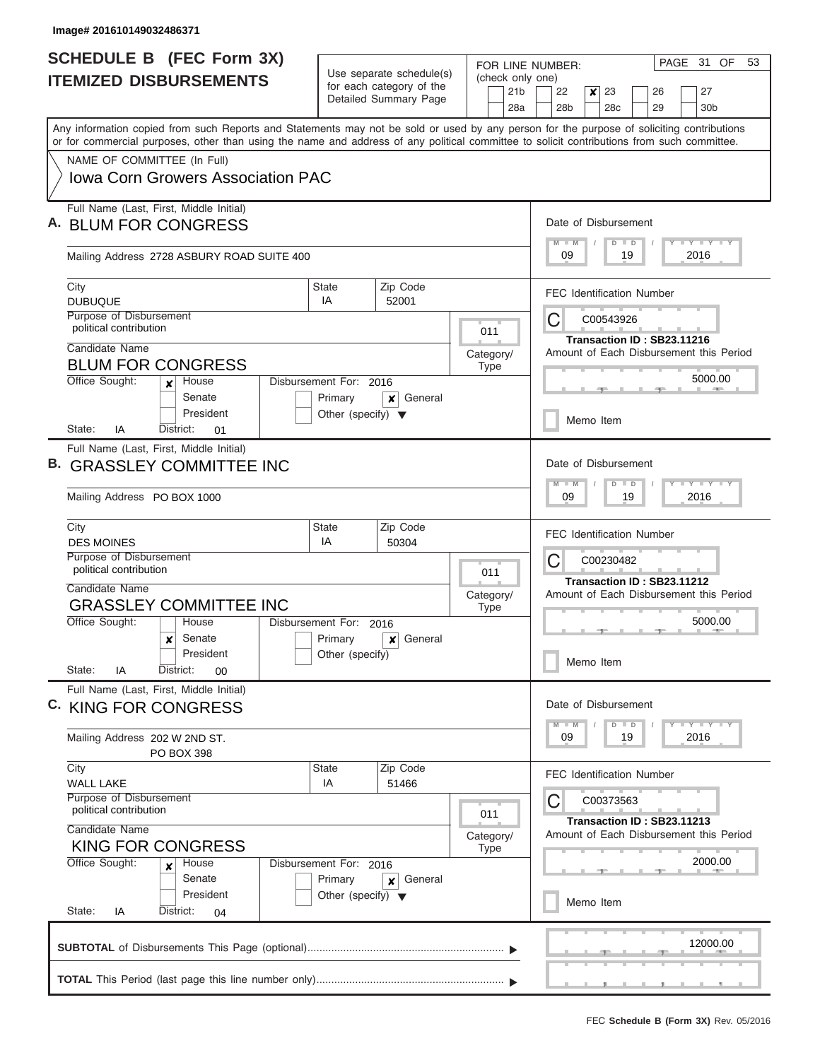Image# 201610149032486371

# SCHEDULE B (FEC Form 3X)
## ITEMIZED DISBURSEMENTS

Use separate schedule(s) for each category of the Detailed Summary Page

FOR LINE NUMBER: (check only one)

21b | 22 | [x] 23 | 26 | 27
28a | 28b | 28c | 29 | 30b

PAGE 31 OF 53

Any information copied from such Reports and Statements may not be sold or used by any person for the purpose of soliciting contributions or for commercial purposes, other than using the name and address of any political committee to solicit contributions from such committee.

NAME OF COMMITTEE (In Full)
**Iowa Corn Growers Association PAC**

---

**A.** Full Name (Last, First, Middle Initial): **BLUM FOR CONGRESS**

Mailing Address: 2728 ASBURY ROAD SUITE 400

City: DUBUQUE | State: IA | Zip Code: 52001

Purpose of Disbursement: political contribution

Category/Type: 011

Candidate Name: BLUM FOR CONGRESS

Office Sought: [x] House [ ] Senate [ ] President

State: IA District: 01

Disbursement For: 2016 [ ] Primary [x] General [ ] Other (specify)

Date of Disbursement: 09 / 19 / 2016

FEC Identification Number: C00543926

Transaction ID : SB23.11216

Amount of Each Disbursement this Period: 5000.00

[ ] Memo Item

---

**B.** Full Name (Last, First, Middle Initial): **GRASSLEY COMMITTEE INC**

Mailing Address: PO BOX 1000

City: DES MOINES | State: IA | Zip Code: 50304

Purpose of Disbursement: political contribution

Category/Type: 011

Candidate Name: GRASSLEY COMMITTEE INC

Office Sought: [ ] House [x] Senate [ ] President

State: IA District: 00

Disbursement For: 2016 [ ] Primary [x] General [ ] Other (specify)

Date of Disbursement: 09 / 19 / 2016

FEC Identification Number: C00230482

Transaction ID : SB23.11212

Amount of Each Disbursement this Period: 5000.00

[ ] Memo Item

---

**C.** Full Name (Last, First, Middle Initial): **KING FOR CONGRESS**

Mailing Address: 202 W 2ND ST.
PO BOX 398

City: WALL LAKE | State: IA | Zip Code: 51466

Purpose of Disbursement: political contribution

Category/Type: 011

Candidate Name: KING FOR CONGRESS

Office Sought: [x] House [ ] Senate [ ] President

State: IA District: 04

Disbursement For: 2016 [ ] Primary [x] General [ ] Other (specify)

Date of Disbursement: 09 / 19 / 2016

FEC Identification Number: C00373563

Transaction ID : SB23.11213

Amount of Each Disbursement this Period: 2000.00

[ ] Memo Item

---

**SUBTOTAL** of Disbursements This Page (optional): 12000.00

**TOTAL** This Period (last page this line number only):

FEC **Schedule B (Form 3X)** Rev. 05/2016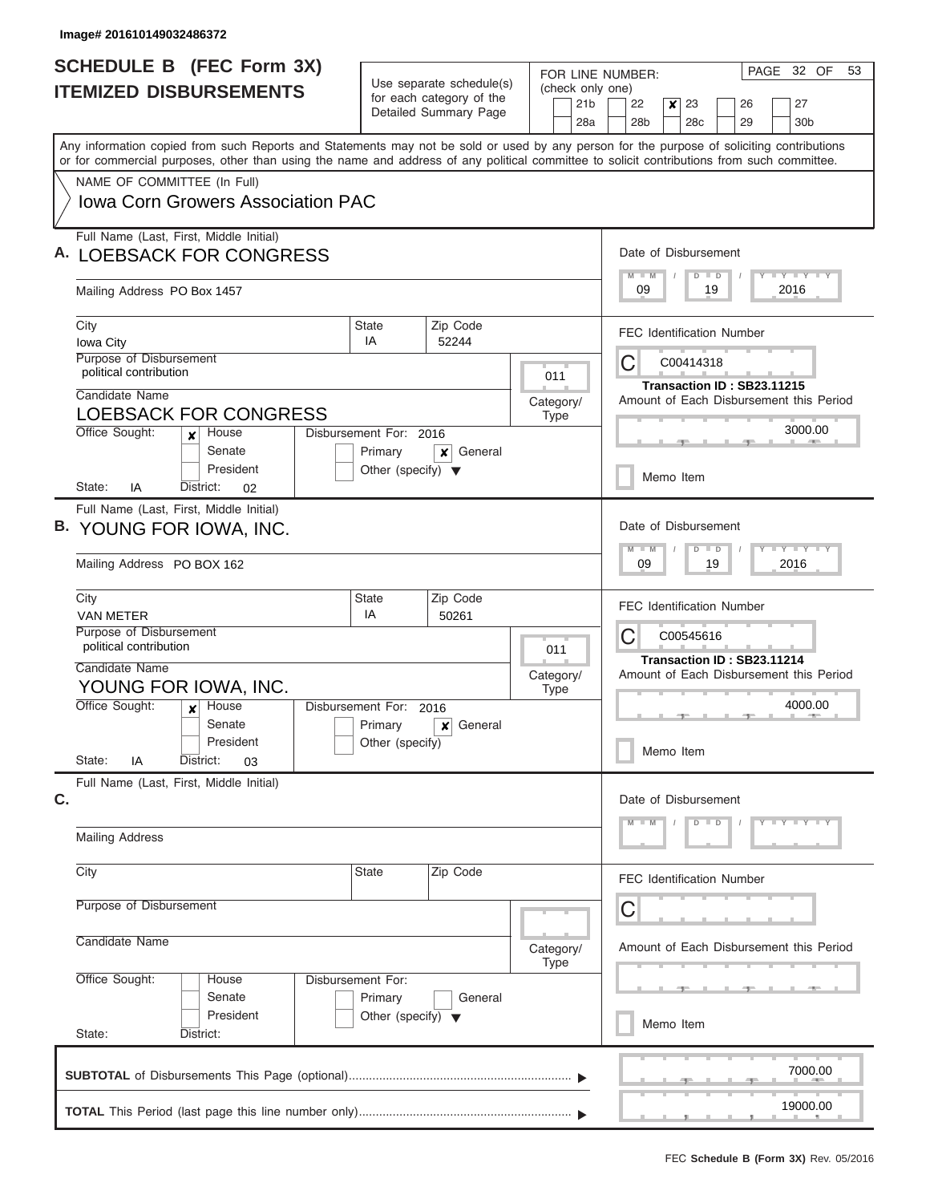Image# 201610149032486372

# SCHEDULE B (FEC Form 3X)
## ITEMIZED DISBURSEMENTS

Use separate schedule(s) for each category of the Detailed Summary Page

FOR LINE NUMBER: (check only one)
21b | 22 | [x] 23 | 26 | 27
28a | 28b | 28c | 29 | 30b

PAGE 32 OF 53

Any information copied from such Reports and Statements may not be sold or used by any person for the purpose of soliciting contributions or for commercial purposes, other than using the name and address of any political committee to solicit contributions from such committee.

NAME OF COMMITTEE (In Full)
Iowa Corn Growers Association PAC

---

**A.** Full Name (Last, First, Middle Initial): LOEBSACK FOR CONGRESS

Mailing Address: PO Box 1457

City: Iowa City | State: IA | Zip Code: 52244

Purpose of Disbursement: political contribution

Category/Type: 011

Candidate Name: LOEBSACK FOR CONGRESS

Office Sought: [x] House [ ] Senate [ ] President

State: IA District: 02

Disbursement For: 2016 [ ] Primary [x] General [ ] Other (specify)

Date of Disbursement: 09 / 19 / 2016

FEC Identification Number: C00414318

Transaction ID : SB23.11215

Amount of Each Disbursement this Period: 3000.00

[ ] Memo Item

---

**B.** Full Name (Last, First, Middle Initial): YOUNG FOR IOWA, INC.

Mailing Address: PO BOX 162

City: VAN METER | State: IA | Zip Code: 50261

Purpose of Disbursement: political contribution

Category/Type: 011

Candidate Name: YOUNG FOR IOWA, INC.

Office Sought: [x] House [ ] Senate [ ] President

State: IA District: 03

Disbursement For: 2016 [ ] Primary [x] General [ ] Other (specify)

Date of Disbursement: 09 / 19 / 2016

FEC Identification Number: C00545616

Transaction ID : SB23.11214

Amount of Each Disbursement this Period: 4000.00

[ ] Memo Item

---

**C.** Full Name (Last, First, Middle Initial):

Mailing Address

City | State | Zip Code

Purpose of Disbursement

Category/Type

Candidate Name

Office Sought: [ ] House [ ] Senate [ ] President

State: District:

Disbursement For: [ ] Primary [ ] General [ ] Other (specify)

Date of Disbursement: M M / D D / Y Y Y Y

FEC Identification Number: C

Amount of Each Disbursement this Period

[ ] Memo Item

---

**SUBTOTAL** of Disbursements This Page (optional): 7000.00

**TOTAL** This Period (last page this line number only): 19000.00

FEC **Schedule B (Form 3X)** Rev. 05/2016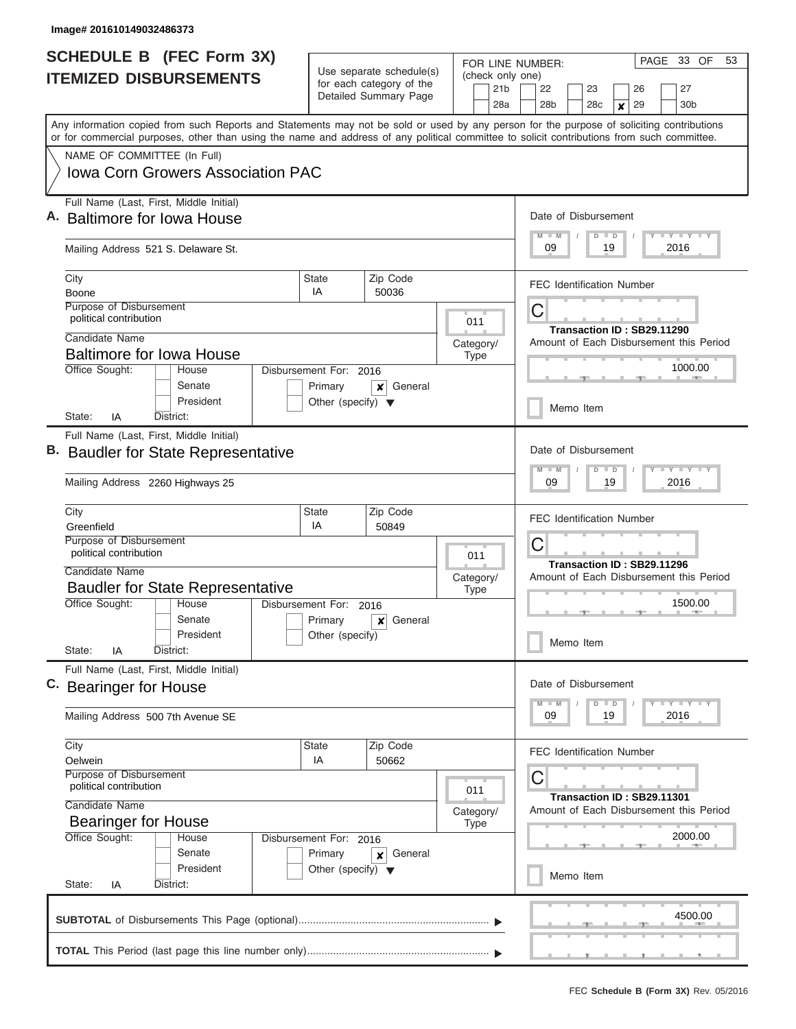Image# 201610149032486373

# SCHEDULE B (FEC Form 3X)
## ITEMIZED DISBURSEMENTS

Use separate schedule(s) for each category of the Detailed Summary Page

FOR LINE NUMBER: (check only one)

21b | 22 | 23 | 26 | 27 | 28a | 28b | 28c | **x** 29 | 30b

PAGE 33 OF 53

Any information copied from such Reports and Statements may not be sold or used by any person for the purpose of soliciting contributions or for commercial purposes, other than using the name and address of any political committee to solicit contributions from such committee.

NAME OF COMMITTEE (In Full)
**Iowa Corn Growers Association PAC**

---

**A.** Full Name (Last, First, Middle Initial): **Baltimore for Iowa House**

Mailing Address: 521 S. Delaware St.
City: Boone | State: IA | Zip Code: 50036

Purpose of Disbursement: political contribution
Category/Type: 011

Candidate Name: Baltimore for Iowa House
Office Sought: House / Senate / President
State: IA | District:
Disbursement For: 2016 | Primary | **x** General | Other (specify)

Date of Disbursement: 09 / 19 / 2016
FEC Identification Number: C
Transaction ID : SB29.11290
Amount of Each Disbursement this Period: 1000.00
Memo Item

---

**B.** Full Name (Last, First, Middle Initial): **Baudler for State Representative**

Mailing Address: 2260 Highways 25
City: Greenfield | State: IA | Zip Code: 50849

Purpose of Disbursement: political contribution
Category/Type: 011

Candidate Name: Baudler for State Representative
Office Sought: House / Senate / President
State: IA | District:
Disbursement For: 2016 | Primary | **x** General | Other (specify)

Date of Disbursement: 09 / 19 / 2016
FEC Identification Number: C
Transaction ID : SB29.11296
Amount of Each Disbursement this Period: 1500.00
Memo Item

---

**C.** Full Name (Last, First, Middle Initial): **Bearinger for House**

Mailing Address: 500 7th Avenue SE
City: Oelwein | State: IA | Zip Code: 50662

Purpose of Disbursement: political contribution
Category/Type: 011

Candidate Name: Bearinger for House
Office Sought: House / Senate / President
State: IA | District:
Disbursement For: 2016 | Primary | **x** General | Other (specify)

Date of Disbursement: 09 / 19 / 2016
FEC Identification Number: C
Transaction ID : SB29.11301
Amount of Each Disbursement this Period: 2000.00
Memo Item

---

**SUBTOTAL** of Disbursements This Page (optional): 4500.00

**TOTAL** This Period (last page this line number only):

FEC **Schedule B (Form 3X)** Rev. 05/2016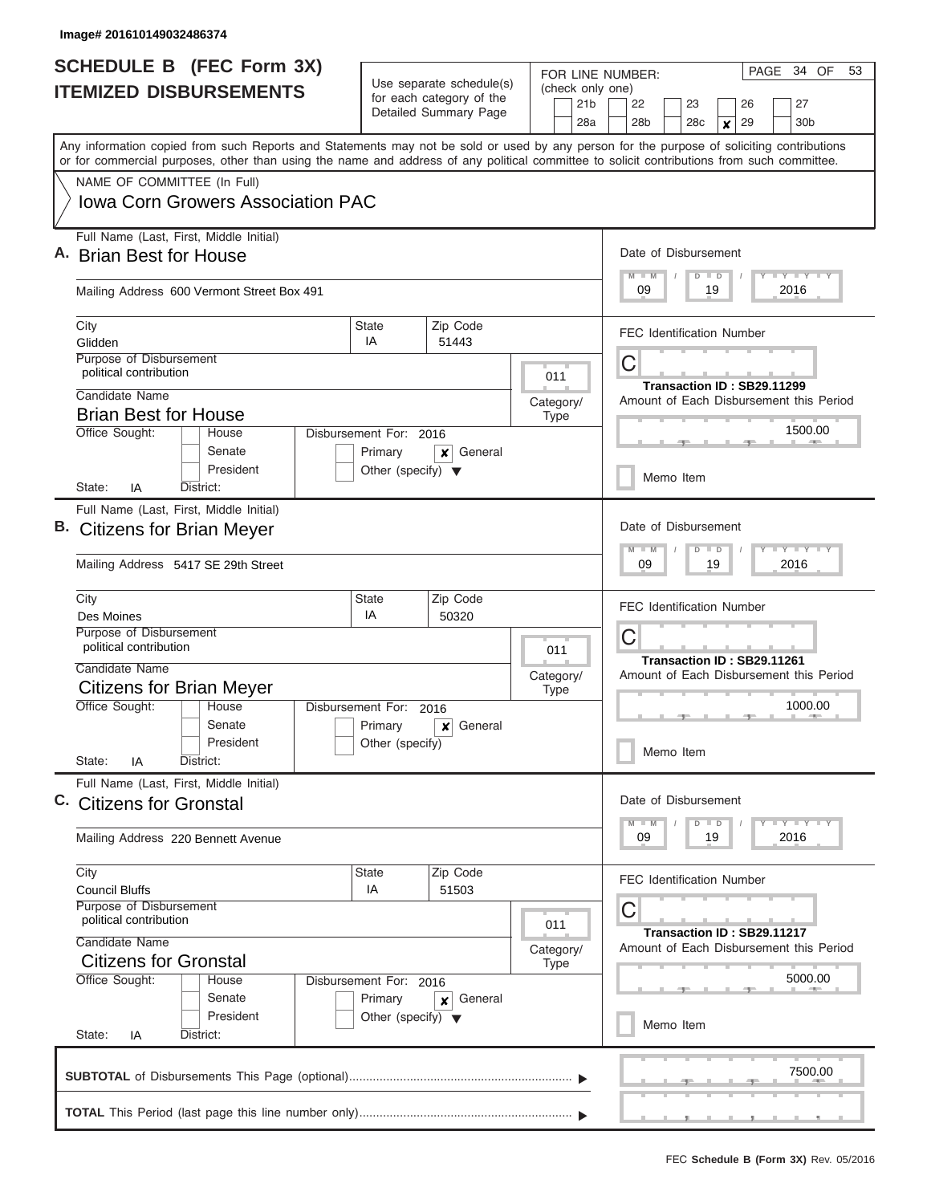Image# 201610149032486374

# SCHEDULE B (FEC Form 3X)
## ITEMIZED DISBURSEMENTS

Use separate schedule(s) for each category of the Detailed Summary Page

FOR LINE NUMBER: (check only one)
21b | 22 | 23 | 26 | 27
28a | 28b | 28c | ✘ 29 | 30b

PAGE 34 OF 53

Any information copied from such Reports and Statements may not be sold or used by any person for the purpose of soliciting contributions or for commercial purposes, other than using the name and address of any political committee to solicit contributions from such committee.

NAME OF COMMITTEE (In Full)
Iowa Corn Growers Association PAC

---

**A.** Full Name (Last, First, Middle Initial): **Brian Best for House**

Mailing Address: 600 Vermont Street Box 491

City: Glidden | State: IA | Zip Code: 51443

Purpose of Disbursement: political contribution

Category/Type: 011

Candidate Name: Brian Best for House

Office Sought: House / Senate / President

State: IA | District:

Disbursement For: 2016 — Primary / ✘ General / Other (specify)

Date of Disbursement: 09 / 19 / 2016

FEC Identification Number: C

Transaction ID : SB29.11299

Amount of Each Disbursement this Period: 1500.00

Memo Item

---

**B.** Full Name (Last, First, Middle Initial): **Citizens for Brian Meyer**

Mailing Address: 5417 SE 29th Street

City: Des Moines | State: IA | Zip Code: 50320

Purpose of Disbursement: political contribution

Category/Type: 011

Candidate Name: Citizens for Brian Meyer

Office Sought: House / Senate / President

State: IA | District:

Disbursement For: 2016 — Primary / ✘ General / Other (specify)

Date of Disbursement: 09 / 19 / 2016

FEC Identification Number: C

Transaction ID : SB29.11261

Amount of Each Disbursement this Period: 1000.00

Memo Item

---

**C.** Full Name (Last, First, Middle Initial): **Citizens for Gronstal**

Mailing Address: 220 Bennett Avenue

City: Council Bluffs | State: IA | Zip Code: 51503

Purpose of Disbursement: political contribution

Category/Type: 011

Candidate Name: Citizens for Gronstal

Office Sought: House / Senate / President

State: IA | District:

Disbursement For: 2016 — Primary / ✘ General / Other (specify)

Date of Disbursement: 09 / 19 / 2016

FEC Identification Number: C

Transaction ID : SB29.11217

Amount of Each Disbursement this Period: 5000.00

Memo Item

---

**SUBTOTAL** of Disbursements This Page (optional): 7500.00

**TOTAL** This Period (last page this line number only):

FEC **Schedule B (Form 3X)** Rev. 05/2016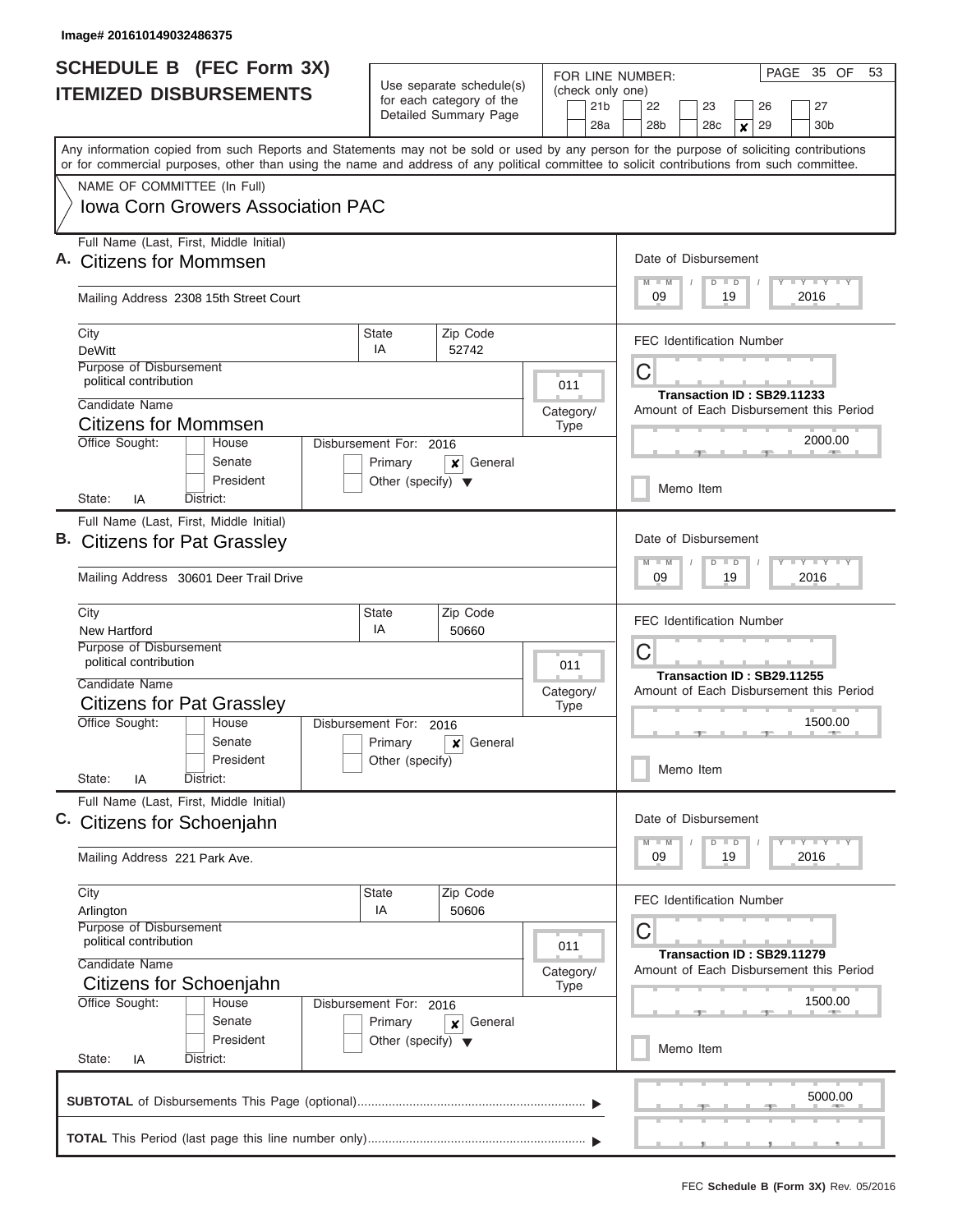Image# 201610149032486375

# SCHEDULE B (FEC Form 3X)
## ITEMIZED DISBURSEMENTS

Use separate schedule(s) for each category of the Detailed Summary Page

FOR LINE NUMBER: (check only one)

| | | | | | |
|---|---|---|---|---|---|
| 21b | 22 | 23 | 26 | 27 | |
| 28a | 28b | 28c | ✘ 29 | 30b | |

Any information copied from such Reports and Statements may not be sold or used by any person for the purpose of soliciting contributions or for commercial purposes, other than using the name and address of any political committee to solicit contributions from such committee.

NAME OF COMMITTEE (In Full)

Iowa Corn Growers Association PAC

---

**A.** Full Name (Last, First, Middle Initial): Citizens for Mommsen

Mailing Address: 2308 15th Street Court

City: DeWitt | State: IA | Zip Code: 52742

Purpose of Disbursement: political contribution

Category/Type: 011

Candidate Name: Citizens for Mommsen

Office Sought: House / Senate / President

State: IA District:

Disbursement For: 2016 — Primary / ✘ General / Other (specify)

Date of Disbursement: 09 / 19 / 2016

FEC Identification Number: C

Transaction ID : SB29.11233

Amount of Each Disbursement this Period: 2000.00

Memo Item

---

**B.** Full Name (Last, First, Middle Initial): Citizens for Pat Grassley

Mailing Address: 30601 Deer Trail Drive

City: New Hartford | State: IA | Zip Code: 50660

Purpose of Disbursement: political contribution

Category/Type: 011

Candidate Name: Citizens for Pat Grassley

Office Sought: House / Senate / President

State: IA District:

Disbursement For: 2016 — Primary / ✘ General / Other (specify)

Date of Disbursement: 09 / 19 / 2016

FEC Identification Number: C

Transaction ID : SB29.11255

Amount of Each Disbursement this Period: 1500.00

Memo Item

---

**C.** Full Name (Last, First, Middle Initial): Citizens for Schoenjahn

Mailing Address: 221 Park Ave.

City: Arlington | State: IA | Zip Code: 50606

Purpose of Disbursement: political contribution

Category/Type: 011

Candidate Name: Citizens for Schoenjahn

Office Sought: House / Senate / President

State: IA District:

Disbursement For: 2016 — Primary / ✘ General / Other (specify)

Date of Disbursement: 09 / 19 / 2016

FEC Identification Number: C

Transaction ID : SB29.11279

Amount of Each Disbursement this Period: 1500.00

Memo Item

---

**SUBTOTAL** of Disbursements This Page (optional): 5000.00

**TOTAL** This Period (last page this line number only):

FEC **Schedule B (Form 3X)** Rev. 05/2016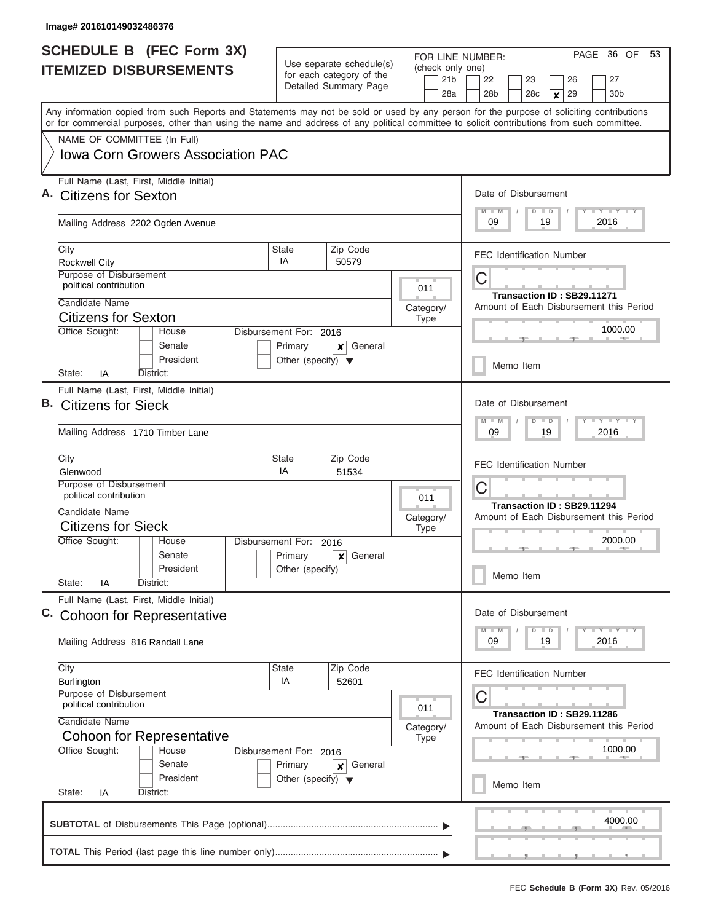Image# 201610149032486376

# SCHEDULE B (FEC Form 3X)
## ITEMIZED DISBURSEMENTS

Use separate schedule(s) for each category of the Detailed Summary Page

FOR LINE NUMBER: (check only one)

21b | 22 | 23 | 26 | 27
28a | 28b | 28c | [x] 29 | 30b

PAGE 36 OF 53

Any information copied from such Reports and Statements may not be sold or used by any person for the purpose of soliciting contributions or for commercial purposes, other than using the name and address of any political committee to solicit contributions from such committee.

NAME OF COMMITTEE (In Full)
Iowa Corn Growers Association PAC

---

**A.** Full Name (Last, First, Middle Initial): Citizens for Sexton

Mailing Address: 2202 Ogden Avenue

City: Rockwell City | State: IA | Zip Code: 50579

Purpose of Disbursement: political contribution

Category/Type: 011

Candidate Name: Citizens for Sexton

Office Sought: House / Senate / President

State: IA District:

Disbursement For: 2016 — Primary [ ] General [x] Other (specify)

Date of Disbursement: 09 / 19 / 2016

FEC Identification Number: C

Transaction ID : SB29.11271

Amount of Each Disbursement this Period: 1000.00

Memo Item

---

**B.** Full Name (Last, First, Middle Initial): Citizens for Sieck

Mailing Address: 1710 Timber Lane

City: Glenwood | State: IA | Zip Code: 51534

Purpose of Disbursement: political contribution

Category/Type: 011

Candidate Name: Citizens for Sieck

Office Sought: House / Senate / President

State: IA District:

Disbursement For: 2016 — Primary [ ] General [x] Other (specify)

Date of Disbursement: 09 / 19 / 2016

FEC Identification Number: C

Transaction ID : SB29.11294

Amount of Each Disbursement this Period: 2000.00

Memo Item

---

**C.** Full Name (Last, First, Middle Initial): Cohoon for Representative

Mailing Address: 816 Randall Lane

City: Burlington | State: IA | Zip Code: 52601

Purpose of Disbursement: political contribution

Category/Type: 011

Candidate Name: Cohoon for Representative

Office Sought: House / Senate / President

State: IA District:

Disbursement For: 2016 — Primary [ ] General [x] Other (specify)

Date of Disbursement: 09 / 19 / 2016

FEC Identification Number: C

Transaction ID : SB29.11286

Amount of Each Disbursement this Period: 1000.00

Memo Item

---

**SUBTOTAL** of Disbursements This Page (optional): 4000.00

**TOTAL** This Period (last page this line number only):

FEC **Schedule B (Form 3X)** Rev. 05/2016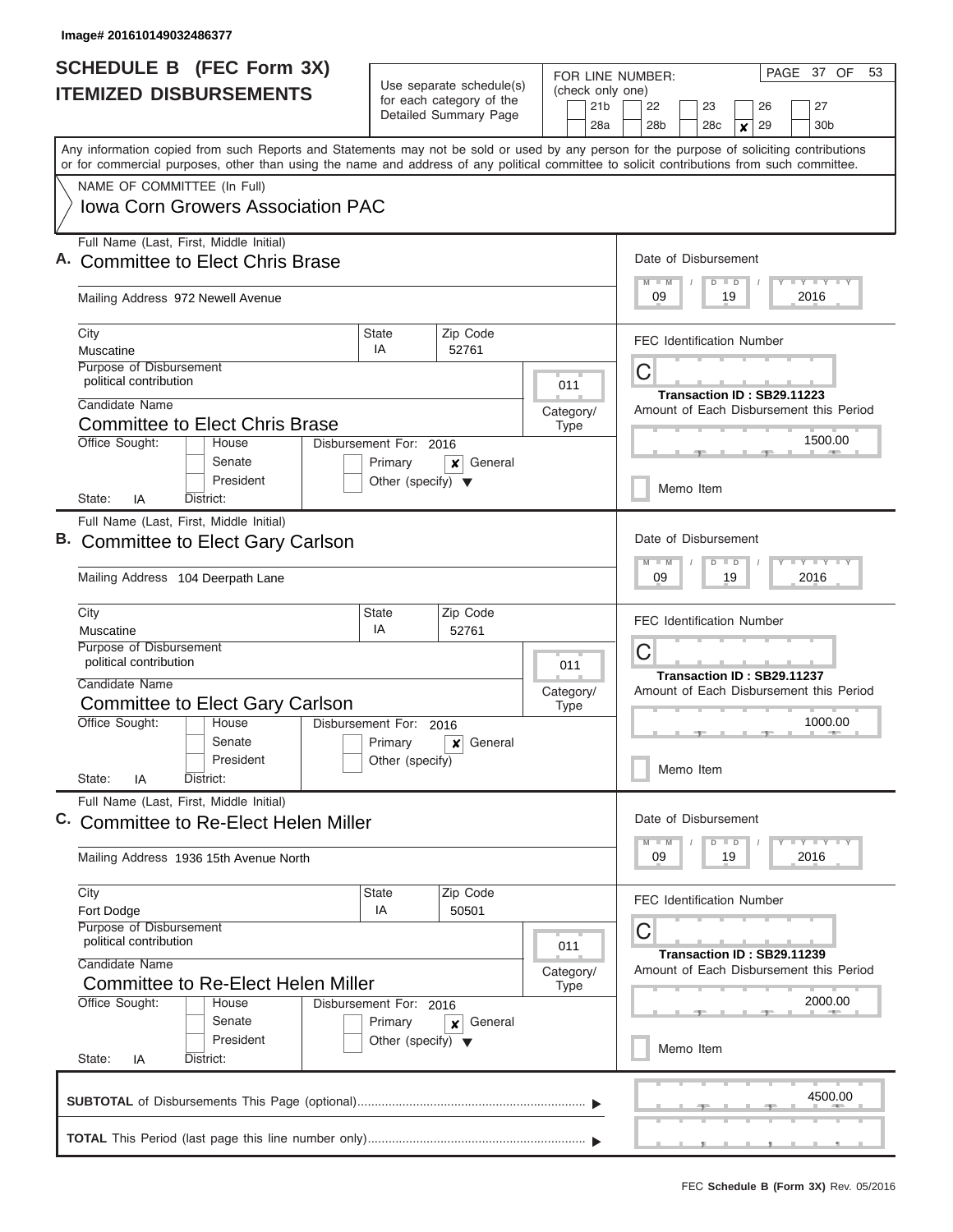Image# 201610149032486377

# SCHEDULE B (FEC Form 3X)
## ITEMIZED DISBURSEMENTS

Use separate schedule(s) for each category of the Detailed Summary Page

FOR LINE NUMBER: (check only one)
21b, 22, 23, 26, 27, 28a, 28b, 28c, [x] 29, 30b

Any information copied from such Reports and Statements may not be sold or used by any person for the purpose of soliciting contributions or for commercial purposes, other than using the name and address of any political committee to solicit contributions from such committee.

NAME OF COMMITTEE (In Full)
**Iowa Corn Growers Association PAC**

---

**A.** Full Name (Last, First, Middle Initial): **Committee to Elect Chris Brase**

Mailing Address: 972 Newell Avenue

City: Muscatine | State: IA | Zip Code: 52761

Purpose of Disbursement: political contribution

Category/Type: 011

Candidate Name: **Committee to Elect Chris Brase**

Office Sought: House / Senate / President

Disbursement For: 2016 — Primary / [x] General / Other (specify)

State: IA District:

Date of Disbursement: 09/19/2016

FEC Identification Number: C

Transaction ID : SB29.11223

Amount of Each Disbursement this Period: 1500.00

Memo Item

---

**B.** Full Name (Last, First, Middle Initial): **Committee to Elect Gary Carlson**

Mailing Address: 104 Deerpath Lane

City: Muscatine | State: IA | Zip Code: 52761

Purpose of Disbursement: political contribution

Category/Type: 011

Candidate Name: **Committee to Elect Gary Carlson**

Office Sought: House / Senate / President

Disbursement For: 2016 — Primary / [x] General / Other (specify)

State: IA District:

Date of Disbursement: 09/19/2016

FEC Identification Number: C

Transaction ID : SB29.11237

Amount of Each Disbursement this Period: 1000.00

Memo Item

---

**C.** Full Name (Last, First, Middle Initial): **Committee to Re-Elect Helen Miller**

Mailing Address: 1936 15th Avenue North

City: Fort Dodge | State: IA | Zip Code: 50501

Purpose of Disbursement: political contribution

Category/Type: 011

Candidate Name: **Committee to Re-Elect Helen Miller**

Office Sought: House / Senate / President

Disbursement For: 2016 — Primary / [x] General / Other (specify)

State: IA District:

Date of Disbursement: 09/19/2016

FEC Identification Number: C

Transaction ID : SB29.11239

Amount of Each Disbursement this Period: 2000.00

Memo Item

---

**SUBTOTAL** of Disbursements This Page (optional): 4500.00

**TOTAL** This Period (last page this line number only):

FEC **Schedule B (Form 3X)** Rev. 05/2016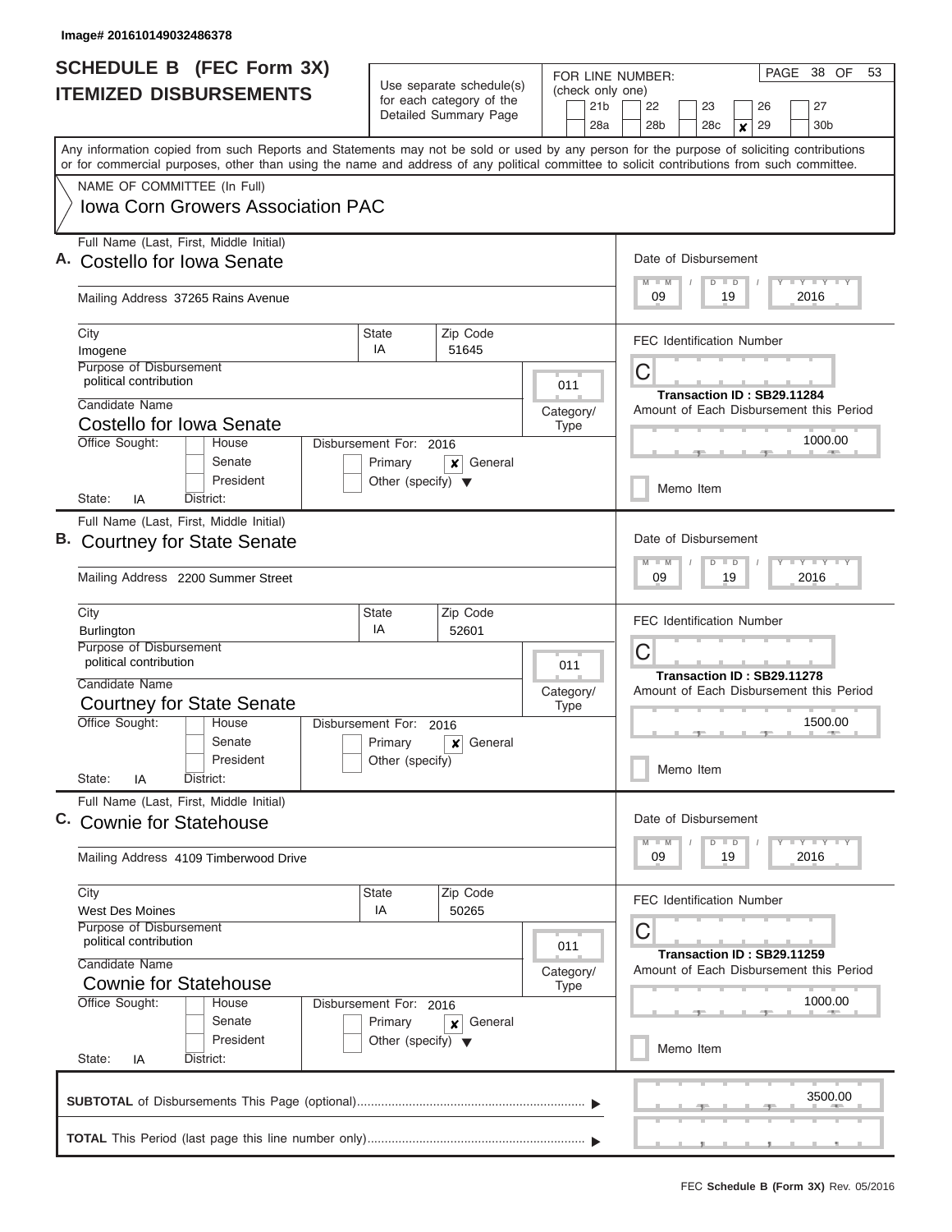Image# 201610149032486378

# SCHEDULE B (FEC Form 3X)
## ITEMIZED DISBURSEMENTS

Use separate schedule(s) for each category of the Detailed Summary Page

FOR LINE NUMBER: (check only one)
21b | 22 | 23 | 26 | 27 | 28a | 28b | 28c | **x** 29 | 30b

Any information copied from such Reports and Statements may not be sold or used by any person for the purpose of soliciting contributions or for commercial purposes, other than using the name and address of any political committee to solicit contributions from such committee.

NAME OF COMMITTEE (In Full)
**Iowa Corn Growers Association PAC**

---

**A.** Full Name (Last, First, Middle Initial): **Costello for Iowa Senate**

Mailing Address: 37265 Rains Avenue

City: Imogene | State: IA | Zip Code: 51645

Purpose of Disbursement: political contribution

Category/Type: 011

Candidate Name: Costello for Iowa Senate

Office Sought: House / Senate / President

State: IA District:

Disbursement For: 2016 — Primary / **x** General / Other (specify)

Date of Disbursement: 09 / 19 / 2016

FEC Identification Number: C

Transaction ID : SB29.11284

Amount of Each Disbursement this Period: 1000.00

Memo Item

---

**B.** Full Name (Last, First, Middle Initial): **Courtney for State Senate**

Mailing Address: 2200 Summer Street

City: Burlington | State: IA | Zip Code: 52601

Purpose of Disbursement: political contribution

Category/Type: 011

Candidate Name: Courtney for State Senate

Office Sought: House / Senate / President

State: IA District:

Disbursement For: 2016 — Primary / **x** General / Other (specify)

Date of Disbursement: 09 / 19 / 2016

FEC Identification Number: C

Transaction ID : SB29.11278

Amount of Each Disbursement this Period: 1500.00

Memo Item

---

**C.** Full Name (Last, First, Middle Initial): **Cownie for Statehouse**

Mailing Address: 4109 Timberwood Drive

City: West Des Moines | State: IA | Zip Code: 50265

Purpose of Disbursement: political contribution

Category/Type: 011

Candidate Name: Cownie for Statehouse

Office Sought: House / Senate / President

State: IA District:

Disbursement For: 2016 — Primary / **x** General / Other (specify)

Date of Disbursement: 09 / 19 / 2016

FEC Identification Number: C

Transaction ID : SB29.11259

Amount of Each Disbursement this Period: 1000.00

Memo Item

---

**SUBTOTAL** of Disbursements This Page (optional): 3500.00

**TOTAL** This Period (last page this line number only):

FEC **Schedule B (Form 3X)** Rev. 05/2016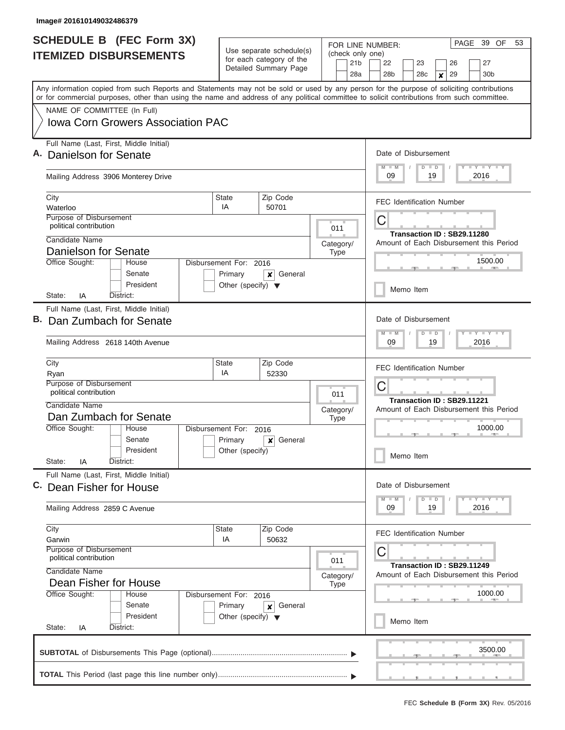Image# 201610149032486379

# SCHEDULE B (FEC Form 3X)
## ITEMIZED DISBURSEMENTS

Use separate schedule(s) for each category of the Detailed Summary Page

FOR LINE NUMBER: (check only one)

21b | 22 | 23 | 26 | 27 | 28a | 28b | 28c | [x] 29 | 30b

PAGE 39 OF 53

Any information copied from such Reports and Statements may not be sold or used by any person for the purpose of soliciting contributions or for commercial purposes, other than using the name and address of any political committee to solicit contributions from such committee.

NAME OF COMMITTEE (In Full)
**Iowa Corn Growers Association PAC**

---

**A.** Full Name (Last, First, Middle Initial): **Danielson for Senate**

Mailing Address: 3906 Monterey Drive

City: Waterloo | State: IA | Zip Code: 50701

Purpose of Disbursement: political contribution

Category/Type: 011

Candidate Name: Danielson for Senate

Office Sought: Senate | State: IA | District:

Disbursement For: 2016 — [x] General

Date of Disbursement: 09/19/2016

FEC Identification Number: C

Transaction ID : SB29.11280

Amount of Each Disbursement this Period: 1500.00

Memo Item

---

**B.** Full Name (Last, First, Middle Initial): **Dan Zumbach for Senate**

Mailing Address: 2618 140th Avenue

City: Ryan | State: IA | Zip Code: 52330

Purpose of Disbursement: political contribution

Category/Type: 011

Candidate Name: Dan Zumbach for Senate

Office Sought: Senate | State: IA | District:

Disbursement For: 2016 — [x] General

Date of Disbursement: 09/19/2016

FEC Identification Number: C

Transaction ID : SB29.11221

Amount of Each Disbursement this Period: 1000.00

Memo Item

---

**C.** Full Name (Last, First, Middle Initial): **Dean Fisher for House**

Mailing Address: 2859 C Avenue

City: Garwin | State: IA | Zip Code: 50632

Purpose of Disbursement: political contribution

Category/Type: 011

Candidate Name: Dean Fisher for House

Office Sought: House | State: IA | District:

Disbursement For: 2016 — [x] General

Date of Disbursement: 09/19/2016

FEC Identification Number: C

Transaction ID : SB29.11249

Amount of Each Disbursement this Period: 1000.00

Memo Item

---

**SUBTOTAL** of Disbursements This Page (optional): 3500.00

**TOTAL** This Period (last page this line number only):

FEC **Schedule B (Form 3X)** Rev. 05/2016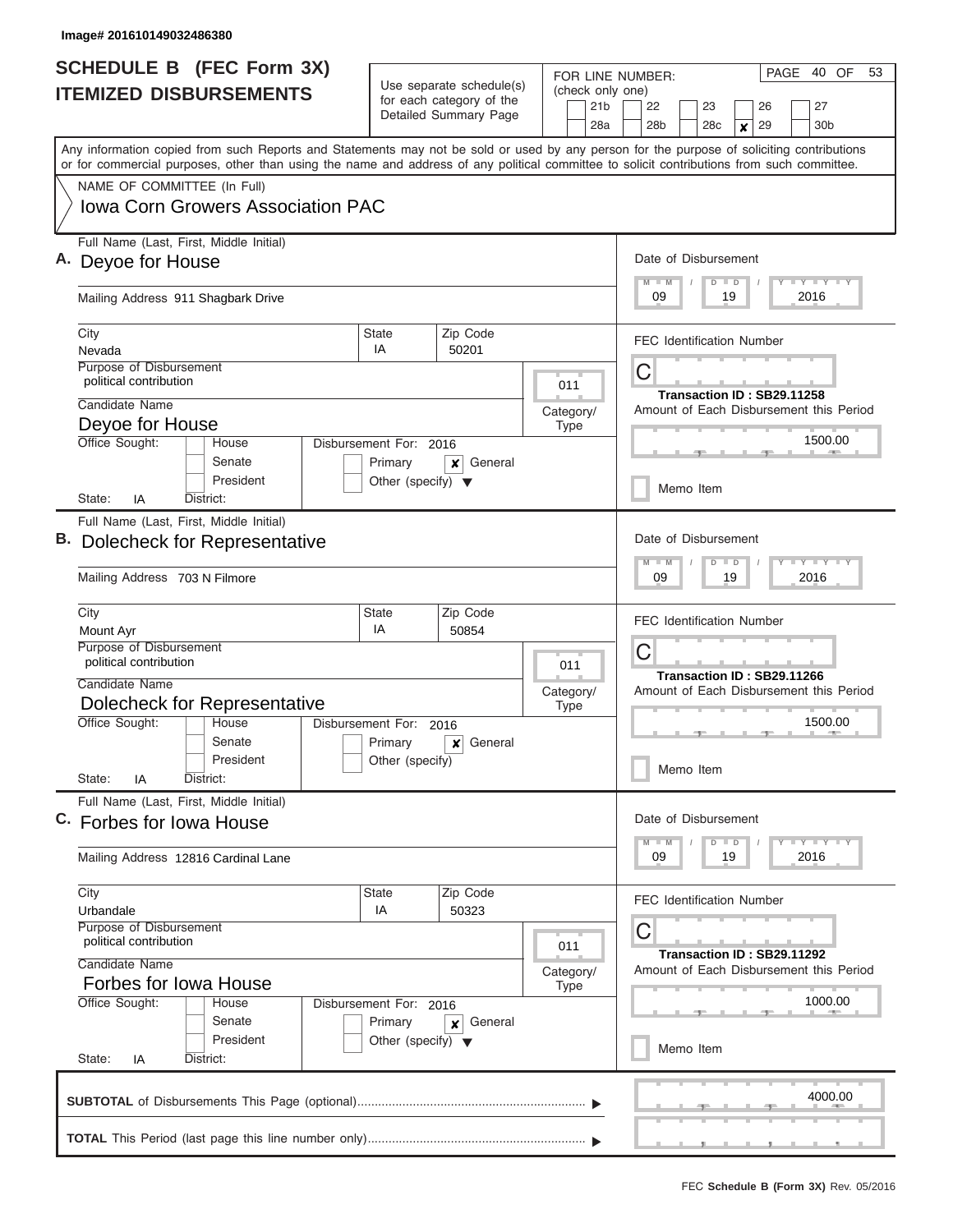Image# 201610149032486380

# SCHEDULE B (FEC Form 3X)
## ITEMIZED DISBURSEMENTS

Use separate schedule(s) for each category of the Detailed Summary Page

FOR LINE NUMBER: (check only one)

21b | 22 | 23 | 26 | 27 | 28a | 28b | 28c | [x] 29 | 30b

PAGE 40 OF 53

Any information copied from such Reports and Statements may not be sold or used by any person for the purpose of soliciting contributions or for commercial purposes, other than using the name and address of any political committee to solicit contributions from such committee.

NAME OF COMMITTEE (In Full)

**Iowa Corn Growers Association PAC**

---

**A.** Full Name (Last, First, Middle Initial): **Deyoe for House**

Mailing Address: 911 Shagbark Drive

City: Nevada | State: IA | Zip Code: 50201

Date of Disbursement: 09 / 19 / 2016

FEC Identification Number: C

Transaction ID : SB29.11258

Purpose of Disbursement: political contribution

Category/Type: 011

Candidate Name: Deyoe for House

Office Sought: House / Senate / President — State: IA District:

Disbursement For: 2016 — Primary [x] General — Other (specify)

Amount of Each Disbursement this Period: 1500.00

Memo Item

---

**B.** Full Name (Last, First, Middle Initial): **Dolecheck for Representative**

Mailing Address: 703 N Filmore

City: Mount Ayr | State: IA | Zip Code: 50854

Date of Disbursement: 09 / 19 / 2016

FEC Identification Number: C

Transaction ID : SB29.11266

Purpose of Disbursement: political contribution

Category/Type: 011

Candidate Name: Dolecheck for Representative

Office Sought: House / Senate / President — State: IA District:

Disbursement For: 2016 — Primary [x] General — Other (specify)

Amount of Each Disbursement this Period: 1500.00

Memo Item

---

**C.** Full Name (Last, First, Middle Initial): **Forbes for Iowa House**

Mailing Address: 12816 Cardinal Lane

City: Urbandale | State: IA | Zip Code: 50323

Date of Disbursement: 09 / 19 / 2016

FEC Identification Number: C

Transaction ID : SB29.11292

Purpose of Disbursement: political contribution

Category/Type: 011

Candidate Name: Forbes for Iowa House

Office Sought: House / Senate / President — State: IA District:

Disbursement For: 2016 — Primary [x] General — Other (specify)

Amount of Each Disbursement this Period: 1000.00

Memo Item

---

**SUBTOTAL** of Disbursements This Page (optional): 4000.00

**TOTAL** This Period (last page this line number only):

FEC **Schedule B (Form 3X)** Rev. 05/2016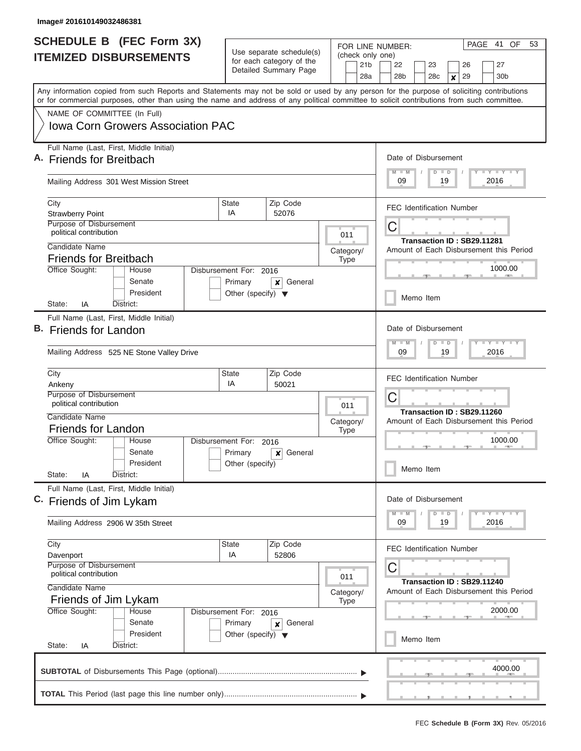Image# 201610149032486381

# SCHEDULE B (FEC Form 3X)
## ITEMIZED DISBURSEMENTS

Use separate schedule(s) for each category of the Detailed Summary Page

FOR LINE NUMBER: (check only one)

21b | 22 | 23 | 26 | 27
28a | 28b | 28c | ☒ 29 | 30b

Any information copied from such Reports and Statements may not be sold or used by any person for the purpose of soliciting contributions or for commercial purposes, other than using the name and address of any political committee to solicit contributions from such committee.

NAME OF COMMITTEE (In Full)
**Iowa Corn Growers Association PAC**

---

**A.** Full Name (Last, First, Middle Initial): **Friends for Breitbach**

Mailing Address: 301 West Mission Street

City: Strawberry Point | State: IA | Zip Code: 52076

Purpose of Disbursement: political contribution

Category/Type: 011

Candidate Name: **Friends for Breitbach**

Office Sought: House / Senate / President

State: IA | District:

Disbursement For: 2016 — Primary / ☒ General / Other (specify)

Date of Disbursement: 09 / 19 / 2016

FEC Identification Number: C

Transaction ID : SB29.11281

Amount of Each Disbursement this Period: 1000.00

Memo Item

---

**B.** Full Name (Last, First, Middle Initial): **Friends for Landon**

Mailing Address: 525 NE Stone Valley Drive

City: Ankeny | State: IA | Zip Code: 50021

Purpose of Disbursement: political contribution

Category/Type: 011

Candidate Name: **Friends for Landon**

Office Sought: House / Senate / President

State: IA | District:

Disbursement For: 2016 — Primary / ☒ General / Other (specify)

Date of Disbursement: 09 / 19 / 2016

FEC Identification Number: C

Transaction ID : SB29.11260

Amount of Each Disbursement this Period: 1000.00

Memo Item

---

**C.** Full Name (Last, First, Middle Initial): **Friends of Jim Lykam**

Mailing Address: 2906 W 35th Street

City: Davenport | State: IA | Zip Code: 52806

Purpose of Disbursement: political contribution

Category/Type: 011

Candidate Name: **Friends of Jim Lykam**

Office Sought: House / Senate / President

State: IA | District:

Disbursement For: 2016 — Primary / ☒ General / Other (specify)

Date of Disbursement: 09 / 19 / 2016

FEC Identification Number: C

Transaction ID : SB29.11240

Amount of Each Disbursement this Period: 2000.00

Memo Item

---

**SUBTOTAL** of Disbursements This Page (optional): 4000.00

**TOTAL** This Period (last page this line number only):

FEC **Schedule B (Form 3X)** Rev. 05/2016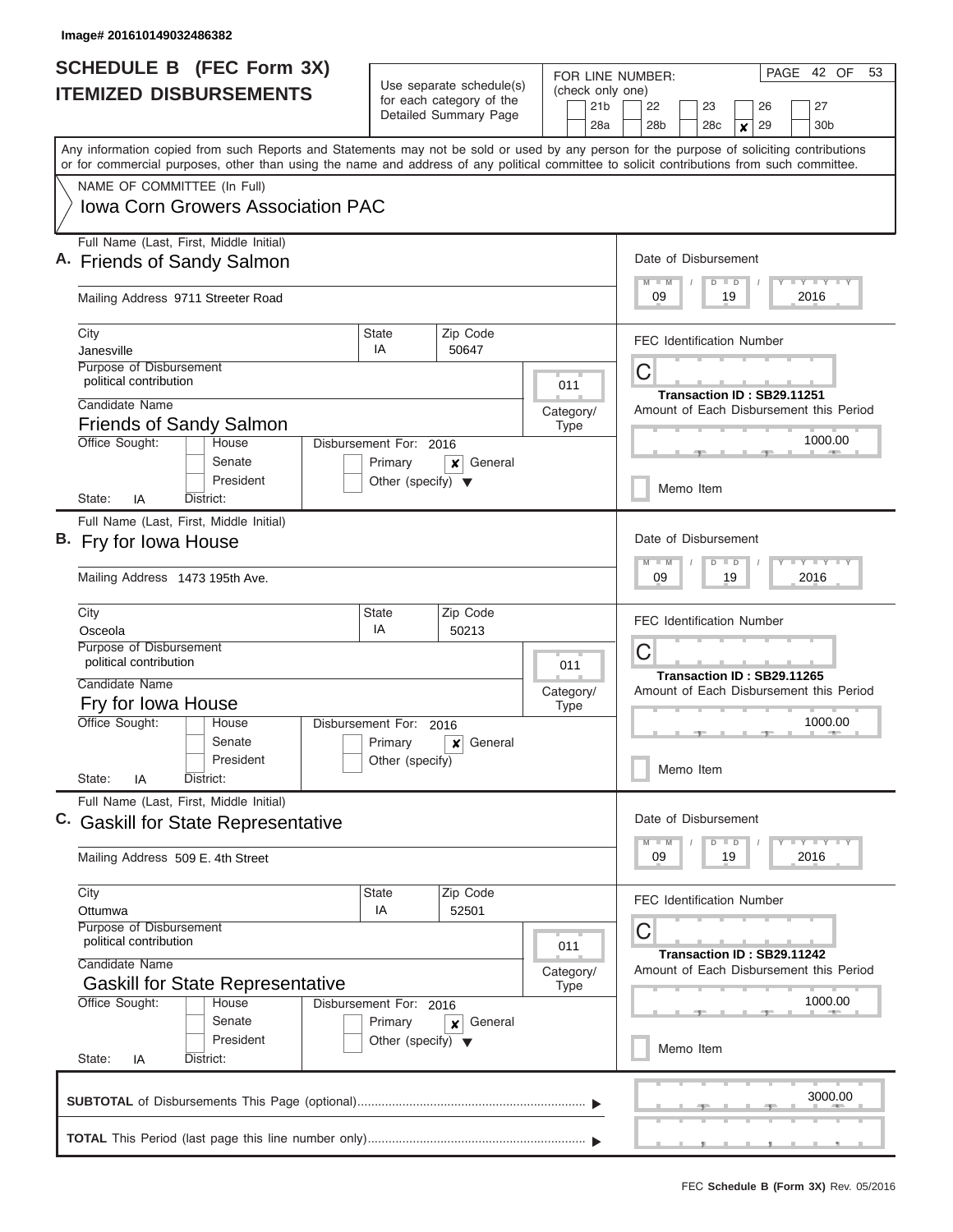Image# 201610149032486382

# SCHEDULE B (FEC Form 3X) ITEMIZED DISBURSEMENTS

Use separate schedule(s) for each category of the Detailed Summary Page

FOR LINE NUMBER: (check only one)

21b | 22 | 23 | 26 | 27
28a | 28b | 28c | **X** 29 | 30b

PAGE 42 OF 53

Any information copied from such Reports and Statements may not be sold or used by any person for the purpose of soliciting contributions or for commercial purposes, other than using the name and address of any political committee to solicit contributions from such committee.

NAME OF COMMITTEE (In Full)
Iowa Corn Growers Association PAC

---

**A.** Full Name (Last, First, Middle Initial): Friends of Sandy Salmon

Mailing Address: 9711 Streeter Road

City: Janesville | State: IA | Zip Code: 50647

Purpose of Disbursement: political contribution

Category/Type: 011

Candidate Name: Friends of Sandy Salmon

Office Sought: House / Senate / President

Disbursement For: 2016 — Primary / **X** General / Other (specify)

State: IA | District:

Date of Disbursement: 09 / 19 / 2016

FEC Identification Number: C

Transaction ID : SB29.11251

Amount of Each Disbursement this Period: 1000.00

Memo Item

---

**B.** Full Name (Last, First, Middle Initial): Fry for Iowa House

Mailing Address: 1473 195th Ave.

City: Osceola | State: IA | Zip Code: 50213

Purpose of Disbursement: political contribution

Category/Type: 011

Candidate Name: Fry for Iowa House

Office Sought: House / Senate / President

Disbursement For: 2016 — Primary / **X** General / Other (specify)

State: IA | District:

Date of Disbursement: 09 / 19 / 2016

FEC Identification Number: C

Transaction ID : SB29.11265

Amount of Each Disbursement this Period: 1000.00

Memo Item

---

**C.** Full Name (Last, First, Middle Initial): Gaskill for State Representative

Mailing Address: 509 E. 4th Street

City: Ottumwa | State: IA | Zip Code: 52501

Purpose of Disbursement: political contribution

Category/Type: 011

Candidate Name: Gaskill for State Representative

Office Sought: House / Senate / President

Disbursement For: 2016 — Primary / **X** General / Other (specify)

State: IA | District:

Date of Disbursement: 09 / 19 / 2016

FEC Identification Number: C

Transaction ID : SB29.11242

Amount of Each Disbursement this Period: 1000.00

Memo Item

---

**SUBTOTAL** of Disbursements This Page (optional): 3000.00

**TOTAL** This Period (last page this line number only):

FEC **Schedule B (Form 3X)** Rev. 05/2016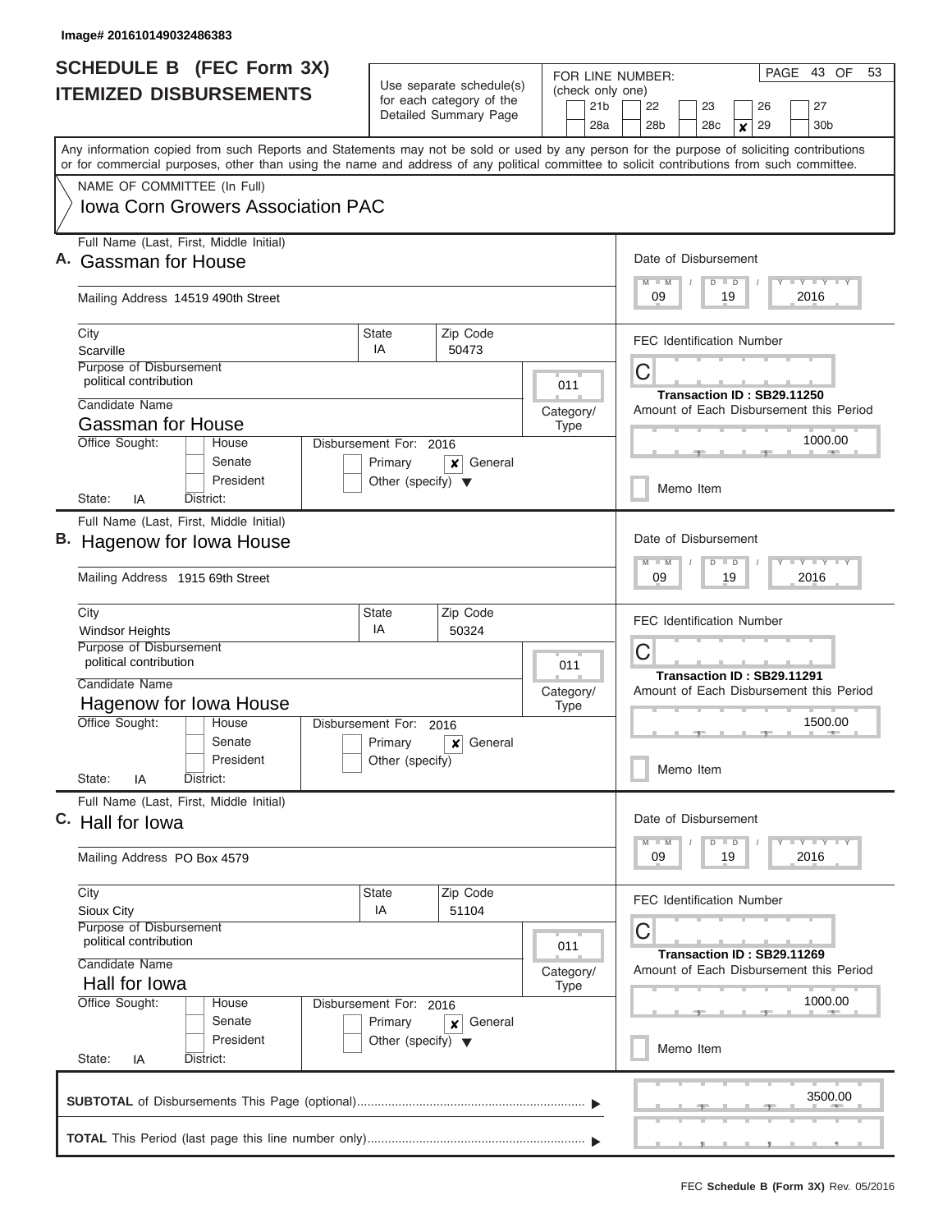Image# 201610149032486383

# SCHEDULE B (FEC Form 3X)
## ITEMIZED DISBURSEMENTS

Use separate schedule(s) for each category of the Detailed Summary Page

FOR LINE NUMBER: (check only one)

21b | 22 | 23 | 26 | 27
28a | 28b | 28c | [x] 29 | 30b

Any information copied from such Reports and Statements may not be sold or used by any person for the purpose of soliciting contributions or for commercial purposes, other than using the name and address of any political committee to solicit contributions from such committee.

NAME OF COMMITTEE (In Full)
**Iowa Corn Growers Association PAC**

---

**A.** Full Name (Last, First, Middle Initial): **Gassman for House**

Mailing Address: 14519 490th Street
City: Scarville | State: IA | Zip Code: 50473

Date of Disbursement: 09 / 19 / 2016

Purpose of Disbursement: political contribution
Category/Type: 011

FEC Identification Number: C
Transaction ID : SB29.11250

Candidate Name: Gassman for House
Office Sought: House / Senate / President
State: IA District:
Disbursement For: 2016 — Primary [ ] General [x] Other (specify)

Amount of Each Disbursement this Period: 1000.00

Memo Item

---

**B.** Full Name (Last, First, Middle Initial): **Hagenow for Iowa House**

Mailing Address: 1915 69th Street
City: Windsor Heights | State: IA | Zip Code: 50324

Date of Disbursement: 09 / 19 / 2016

Purpose of Disbursement: political contribution
Category/Type: 011

FEC Identification Number: C
Transaction ID : SB29.11291

Candidate Name: Hagenow for Iowa House
Office Sought: House / Senate / President
State: IA District:
Disbursement For: 2016 — Primary [ ] General [x] Other (specify)

Amount of Each Disbursement this Period: 1500.00

Memo Item

---

**C.** Full Name (Last, First, Middle Initial): **Hall for Iowa**

Mailing Address: PO Box 4579
City: Sioux City | State: IA | Zip Code: 51104

Date of Disbursement: 09 / 19 / 2016

Purpose of Disbursement: political contribution
Category/Type: 011

FEC Identification Number: C
Transaction ID : SB29.11269

Candidate Name: Hall for Iowa
Office Sought: House / Senate / President
State: IA District:
Disbursement For: 2016 — Primary [ ] General [x] Other (specify)

Amount of Each Disbursement this Period: 1000.00

Memo Item

---

**SUBTOTAL** of Disbursements This Page (optional): 3500.00

**TOTAL** This Period (last page this line number only):

FEC **Schedule B (Form 3X)** Rev. 05/2016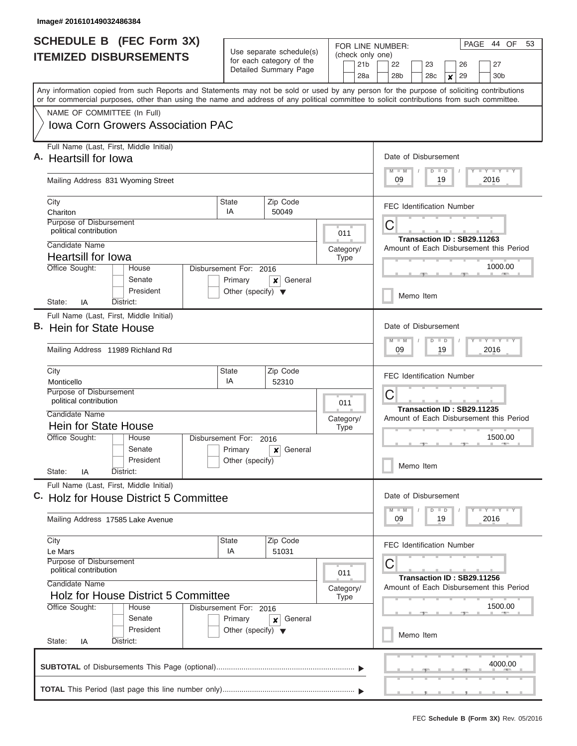Image# 201610149032486384

# SCHEDULE B (FEC Form 3X) ITEMIZED DISBURSEMENTS

Use separate schedule(s) for each category of the Detailed Summary Page

FOR LINE NUMBER: (check only one)

21b | 22 | 23 | 26 | 27
28a | 28b | 28c | ✘ 29 | 30b

PAGE 44 OF 53

Any information copied from such Reports and Statements may not be sold or used by any person for the purpose of soliciting contributions or for commercial purposes, other than using the name and address of any political committee to solicit contributions from such committee.

NAME OF COMMITTEE (In Full)
**Iowa Corn Growers Association PAC**

---

**A.** Full Name (Last, First, Middle Initial)
**Heartsill for Iowa**

Mailing Address 831 Wyoming Street

City: Chariton | State: IA | Zip Code: 50049

Purpose of Disbursement: political contribution

Category/Type: 011

Candidate Name: **Heartsill for Iowa**

Office Sought: House / Senate / President
State: IA District:

Disbursement For: 2016 — Primary / ✘ General / Other (specify)

Date of Disbursement: 09 / 19 / 2016

FEC Identification Number: C

Transaction ID : SB29.11263

Amount of Each Disbursement this Period: 1000.00

Memo Item

---

**B.** Full Name (Last, First, Middle Initial)
**Hein for State House**

Mailing Address 11989 Richland Rd

City: Monticello | State: IA | Zip Code: 52310

Purpose of Disbursement: political contribution

Category/Type: 011

Candidate Name: **Hein for State House**

Office Sought: House / Senate / President
State: IA District:

Disbursement For: 2016 — Primary / ✘ General / Other (specify)

Date of Disbursement: 09 / 19 / 2016

FEC Identification Number: C

Transaction ID : SB29.11235

Amount of Each Disbursement this Period: 1500.00

Memo Item

---

**C.** Full Name (Last, First, Middle Initial)
**Holz for House District 5 Committee**

Mailing Address 17585 Lake Avenue

City: Le Mars | State: IA | Zip Code: 51031

Purpose of Disbursement: political contribution

Category/Type: 011

Candidate Name: **Holz for House District 5 Committee**

Office Sought: House / Senate / President
State: IA District:

Disbursement For: 2016 — Primary / ✘ General / Other (specify)

Date of Disbursement: 09 / 19 / 2016

FEC Identification Number: C

Transaction ID : SB29.11256

Amount of Each Disbursement this Period: 1500.00

Memo Item

---

**SUBTOTAL** of Disbursements This Page (optional): 4000.00

**TOTAL** This Period (last page this line number only):

FEC **Schedule B (Form 3X)** Rev. 05/2016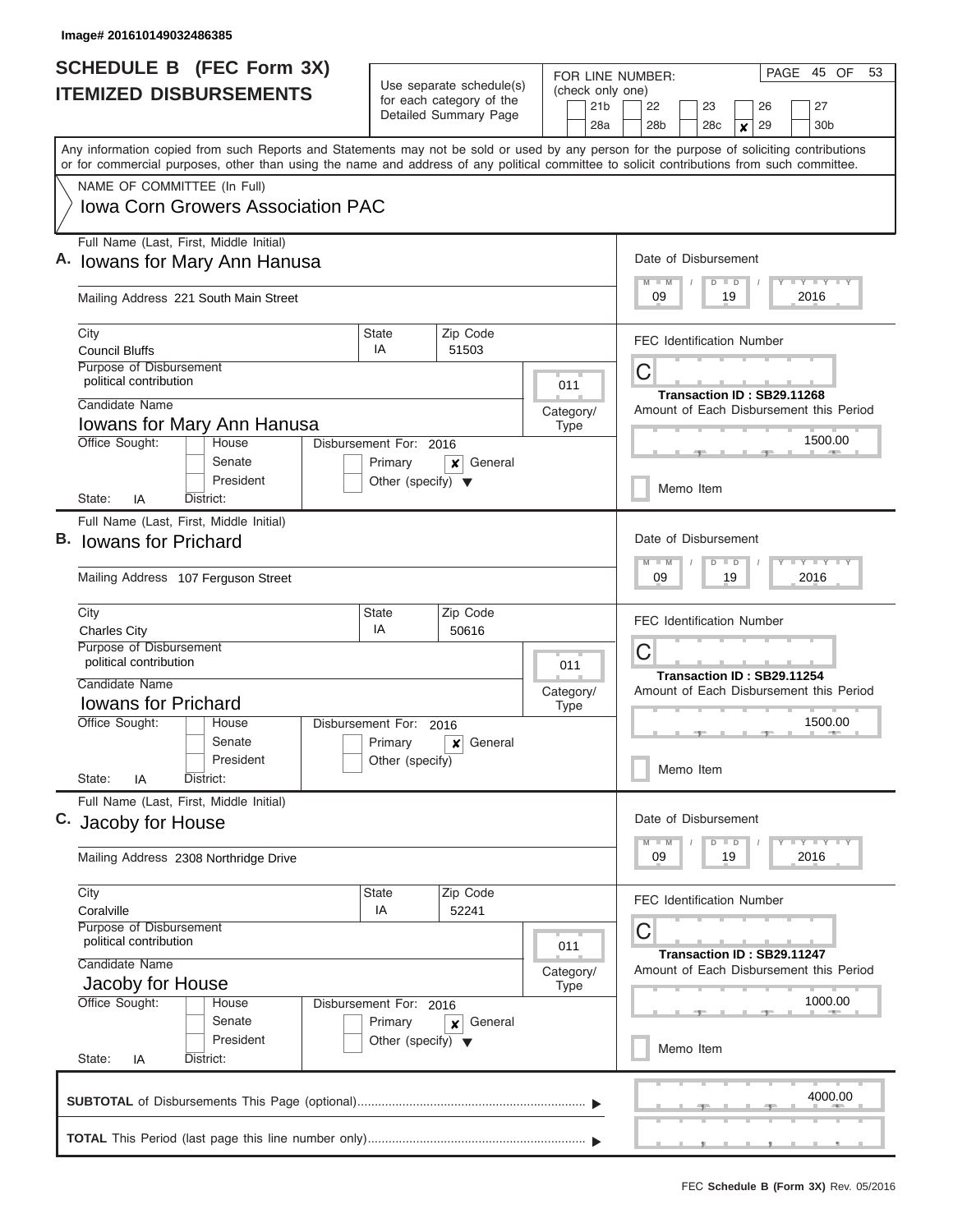Image# 201610149032486385

# SCHEDULE B (FEC Form 3X) ITEMIZED DISBURSEMENTS

Use separate schedule(s) for each category of the Detailed Summary Page

FOR LINE NUMBER: (check only one)

21b | 22 | 23 | 26 | 27
28a | 28b | 28c | **x** 29 | 30b

Any information copied from such Reports and Statements may not be sold or used by any person for the purpose of soliciting contributions or for commercial purposes, other than using the name and address of any political committee to solicit contributions from such committee.

NAME OF COMMITTEE (In Full)
**Iowa Corn Growers Association PAC**

---

**A.** Full Name (Last, First, Middle Initial): **Iowans for Mary Ann Hanusa**

Mailing Address: 221 South Main Street

City: Council Bluffs | State: IA | Zip Code: 51503

Purpose of Disbursement: political contribution

Category/Type: 011

Candidate Name: Iowans for Mary Ann Hanusa

Office Sought: House / Senate / President

State: IA District:

Disbursement For: 2016 — Primary / **x** General / Other (specify)

Date of Disbursement: 09/19/2016

FEC Identification Number: C

Transaction ID : SB29.11268

Amount of Each Disbursement this Period: 1500.00

Memo Item

---

**B.** Full Name (Last, First, Middle Initial): **Iowans for Prichard**

Mailing Address: 107 Ferguson Street

City: Charles City | State: IA | Zip Code: 50616

Purpose of Disbursement: political contribution

Category/Type: 011

Candidate Name: Iowans for Prichard

Office Sought: House / Senate / President

State: IA District:

Disbursement For: 2016 — Primary / **x** General / Other (specify)

Date of Disbursement: 09/19/2016

FEC Identification Number: C

Transaction ID : SB29.11254

Amount of Each Disbursement this Period: 1500.00

Memo Item

---

**C.** Full Name (Last, First, Middle Initial): **Jacoby for House**

Mailing Address: 2308 Northridge Drive

City: Coralville | State: IA | Zip Code: 52241

Purpose of Disbursement: political contribution

Category/Type: 011

Candidate Name: Jacoby for House

Office Sought: House / Senate / President

State: IA District:

Disbursement For: 2016 — Primary / **x** General / Other (specify)

Date of Disbursement: 09/19/2016

FEC Identification Number: C

Transaction ID : SB29.11247

Amount of Each Disbursement this Period: 1000.00

Memo Item

---

**SUBTOTAL** of Disbursements This Page (optional): 4000.00

**TOTAL** This Period (last page this line number only):

FEC **Schedule B (Form 3X)** Rev. 05/2016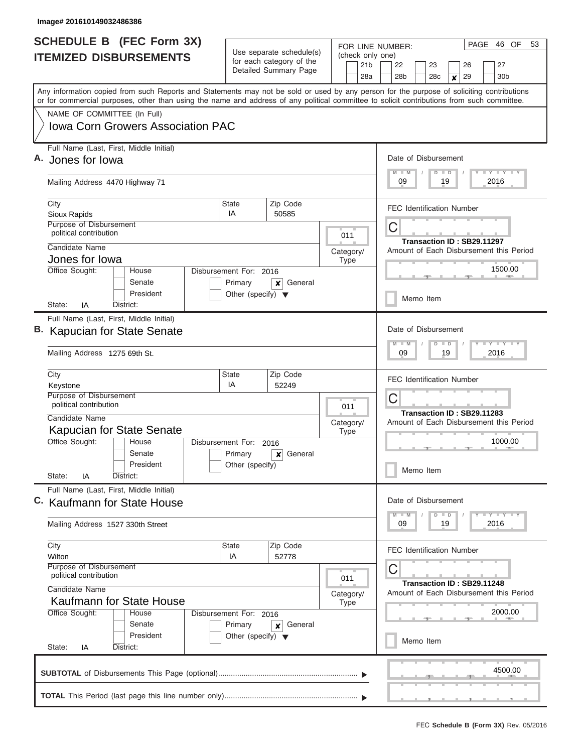Image# 201610149032486386

# SCHEDULE B (FEC Form 3X) ITEMIZED DISBURSEMENTS

Use separate schedule(s) for each category of the Detailed Summary Page

FOR LINE NUMBER: (check only one)

21b | 22 | 23 | 26 | 27
28a | 28b | 28c | ☒ 29 | 30b

PAGE 46 OF 53

Any information copied from such Reports and Statements may not be sold or used by any person for the purpose of soliciting contributions or for commercial purposes, other than using the name and address of any political committee to solicit contributions from such committee.

NAME OF COMMITTEE (In Full)
Iowa Corn Growers Association PAC

---

**A.** Full Name (Last, First, Middle Initial): Jones for Iowa

Mailing Address: 4470 Highway 71

City: Sioux Rapids | State: IA | Zip Code: 50585

Purpose of Disbursement: political contribution

Category/Type: 011

Candidate Name: Jones for Iowa

Office Sought: House / Senate / President — State: IA District:

Disbursement For: 2016 — Primary ☐ General ☒ Other (specify)

Date of Disbursement: 09 / 19 / 2016

FEC Identification Number: C

Transaction ID : SB29.11297

Amount of Each Disbursement this Period: 1500.00

Memo Item

---

**B.** Full Name (Last, First, Middle Initial): Kapucian for State Senate

Mailing Address: 1275 69th St.

City: Keystone | State: IA | Zip Code: 52249

Purpose of Disbursement: political contribution

Category/Type: 011

Candidate Name: Kapucian for State Senate

Office Sought: House / Senate / President — State: IA District:

Disbursement For: 2016 — Primary ☐ General ☒ Other (specify)

Date of Disbursement: 09 / 19 / 2016

FEC Identification Number: C

Transaction ID : SB29.11283

Amount of Each Disbursement this Period: 1000.00

Memo Item

---

**C.** Full Name (Last, First, Middle Initial): Kaufmann for State House

Mailing Address: 1527 330th Street

City: Wilton | State: IA | Zip Code: 52778

Purpose of Disbursement: political contribution

Category/Type: 011

Candidate Name: Kaufmann for State House

Office Sought: House / Senate / President — State: IA District:

Disbursement For: 2016 — Primary ☐ General ☒ Other (specify)

Date of Disbursement: 09 / 19 / 2016

FEC Identification Number: C

Transaction ID : SB29.11248

Amount of Each Disbursement this Period: 2000.00

Memo Item

---

**SUBTOTAL** of Disbursements This Page (optional): 4500.00

**TOTAL** This Period (last page this line number only):

FEC **Schedule B (Form 3X)** Rev. 05/2016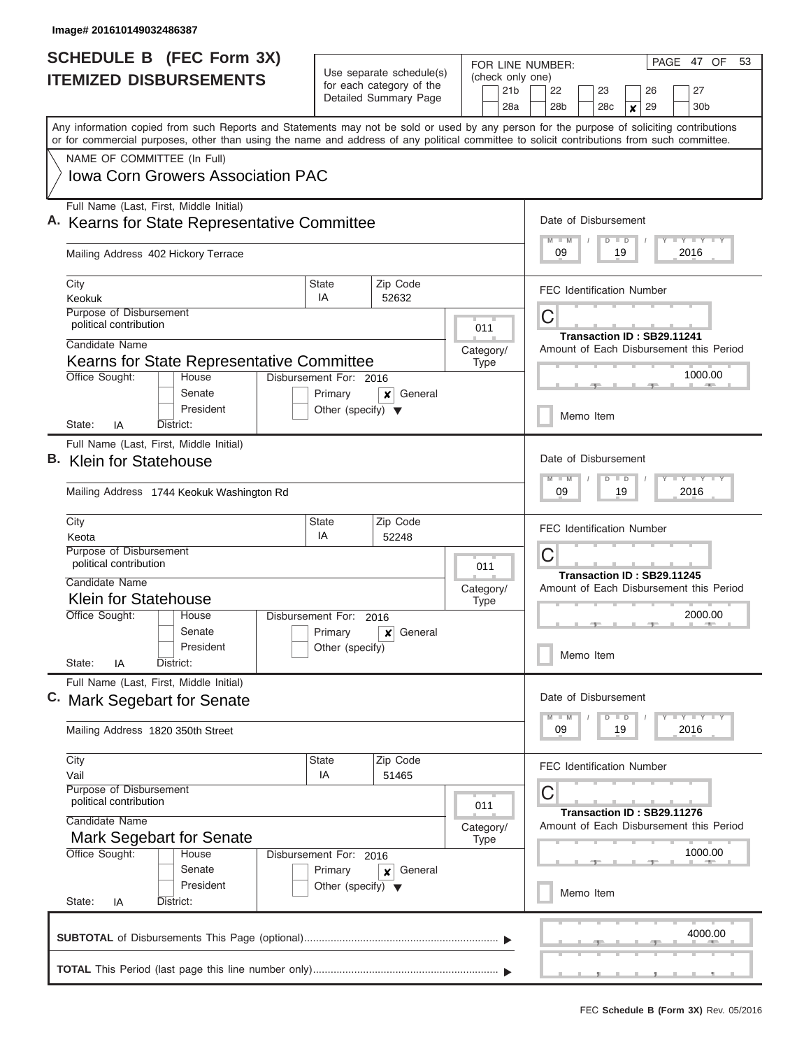Image# 201610149032486387

# SCHEDULE B (FEC Form 3X) ITEMIZED DISBURSEMENTS

Use separate schedule(s) for each category of the Detailed Summary Page

FOR LINE NUMBER: (check only one)

21b | 22 | 23 | 26 | 27
28a | 28b | 28c | **x** 29 | 30b

PAGE 47 OF 53

Any information copied from such Reports and Statements may not be sold or used by any person for the purpose of soliciting contributions or for commercial purposes, other than using the name and address of any political committee to solicit contributions from such committee.

NAME OF COMMITTEE (In Full)
**Iowa Corn Growers Association PAC**

---

**A.** Full Name (Last, First, Middle Initial)
**Kearns for State Representative Committee**

Mailing Address: 402 Hickory Terrace

City: Keokuk | State: IA | Zip Code: 52632

Purpose of Disbursement: political contribution

Category/Type: 011

Candidate Name: Kearns for State Representative Committee

Office Sought: House / Senate / President
State: IA District:

Disbursement For: 2016 — Primary / **x** General / Other (specify)

Date of Disbursement: 09 / 19 / 2016

FEC Identification Number: C

Transaction ID : SB29.11241

Amount of Each Disbursement this Period: 1000.00

Memo Item

---

**B.** Full Name (Last, First, Middle Initial)
**Klein for Statehouse**

Mailing Address: 1744 Keokuk Washington Rd

City: Keota | State: IA | Zip Code: 52248

Purpose of Disbursement: political contribution

Category/Type: 011

Candidate Name: Klein for Statehouse

Office Sought: House / Senate / President
State: IA District:

Disbursement For: 2016 — Primary / **x** General / Other (specify)

Date of Disbursement: 09 / 19 / 2016

FEC Identification Number: C

Transaction ID : SB29.11245

Amount of Each Disbursement this Period: 2000.00

Memo Item

---

**C.** Full Name (Last, First, Middle Initial)
**Mark Segebart for Senate**

Mailing Address: 1820 350th Street

City: Vail | State: IA | Zip Code: 51465

Purpose of Disbursement: political contribution

Category/Type: 011

Candidate Name: Mark Segebart for Senate

Office Sought: House / Senate / President
State: IA District:

Disbursement For: 2016 — Primary / **x** General / Other (specify)

Date of Disbursement: 09 / 19 / 2016

FEC Identification Number: C

Transaction ID : SB29.11276

Amount of Each Disbursement this Period: 1000.00

Memo Item

---

**SUBTOTAL** of Disbursements This Page (optional): 4000.00

**TOTAL** This Period (last page this line number only):

FEC **Schedule B (Form 3X)** Rev. 05/2016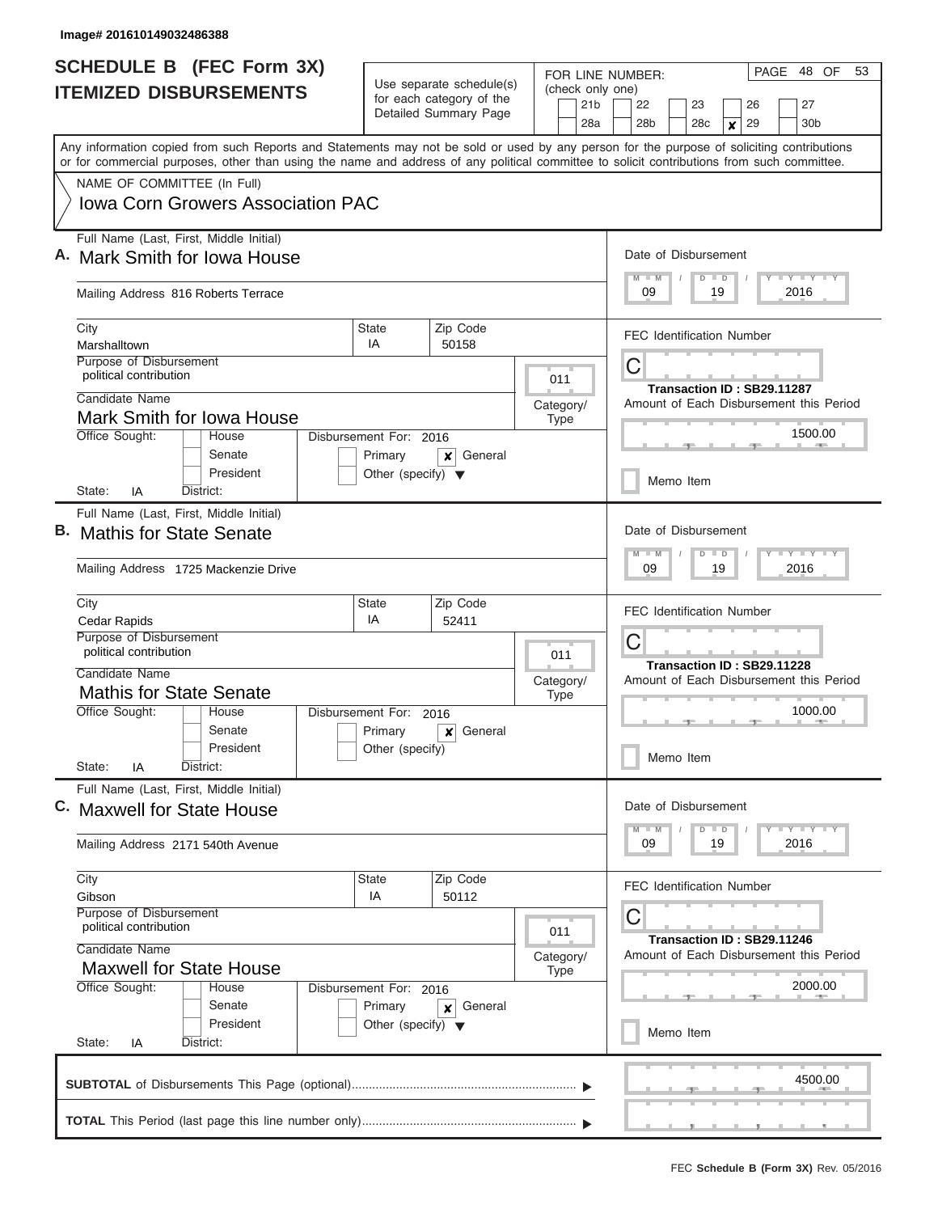Image# 201610149032486388

# SCHEDULE B (FEC Form 3X)
## ITEMIZED DISBURSEMENTS

Use separate schedule(s) for each category of the Detailed Summary Page

FOR LINE NUMBER: (check only one)

21b | 22 | 23 | 26 | 27 | 28a | 28b | 28c | ✘ 29 | 30b

PAGE 48 OF 53

Any information copied from such Reports and Statements may not be sold or used by any person for the purpose of soliciting contributions or for commercial purposes, other than using the name and address of any political committee to solicit contributions from such committee.

NAME OF COMMITTEE (In Full)

Iowa Corn Growers Association PAC

---

**A.** Full Name (Last, First, Middle Initial): Mark Smith for Iowa House

Mailing Address: 816 Roberts Terrace

City: Marshalltown | State: IA | Zip Code: 50158

Purpose of Disbursement: political contribution

Category/Type: 011

Candidate Name: Mark Smith for Iowa House

Office Sought: House / Senate / President — State: IA District:

Disbursement For: 2016 — Primary / ✘ General / Other (specify)

Date of Disbursement: 09/19/2016

FEC Identification Number: C

Transaction ID : SB29.11287

Amount of Each Disbursement this Period: 1500.00

Memo Item

---

**B.** Full Name (Last, First, Middle Initial): Mathis for State Senate

Mailing Address: 1725 Mackenzie Drive

City: Cedar Rapids | State: IA | Zip Code: 52411

Purpose of Disbursement: political contribution

Category/Type: 011

Candidate Name: Mathis for State Senate

Office Sought: House / Senate / President — State: IA District:

Disbursement For: 2016 — Primary / ✘ General / Other (specify)

Date of Disbursement: 09/19/2016

FEC Identification Number: C

Transaction ID : SB29.11228

Amount of Each Disbursement this Period: 1000.00

Memo Item

---

**C.** Full Name (Last, First, Middle Initial): Maxwell for State House

Mailing Address: 2171 540th Avenue

City: Gibson | State: IA | Zip Code: 50112

Purpose of Disbursement: political contribution

Category/Type: 011

Candidate Name: Maxwell for State House

Office Sought: House / Senate / President — State: IA District:

Disbursement For: 2016 — Primary / ✘ General / Other (specify)

Date of Disbursement: 09/19/2016

FEC Identification Number: C

Transaction ID : SB29.11246

Amount of Each Disbursement this Period: 2000.00

Memo Item

---

**SUBTOTAL** of Disbursements This Page (optional): 4500.00

**TOTAL** This Period (last page this line number only):

FEC **Schedule B (Form 3X)** Rev. 05/2016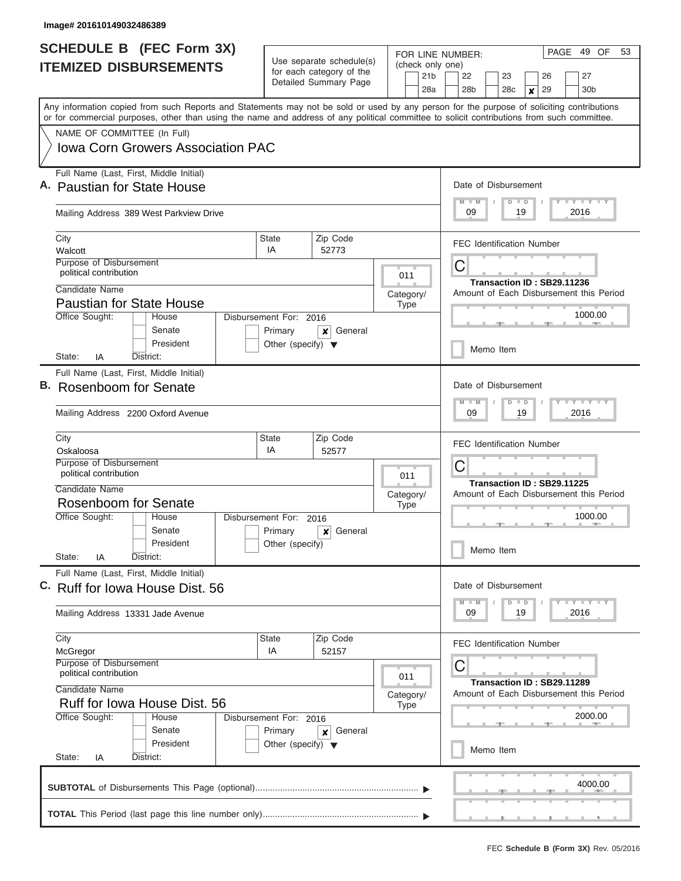Image# 201610149032486389

# SCHEDULE B (FEC Form 3X)
## ITEMIZED DISBURSEMENTS

Use separate schedule(s) for each category of the Detailed Summary Page

FOR LINE NUMBER: (check only one)

- [ ] 21b
- [ ] 22
- [ ] 23
- [ ] 26
- [ ] 27
- [ ] 28a
- [ ] 28b
- [ ] 28c
- [x] 29
- [ ] 30b

PAGE 49 OF 53

Any information copied from such Reports and Statements may not be sold or used by any person for the purpose of soliciting contributions or for commercial purposes, other than using the name and address of any political committee to solicit contributions from such committee.

NAME OF COMMITTEE (In Full)
**Iowa Corn Growers Association PAC**

---

**A.** Full Name (Last, First, Middle Initial): **Paustian for State House**

Mailing Address: 389 West Parkview Drive

City: Walcott | State: IA | Zip Code: 52773

Purpose of Disbursement: political contribution

Category/Type: 011

Candidate Name: **Paustian for State House**

Office Sought: House / Senate / President — State: IA District:

Disbursement For: 2016 — [ ] Primary [x] General [ ] Other (specify)

Date of Disbursement: 09/19/2016

FEC Identification Number: C

Transaction ID : SB29.11236

Amount of Each Disbursement this Period: 1000.00

[ ] Memo Item

---

**B.** Full Name (Last, First, Middle Initial): **Rosenboom for Senate**

Mailing Address: 2200 Oxford Avenue

City: Oskaloosa | State: IA | Zip Code: 52577

Purpose of Disbursement: political contribution

Category/Type: 011

Candidate Name: **Rosenboom for Senate**

Office Sought: House / Senate / President — State: IA District:

Disbursement For: 2016 — [ ] Primary [x] General [ ] Other (specify)

Date of Disbursement: 09/19/2016

FEC Identification Number: C

Transaction ID : SB29.11225

Amount of Each Disbursement this Period: 1000.00

[ ] Memo Item

---

**C.** Full Name (Last, First, Middle Initial): **Ruff for Iowa House Dist. 56**

Mailing Address: 13331 Jade Avenue

City: McGregor | State: IA | Zip Code: 52157

Purpose of Disbursement: political contribution

Category/Type: 011

Candidate Name: **Ruff for Iowa House Dist. 56**

Office Sought: House / Senate / President — State: IA District:

Disbursement For: 2016 — [ ] Primary [x] General [ ] Other (specify)

Date of Disbursement: 09/19/2016

FEC Identification Number: C

Transaction ID : SB29.11289

Amount of Each Disbursement this Period: 2000.00

[ ] Memo Item

---

**SUBTOTAL** of Disbursements This Page (optional): 4000.00

**TOTAL** This Period (last page this line number only):

FEC **Schedule B (Form 3X)** Rev. 05/2016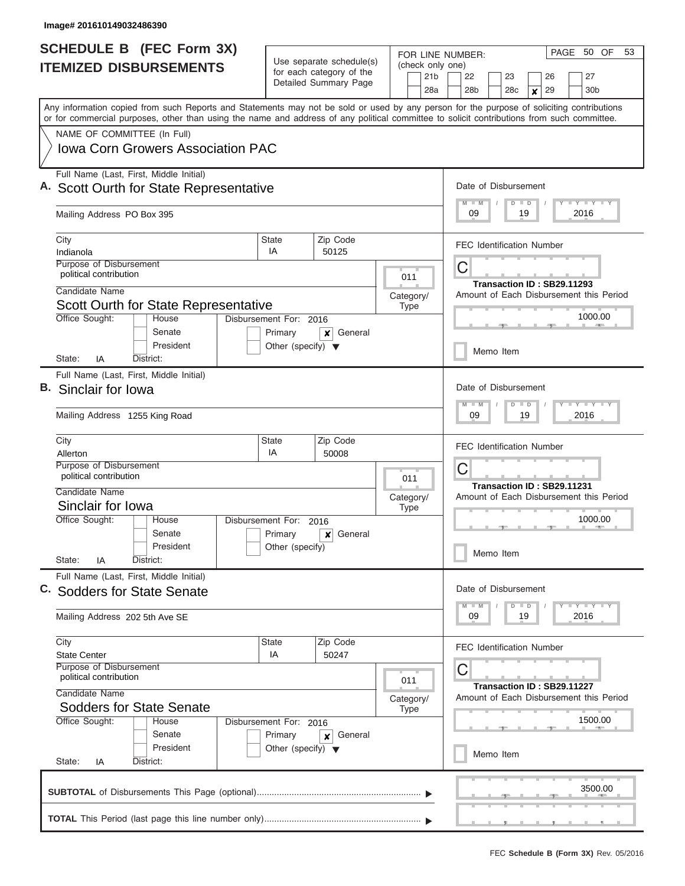Image# 201610149032486390

# SCHEDULE B (FEC Form 3X)
## ITEMIZED DISBURSEMENTS

Use separate schedule(s) for each category of the Detailed Summary Page

FOR LINE NUMBER: (check only one)
21b, 22, 23, 26, 27, 28a, 28b, 28c, [x] 29, 30b

Any information copied from such Reports and Statements may not be sold or used by any person for the purpose of soliciting contributions or for commercial purposes, other than using the name and address of any political committee to solicit contributions from such committee.

NAME OF COMMITTEE (In Full)
**Iowa Corn Growers Association PAC**

---

**A.** Full Name (Last, First, Middle Initial): **Scott Ourth for State Representative**

Mailing Address: PO Box 395
City: Indianola | State: IA | Zip Code: 50125

Purpose of Disbursement: political contribution
Category/Type: 011

Candidate Name: Scott Ourth for State Representative
Office Sought: House / Senate / President
State: IA District:
Disbursement For: 2016 — Primary [x] General, Other (specify)

Date of Disbursement: 09/19/2016
FEC Identification Number: C
Transaction ID : SB29.11293
Amount of Each Disbursement this Period: 1000.00
Memo Item

---

**B.** Full Name (Last, First, Middle Initial): **Sinclair for Iowa**

Mailing Address: 1255 King Road
City: Allerton | State: IA | Zip Code: 50008

Purpose of Disbursement: political contribution
Category/Type: 011

Candidate Name: Sinclair for Iowa
Office Sought: House / Senate / President
State: IA District:
Disbursement For: 2016 — Primary [x] General, Other (specify)

Date of Disbursement: 09/19/2016
FEC Identification Number: C
Transaction ID : SB29.11231
Amount of Each Disbursement this Period: 1000.00
Memo Item

---

**C.** Full Name (Last, First, Middle Initial): **Sodders for State Senate**

Mailing Address: 202 5th Ave SE
City: State Center | State: IA | Zip Code: 50247

Purpose of Disbursement: political contribution
Category/Type: 011

Candidate Name: Sodders for State Senate
Office Sought: House / Senate / President
State: IA District:
Disbursement For: 2016 — Primary [x] General, Other (specify)

Date of Disbursement: 09/19/2016
FEC Identification Number: C
Transaction ID : SB29.11227
Amount of Each Disbursement this Period: 1500.00
Memo Item

---

**SUBTOTAL** of Disbursements This Page (optional): 3500.00

**TOTAL** This Period (last page this line number only):

FEC **Schedule B (Form 3X)** Rev. 05/2016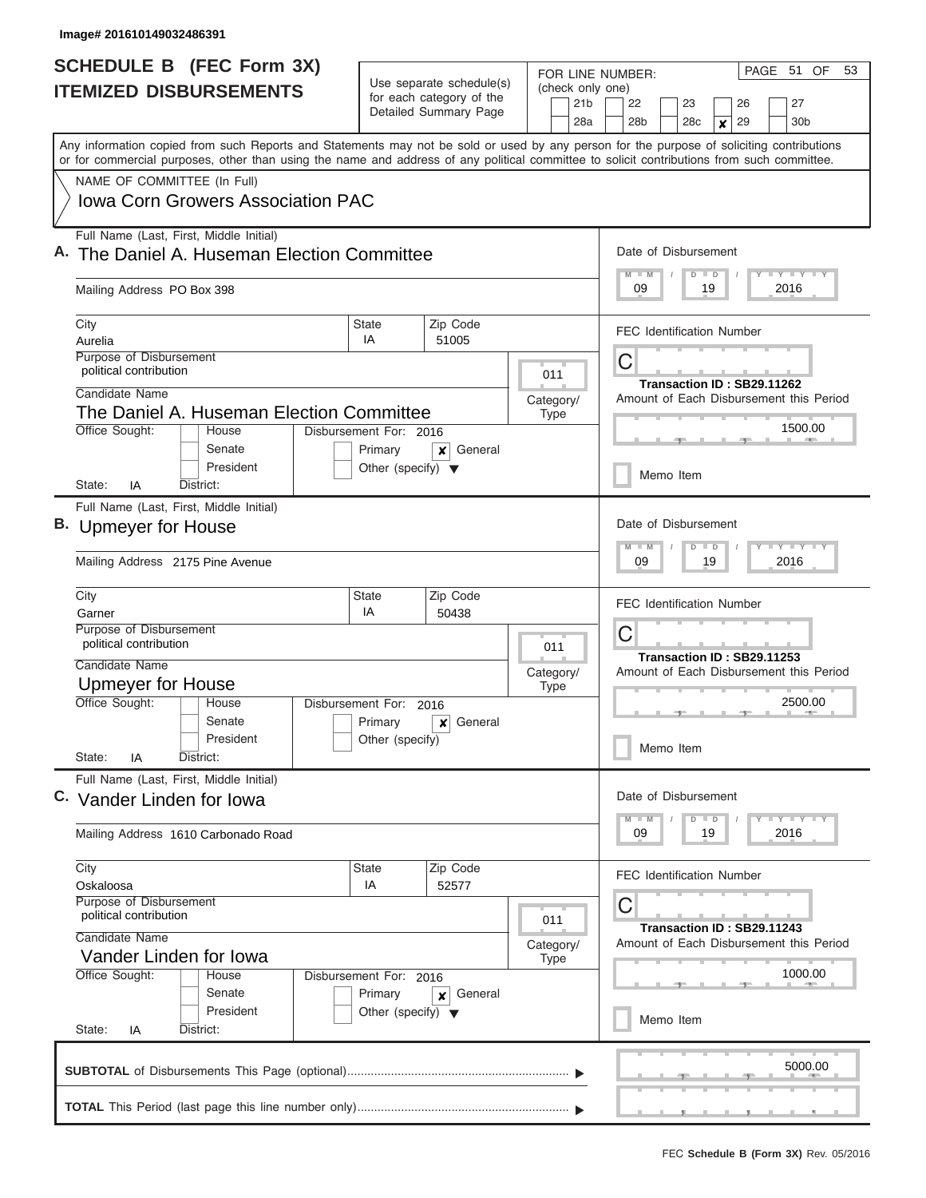Image# 201610149032486391

# SCHEDULE B (FEC Form 3X) ITEMIZED DISBURSEMENTS

Use separate schedule(s) for each category of the Detailed Summary Page

FOR LINE NUMBER: (check only one)

21b | 22 | 23 | 26 | 27
28a | 28b | 28c | **X** 29 | 30b

Any information copied from such Reports and Statements may not be sold or used by any person for the purpose of soliciting contributions or for commercial purposes, other than using the name and address of any political committee to solicit contributions from such committee.

NAME OF COMMITTEE (In Full)

**Iowa Corn Growers Association PAC**

---

**A.** Full Name (Last, First, Middle Initial): **The Daniel A. Huseman Election Committee**

Mailing Address: PO Box 398

City: Aurelia | State: IA | Zip Code: 51005

Purpose of Disbursement: political contribution

Category/Type: 011

Candidate Name: The Daniel A. Huseman Election Committee

Office Sought: House / Senate / President — State: IA District:

Disbursement For: 2016 — Primary / **X** General / Other (specify)

Date of Disbursement: 09/19/2016

FEC Identification Number: C

Transaction ID : SB29.11262

Amount of Each Disbursement this Period: 1500.00

Memo Item

---

**B.** Full Name (Last, First, Middle Initial): **Upmeyer for House**

Mailing Address: 2175 Pine Avenue

City: Garner | State: IA | Zip Code: 50438

Purpose of Disbursement: political contribution

Category/Type: 011

Candidate Name: Upmeyer for House

Office Sought: House / Senate / President — State: IA District:

Disbursement For: 2016 — Primary / **X** General / Other (specify)

Date of Disbursement: 09/19/2016

FEC Identification Number: C

Transaction ID : SB29.11253

Amount of Each Disbursement this Period: 2500.00

Memo Item

---

**C.** Full Name (Last, First, Middle Initial): **Vander Linden for Iowa**

Mailing Address: 1610 Carbonado Road

City: Oskaloosa | State: IA | Zip Code: 52577

Purpose of Disbursement: political contribution

Category/Type: 011

Candidate Name: Vander Linden for Iowa

Office Sought: House / Senate / President — State: IA District:

Disbursement For: 2016 — Primary / **X** General / Other (specify)

Date of Disbursement: 09/19/2016

FEC Identification Number: C

Transaction ID : SB29.11243

Amount of Each Disbursement this Period: 1000.00

Memo Item

---

**SUBTOTAL** of Disbursements This Page (optional): 5000.00

**TOTAL** This Period (last page this line number only):

FEC **Schedule B (Form 3X)** Rev. 05/2016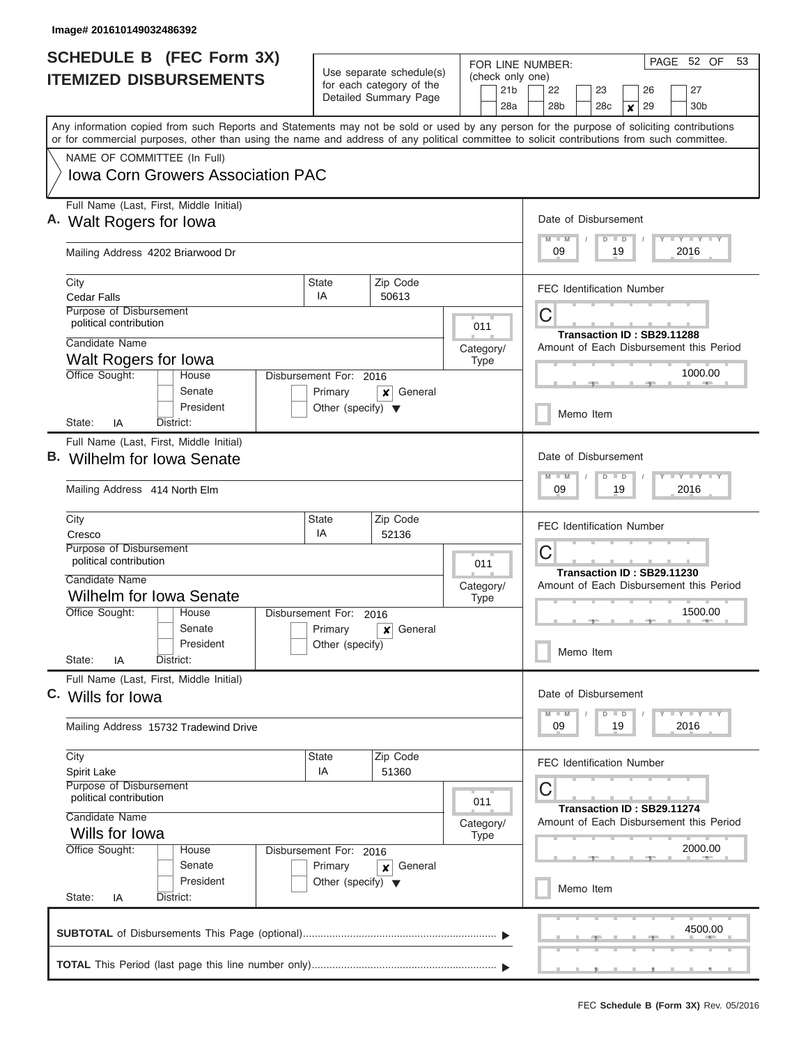Image# 201610149032486392

# SCHEDULE B (FEC Form 3X)
## ITEMIZED DISBURSEMENTS

Use separate schedule(s) for each category of the Detailed Summary Page

FOR LINE NUMBER: (check only one)

21b | 22 | 23 | 26 | 27 | 28a | 28b | 28c | **x** 29 | 30b

PAGE 52 OF 53

Any information copied from such Reports and Statements may not be sold or used by any person for the purpose of soliciting contributions or for commercial purposes, other than using the name and address of any political committee to solicit contributions from such committee.

NAME OF COMMITTEE (In Full)

**Iowa Corn Growers Association PAC**

---

**A.** Full Name (Last, First, Middle Initial): Walt Rogers for Iowa

Mailing Address: 4202 Briarwood Dr

City: Cedar Falls | State: IA | Zip Code: 50613

Purpose of Disbursement: political contribution

Category/Type: 011

Candidate Name: Walt Rogers for Iowa

Office Sought: House / Senate / President

State: IA | District:

Disbursement For: 2016 — Primary / **x** General / Other (specify)

Date of Disbursement: 09 / 19 / 2016

FEC Identification Number: C

Transaction ID : SB29.11288

Amount of Each Disbursement this Period: 1000.00

Memo Item

---

**B.** Full Name (Last, First, Middle Initial): Wilhelm for Iowa Senate

Mailing Address: 414 North Elm

City: Cresco | State: IA | Zip Code: 52136

Purpose of Disbursement: political contribution

Category/Type: 011

Candidate Name: Wilhelm for Iowa Senate

Office Sought: House / Senate / President

State: IA | District:

Disbursement For: 2016 — Primary / **x** General / Other (specify)

Date of Disbursement: 09 / 19 / 2016

FEC Identification Number: C

Transaction ID : SB29.11230

Amount of Each Disbursement this Period: 1500.00

Memo Item

---

**C.** Full Name (Last, First, Middle Initial): Wills for Iowa

Mailing Address: 15732 Tradewind Drive

City: Spirit Lake | State: IA | Zip Code: 51360

Purpose of Disbursement: political contribution

Category/Type: 011

Candidate Name: Wills for Iowa

Office Sought: House / Senate / President

State: IA | District:

Disbursement For: 2016 — Primary / **x** General / Other (specify)

Date of Disbursement: 09 / 19 / 2016

FEC Identification Number: C

Transaction ID : SB29.11274

Amount of Each Disbursement this Period: 2000.00

Memo Item

---

**SUBTOTAL** of Disbursements This Page (optional) ▶ 4500.00

**TOTAL** This Period (last page this line number only) ▶

FEC **Schedule B (Form 3X)** Rev. 05/2016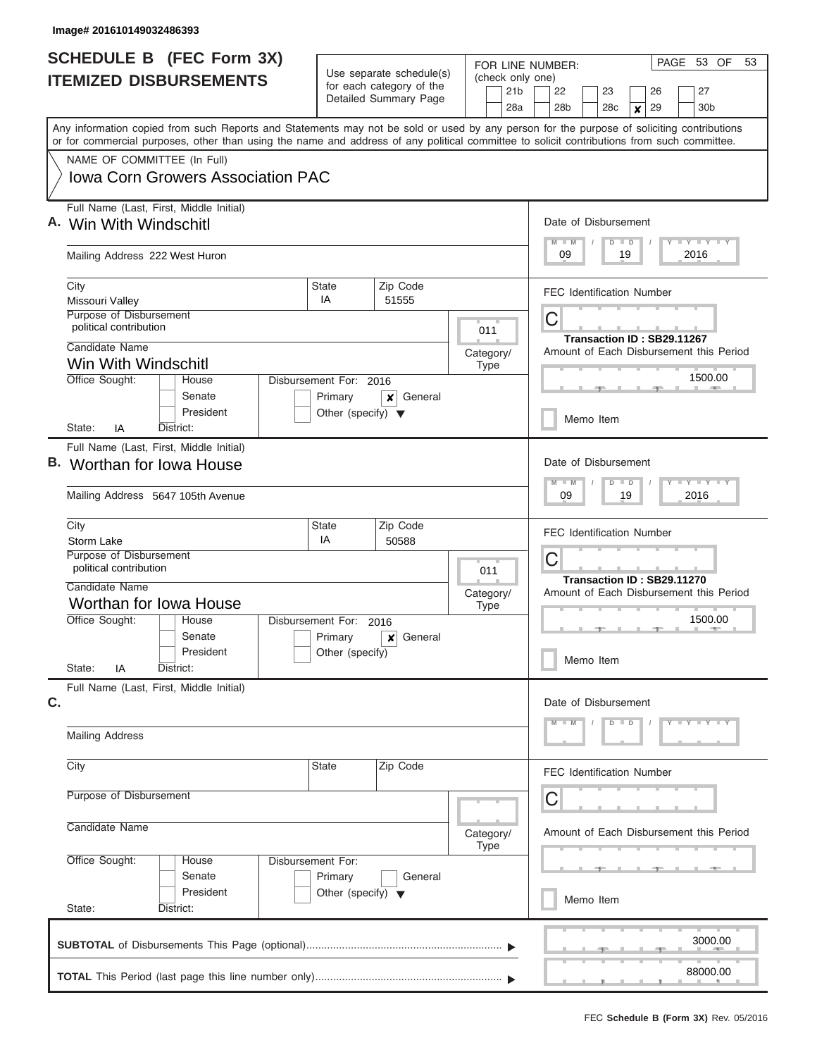Image# 201610149032486393

# SCHEDULE B (FEC Form 3X)
## ITEMIZED DISBURSEMENTS

Use separate schedule(s) for each category of the Detailed Summary Page

FOR LINE NUMBER: (check only one)

21b | 22 | 23 | 26 | 27
28a | 28b | 28c | X 29 | 30b

PAGE 53 OF 53

Any information copied from such Reports and Statements may not be sold or used by any person for the purpose of soliciting contributions or for commercial purposes, other than using the name and address of any political committee to solicit contributions from such committee.

NAME OF COMMITTEE (In Full)
Iowa Corn Growers Association PAC

---

**A.** Full Name (Last, First, Middle Initial): Win With Windschitl

Mailing Address: 222 West Huron

City: Missouri Valley | State: IA | Zip Code: 51555

Purpose of Disbursement: political contribution

Category/Type: 011

Candidate Name: Win With Windschitl

Office Sought: House / Senate / President

State: IA | District:

Disbursement For: 2016 — Primary | X General | Other (specify)

Date of Disbursement: 09 / 19 / 2016

FEC Identification Number: C

Transaction ID : SB29.11267

Amount of Each Disbursement this Period: 1500.00

Memo Item

---

**B.** Full Name (Last, First, Middle Initial): Worthan for Iowa House

Mailing Address: 5647 105th Avenue

City: Storm Lake | State: IA | Zip Code: 50588

Purpose of Disbursement: political contribution

Category/Type: 011

Candidate Name: Worthan for Iowa House

Office Sought: House / Senate / President

State: IA | District:

Disbursement For: 2016 — Primary | X General | Other (specify)

Date of Disbursement: 09 / 19 / 2016

FEC Identification Number: C

Transaction ID : SB29.11270

Amount of Each Disbursement this Period: 1500.00

Memo Item

---

**C.** Full Name (Last, First, Middle Initial):

Mailing Address

City | State | Zip Code

Purpose of Disbursement

Category/Type

Candidate Name

Office Sought: House / Senate / President

State: | District:

Disbursement For: Primary | General | Other (specify)

Date of Disbursement: M M / D D / Y Y Y Y

FEC Identification Number: C

Amount of Each Disbursement this Period

Memo Item

---

**SUBTOTAL** of Disbursements This Page (optional) ▶ 3000.00

**TOTAL** This Period (last page this line number only) ▶ 88000.00

FEC **Schedule B (Form 3X)** Rev. 05/2016